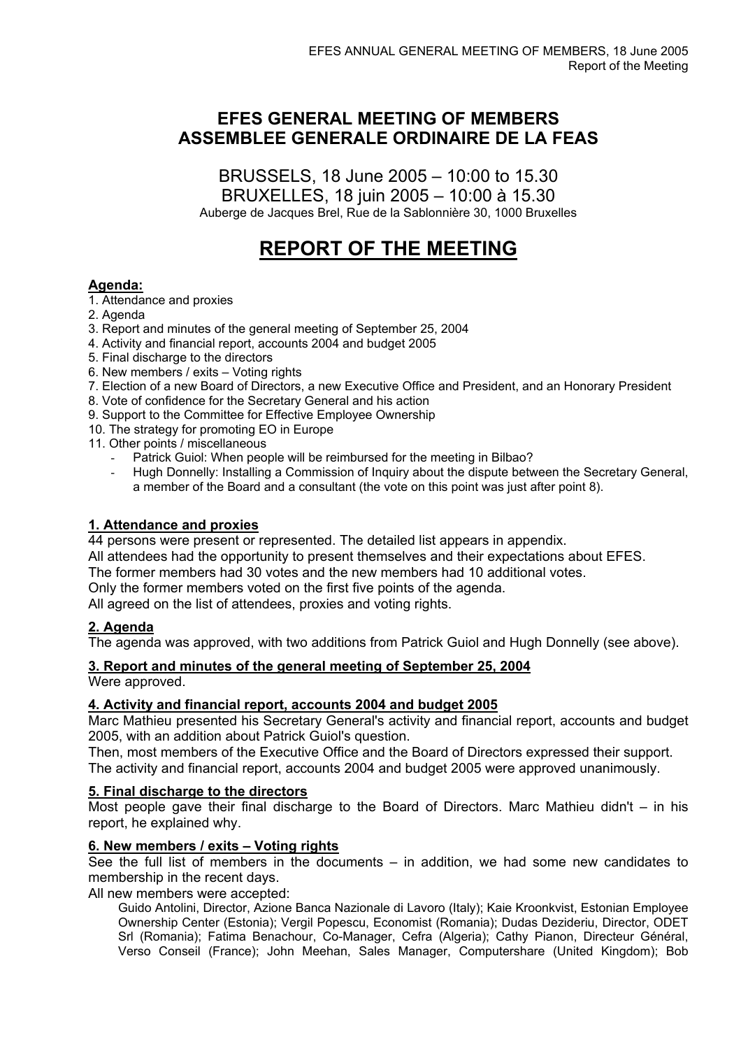# EFES GENERAL MEETING OF MEMBERS
# ASSEMBLEE GENERALE ORDINAIRE DE LA FEAS

BRUSSELS, 18 June 2005 – 10:00 to 15.30
BRUXELLES, 18 juin 2005 – 10:00 à 15.30
Auberge de Jacques Brel, Rue de la Sablonnière 30, 1000 Bruxelles

# REPORT OF THE MEETING

**Agenda:**

1. Attendance and proxies
2. Agenda
3. Report and minutes of the general meeting of September 25, 2004
4. Activity and financial report, accounts 2004 and budget 2005
5. Final discharge to the directors
6. New members / exits – Voting rights
7. Election of a new Board of Directors, a new Executive Office and President, and an Honorary President
8. Vote of confidence for the Secretary General and his action
9. Support to the Committee for Effective Employee Ownership
10. The strategy for promoting EO in Europe
11. Other points / miscellaneous
    - Patrick Guiol: When people will be reimbursed for the meeting in Bilbao?
    - Hugh Donnelly: Installing a Commission of Inquiry about the dispute between the Secretary General, a member of the Board and a consultant (the vote on this point was just after point 8).

## 1. Attendance and proxies

44 persons were present or represented. The detailed list appears in appendix.
All attendees had the opportunity to present themselves and their expectations about EFES.
The former members had 30 votes and the new members had 10 additional votes.
Only the former members voted on the first five points of the agenda.
All agreed on the list of attendees, proxies and voting rights.

## 2. Agenda

The agenda was approved, with two additions from Patrick Guiol and Hugh Donnelly (see above).

## 3. Report and minutes of the general meeting of September 25, 2004

Were approved.

## 4. Activity and financial report, accounts 2004 and budget 2005

Marc Mathieu presented his Secretary General's activity and financial report, accounts and budget 2005, with an addition about Patrick Guiol's question.
Then, most members of the Executive Office and the Board of Directors expressed their support.
The activity and financial report, accounts 2004 and budget 2005 were approved unanimously.

## 5. Final discharge to the directors

Most people gave their final discharge to the Board of Directors. Marc Mathieu didn't – in his report, he explained why.

## 6. New members / exits – Voting rights

See the full list of members in the documents – in addition, we had some new candidates to membership in the recent days.
All new members were accepted:

Guido Antolini, Director, Azione Banca Nazionale di Lavoro (Italy); Kaie Kroonkvist, Estonian Employee Ownership Center (Estonia); Vergil Popescu, Economist (Romania); Dudas Dezideriu, Director, ODET Srl (Romania); Fatima Benachour, Co-Manager, Cefra (Algeria); Cathy Pianon, Directeur Général, Verso Conseil (France); John Meehan, Sales Manager, Computershare (United Kingdom); Bob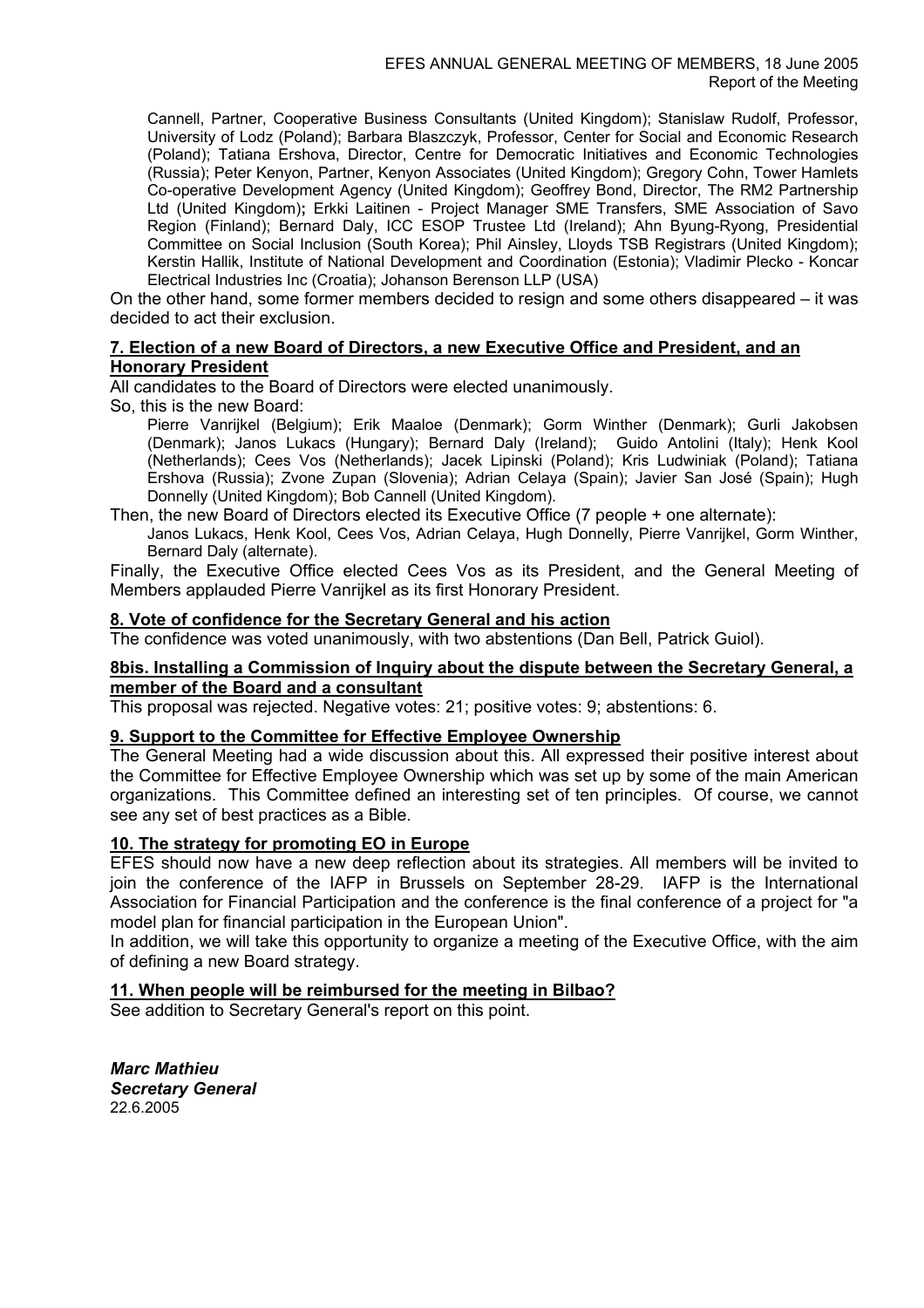Cannell, Partner, Cooperative Business Consultants (United Kingdom); Stanislaw Rudolf, Professor, University of Lodz (Poland); Barbara Blaszczyk, Professor, Center for Social and Economic Research (Poland); Tatiana Ershova, Director, Centre for Democratic Initiatives and Economic Technologies (Russia); Peter Kenyon, Partner, Kenyon Associates (United Kingdom); Gregory Cohn, Tower Hamlets Co-operative Development Agency (United Kingdom); Geoffrey Bond, Director, The RM2 Partnership Ltd (United Kingdom); Erkki Laitinen - Project Manager SME Transfers, SME Association of Savo Region (Finland); Bernard Daly, ICC ESOP Trustee Ltd (Ireland); Ahn Byung-Ryong, Presidential Committee on Social Inclusion (South Korea); Phil Ainsley, Lloyds TSB Registrars (United Kingdom); Kerstin Hallik, Institute of National Development and Coordination (Estonia); Vladimir Plecko - Koncar Electrical Industries Inc (Croatia); Johanson Berenson LLP (USA)

On the other hand, some former members decided to resign and some others disappeared – it was decided to act their exclusion.

**7. Election of a new Board of Directors, a new Executive Office and President, and an Honorary President**

All candidates to the Board of Directors were elected unanimously.

So, this is the new Board:

Pierre Vanrijkel (Belgium); Erik Maaloe (Denmark); Gorm Winther (Denmark); Gurli Jakobsen (Denmark); Janos Lukacs (Hungary); Bernard Daly (Ireland); Guido Antolini (Italy); Henk Kool (Netherlands); Cees Vos (Netherlands); Jacek Lipinski (Poland); Kris Ludwiniak (Poland); Tatiana Ershova (Russia); Zvone Zupan (Slovenia); Adrian Celaya (Spain); Javier San José (Spain); Hugh Donnelly (United Kingdom); Bob Cannell (United Kingdom).

Then, the new Board of Directors elected its Executive Office (7 people + one alternate):

Janos Lukacs, Henk Kool, Cees Vos, Adrian Celaya, Hugh Donnelly, Pierre Vanrijkel, Gorm Winther, Bernard Daly (alternate).

Finally, the Executive Office elected Cees Vos as its President, and the General Meeting of Members applauded Pierre Vanrijkel as its first Honorary President.

**8. Vote of confidence for the Secretary General and his action**

The confidence was voted unanimously, with two abstentions (Dan Bell, Patrick Guiol).

**8bis. Installing a Commission of Inquiry about the dispute between the Secretary General, a member of the Board and a consultant**

This proposal was rejected. Negative votes: 21; positive votes: 9; abstentions: 6.

**9. Support to the Committee for Effective Employee Ownership**

The General Meeting had a wide discussion about this. All expressed their positive interest about the Committee for Effective Employee Ownership which was set up by some of the main American organizations. This Committee defined an interesting set of ten principles. Of course, we cannot see any set of best practices as a Bible.

**10. The strategy for promoting EO in Europe**

EFES should now have a new deep reflection about its strategies. All members will be invited to join the conference of the IAFP in Brussels on September 28-29. IAFP is the International Association for Financial Participation and the conference is the final conference of a project for "a model plan for financial participation in the European Union".

In addition, we will take this opportunity to organize a meeting of the Executive Office, with the aim of defining a new Board strategy.

**11. When people will be reimbursed for the meeting in Bilbao?**

See addition to Secretary General's report on this point.

***Marc Mathieu***
***Secretary General***
22.6.2005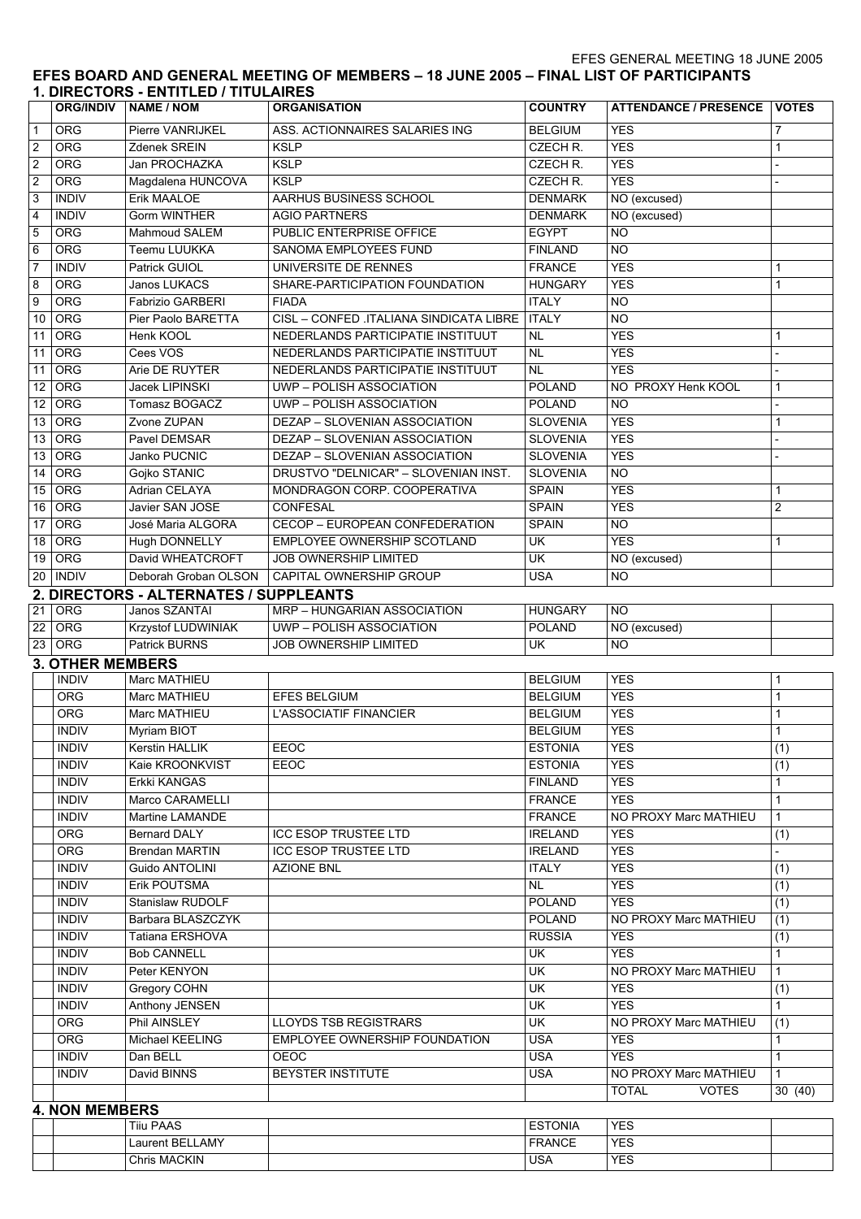## EFES BOARD AND GENERAL MEETING OF MEMBERS – 18 JUNE 2005 – FINAL LIST OF PARTICIPANTS

### 1. DIRECTORS - ENTITLED / TITULAIRES

| | ORG/INDIV | NAME / NOM | ORGANISATION | COUNTRY | ATTENDANCE / PRESENCE | VOTES |
|---|---|---|---|---|---|---|
| 1 | ORG | Pierre VANRIJKEL | ASS. ACTIONNAIRES SALARIES ING | BELGIUM | YES | 7 |
| 2 | ORG | Zdenek SREIN | KSLP | CZECH R. | YES | 1 |
| 2 | ORG | Jan PROCHAZKA | KSLP | CZECH R. | YES | - |
| 2 | ORG | Magdalena HUNCOVA | KSLP | CZECH R. | YES | - |
| 3 | INDIV | Erik MAALOE | AARHUS BUSINESS SCHOOL | DENMARK | NO (excused) | |
| 4 | INDIV | Gorm WINTHER | AGIO PARTNERS | DENMARK | NO (excused) | |
| 5 | ORG | Mahmoud SALEM | PUBLIC ENTERPRISE OFFICE | EGYPT | NO | |
| 6 | ORG | Teemu LUUKKA | SANOMA EMPLOYEES FUND | FINLAND | NO | |
| 7 | INDIV | Patrick GUIOL | UNIVERSITE DE RENNES | FRANCE | YES | 1 |
| 8 | ORG | Janos LUKACS | SHARE-PARTICIPATION FOUNDATION | HUNGARY | YES | 1 |
| 9 | ORG | Fabrizio GARBERI | FIADA | ITALY | NO | |
| 10 | ORG | Pier Paolo BARETTA | CISL – CONFED .ITALIANA SINDICATA LIBRE | ITALY | NO | |
| 11 | ORG | Henk KOOL | NEDERLANDS PARTICIPATIE INSTITUUT | NL | YES | 1 |
| 11 | ORG | Cees VOS | NEDERLANDS PARTICIPATIE INSTITUUT | NL | YES | - |
| 11 | ORG | Arie DE RUYTER | NEDERLANDS PARTICIPATIE INSTITUUT | NL | YES | - |
| 12 | ORG | Jacek LIPINSKI | UWP – POLISH ASSOCIATION | POLAND | NO PROXY Henk KOOL | 1 |
| 12 | ORG | Tomasz BOGACZ | UWP – POLISH ASSOCIATION | POLAND | NO | - |
| 13 | ORG | Zvone ZUPAN | DEZAP – SLOVENIAN ASSOCIATION | SLOVENIA | YES | 1 |
| 13 | ORG | Pavel DEMSAR | DEZAP – SLOVENIAN ASSOCIATION | SLOVENIA | YES | - |
| 13 | ORG | Janko PUCNIC | DEZAP – SLOVENIAN ASSOCIATION | SLOVENIA | YES | - |
| 14 | ORG | Gojko STANIC | DRUSTVO "DELNICAR" – SLOVENIAN INST. | SLOVENIA | NO | |
| 15 | ORG | Adrian CELAYA | MONDRAGON CORP. COOPERATIVA | SPAIN | YES | 1 |
| 16 | ORG | Javier SAN JOSE | CONFESAL | SPAIN | YES | 2 |
| 17 | ORG | José Maria ALGORA | CECOP – EUROPEAN CONFEDERATION | SPAIN | NO | |
| 18 | ORG | Hugh DONNELLY | EMPLOYEE OWNERSHIP SCOTLAND | UK | YES | 1 |
| 19 | ORG | David WHEATCROFT | JOB OWNERSHIP LIMITED | UK | NO (excused) | |
| 20 | INDIV | Deborah Groban OLSON | CAPITAL OWNERSHIP GROUP | USA | NO | |

### 2. DIRECTORS - ALTERNATES / SUPPLEANTS

| | ORG/INDIV | NAME / NOM | ORGANISATION | COUNTRY | ATTENDANCE / PRESENCE | VOTES |
|---|---|---|---|---|---|---|
| 21 | ORG | Janos SZANTAI | MRP – HUNGARIAN ASSOCIATION | HUNGARY | NO | |
| 22 | ORG | Krzystof LUDWINIAK | UWP – POLISH ASSOCIATION | POLAND | NO (excused) | |
| 23 | ORG | Patrick BURNS | JOB OWNERSHIP LIMITED | UK | NO | |

### 3. OTHER MEMBERS

| | ORG/INDIV | NAME / NOM | ORGANISATION | COUNTRY | ATTENDANCE / PRESENCE | VOTES |
|---|---|---|---|---|---|---|
| | INDIV | Marc MATHIEU | | BELGIUM | YES | 1 |
| | ORG | Marc MATHIEU | EFES BELGIUM | BELGIUM | YES | 1 |
| | ORG | Marc MATHIEU | L'ASSOCIATIF FINANCIER | BELGIUM | YES | 1 |
| | INDIV | Myriam BIOT | | BELGIUM | YES | 1 |
| | INDIV | Kerstin HALLIK | EEOC | ESTONIA | YES | (1) |
| | INDIV | Kaie KROONKVIST | EEOC | ESTONIA | YES | (1) |
| | INDIV | Erkki KANGAS | | FINLAND | YES | 1 |
| | INDIV | Marco CARAMELLI | | FRANCE | YES | 1 |
| | INDIV | Martine LAMANDE | | FRANCE | NO PROXY Marc MATHIEU | 1 |
| | ORG | Bernard DALY | ICC ESOP TRUSTEE LTD | IRELAND | YES | (1) |
| | ORG | Brendan MARTIN | ICC ESOP TRUSTEE LTD | IRELAND | YES | - |
| | INDIV | Guido ANTOLINI | AZIONE BNL | ITALY | YES | (1) |
| | INDIV | Erik POUTSMA | | NL | YES | (1) |
| | INDIV | Stanislaw RUDOLF | | POLAND | YES | (1) |
| | INDIV | Barbara BLASZCZYK | | POLAND | NO PROXY Marc MATHIEU | (1) |
| | INDIV | Tatiana ERSHOVA | | RUSSIA | YES | (1) |
| | INDIV | Bob CANNELL | | UK | YES | 1 |
| | INDIV | Peter KENYON | | UK | NO PROXY Marc MATHIEU | 1 |
| | INDIV | Gregory COHN | | UK | YES | (1) |
| | INDIV | Anthony JENSEN | | UK | YES | 1 |
| | ORG | Phil AINSLEY | LLOYDS TSB REGISTRARS | UK | NO PROXY Marc MATHIEU | (1) |
| | ORG | Michael KEELING | EMPLOYEE OWNERSHIP FOUNDATION | USA | YES | 1 |
| | INDIV | Dan BELL | OEOC | USA | YES | 1 |
| | INDIV | David BINNS | BEYSTER INSTITUTE | USA | NO PROXY Marc MATHIEU | 1 |
| | | | | | TOTAL VOTES | 30 (40) |

### 4. NON MEMBERS

| | ORG/INDIV | NAME / NOM | ORGANISATION | COUNTRY | ATTENDANCE / PRESENCE | VOTES |
|---|---|---|---|---|---|---|
| | | Tiiu PAAS | | ESTONIA | YES | |
| | | Laurent BELLAMY | | FRANCE | YES | |
| | | Chris MACKIN | | USA | YES | |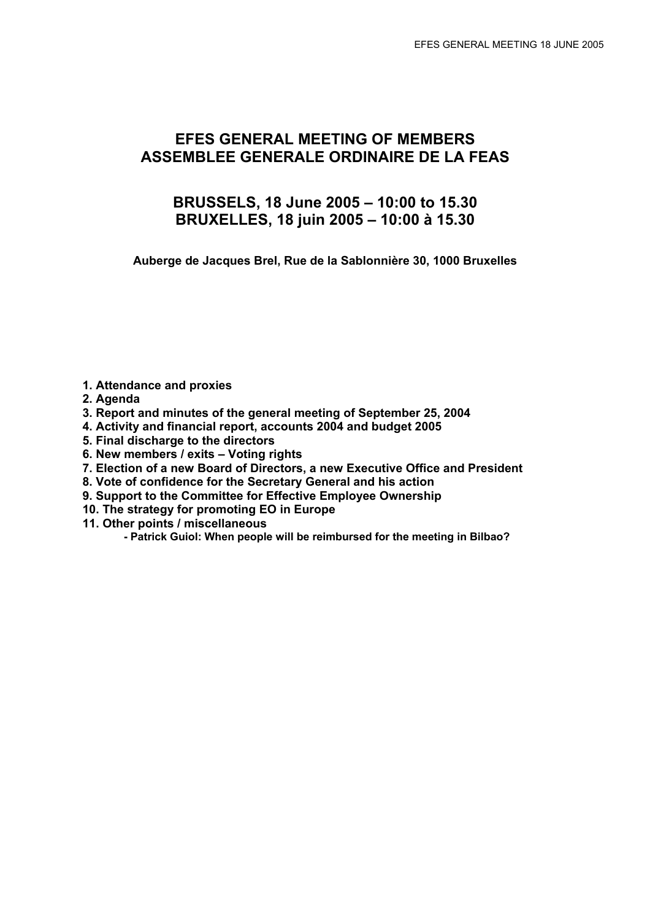# EFES GENERAL MEETING OF MEMBERS
# ASSEMBLEE GENERALE ORDINAIRE DE LA FEAS

## BRUSSELS, 18 June 2005 – 10:00 to 15.30
## BRUXELLES, 18 juin 2005 – 10:00 à 15.30

**Auberge de Jacques Brel, Rue de la Sablonnière 30, 1000 Bruxelles**

**1. Attendance and proxies**
**2. Agenda**
**3. Report and minutes of the general meeting of September 25, 2004**
**4. Activity and financial report, accounts 2004 and budget 2005**
**5. Final discharge to the directors**
**6. New members / exits – Voting rights**
**7. Election of a new Board of Directors, a new Executive Office and President**
**8. Vote of confidence for the Secretary General and his action**
**9. Support to the Committee for Effective Employee Ownership**
**10. The strategy for promoting EO in Europe**
**11. Other points / miscellaneous**

- **Patrick Guiol: When people will be reimbursed for the meeting in Bilbao?**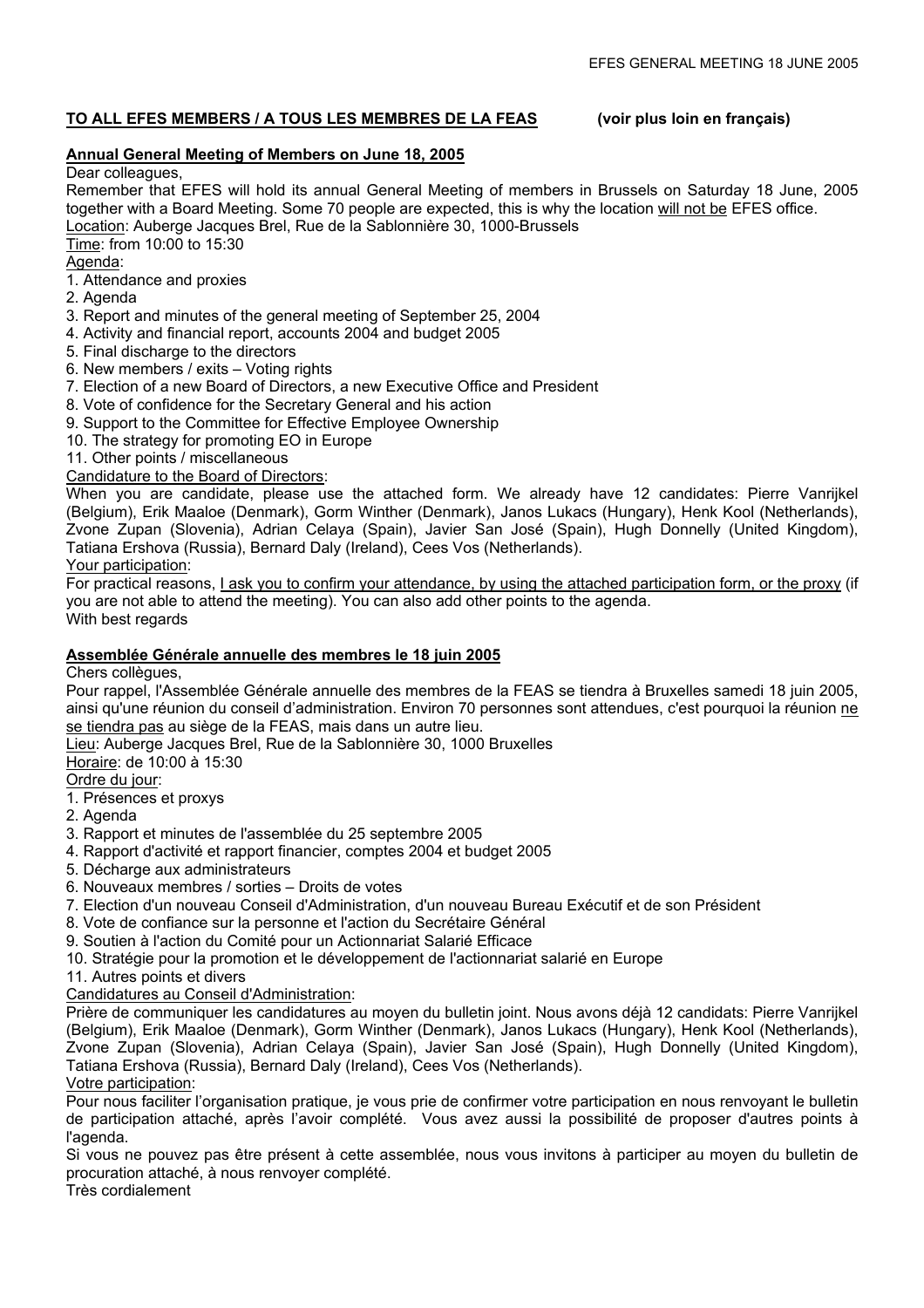## TO ALL EFES MEMBERS / A TOUS LES MEMBRES DE LA FEAS (voir plus loin en français)

### Annual General Meeting of Members on June 18, 2005

Dear colleagues,

Remember that EFES will hold its annual General Meeting of members in Brussels on Saturday 18 June, 2005 together with a Board Meeting. Some 70 people are expected, this is why the location will not be EFES office.

Location: Auberge Jacques Brel, Rue de la Sablonnière 30, 1000-Brussels

Time: from 10:00 to 15:30

Agenda:

1. Attendance and proxies
2. Agenda
3. Report and minutes of the general meeting of September 25, 2004
4. Activity and financial report, accounts 2004 and budget 2005
5. Final discharge to the directors
6. New members / exits – Voting rights
7. Election of a new Board of Directors, a new Executive Office and President
8. Vote of confidence for the Secretary General and his action
9. Support to the Committee for Effective Employee Ownership
10. The strategy for promoting EO in Europe
11. Other points / miscellaneous

Candidature to the Board of Directors:

When you are candidate, please use the attached form. We already have 12 candidates: Pierre Vanrijkel (Belgium), Erik Maaloe (Denmark), Gorm Winther (Denmark), Janos Lukacs (Hungary), Henk Kool (Netherlands), Zvone Zupan (Slovenia), Adrian Celaya (Spain), Javier San José (Spain), Hugh Donnelly (United Kingdom), Tatiana Ershova (Russia), Bernard Daly (Ireland), Cees Vos (Netherlands).

Your participation:

For practical reasons, I ask you to confirm your attendance, by using the attached participation form, or the proxy (if you are not able to attend the meeting). You can also add other points to the agenda.

With best regards

### Assemblée Générale annuelle des membres le 18 juin 2005

Chers collègues,

Pour rappel, l'Assemblée Générale annuelle des membres de la FEAS se tiendra à Bruxelles samedi 18 juin 2005, ainsi qu'une réunion du conseil d'administration. Environ 70 personnes sont attendues, c'est pourquoi la réunion ne se tiendra pas au siège de la FEAS, mais dans un autre lieu.

Lieu: Auberge Jacques Brel, Rue de la Sablonnière 30, 1000 Bruxelles

Horaire: de 10:00 à 15:30

Ordre du jour:

1. Présences et proxys
2. Agenda
3. Rapport et minutes de l'assemblée du 25 septembre 2005
4. Rapport d'activité et rapport financier, comptes 2004 et budget 2005
5. Décharge aux administrateurs
6. Nouveaux membres / sorties – Droits de votes
7. Election d'un nouveau Conseil d'Administration, d'un nouveau Bureau Exécutif et de son Président
8. Vote de confiance sur la personne et l'action du Secrétaire Général
9. Soutien à l'action du Comité pour un Actionnariat Salarié Efficace
10. Stratégie pour la promotion et le développement de l'actionnariat salarié en Europe
11. Autres points et divers

Candidatures au Conseil d'Administration:

Prière de communiquer les candidatures au moyen du bulletin joint. Nous avons déjà 12 candidats: Pierre Vanrijkel (Belgium), Erik Maaloe (Denmark), Gorm Winther (Denmark), Janos Lukacs (Hungary), Henk Kool (Netherlands), Zvone Zupan (Slovenia), Adrian Celaya (Spain), Javier San José (Spain), Hugh Donnelly (United Kingdom), Tatiana Ershova (Russia), Bernard Daly (Ireland), Cees Vos (Netherlands).

Votre participation:

Pour nous faciliter l'organisation pratique, je vous prie de confirmer votre participation en nous renvoyant le bulletin de participation attaché, après l'avoir complété. Vous avez aussi la possibilité de proposer d'autres points à l'agenda.

Si vous ne pouvez pas être présent à cette assemblée, nous vous invitons à participer au moyen du bulletin de procuration attaché, à nous renvoyer complété.

Très cordialement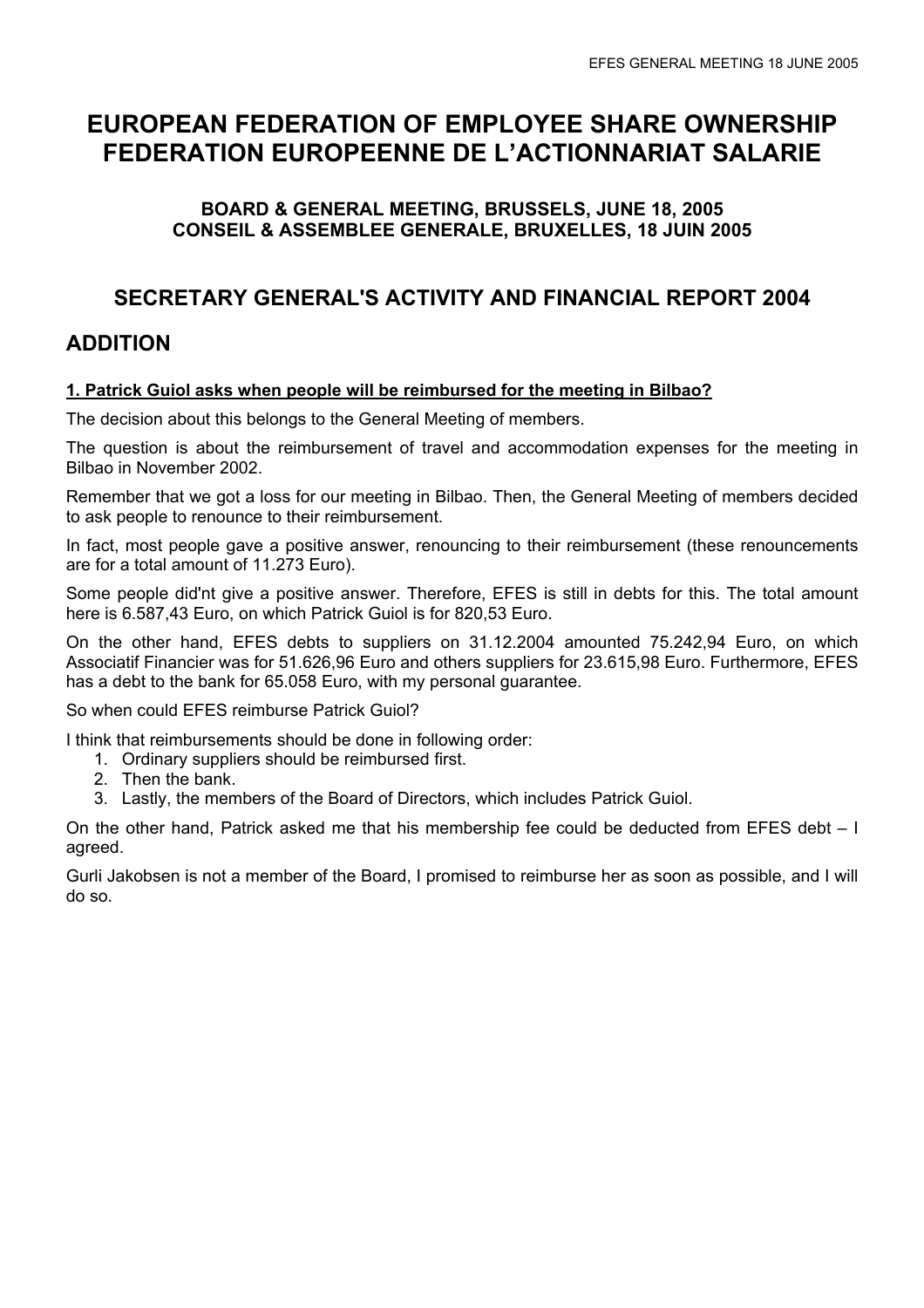# EUROPEAN FEDERATION OF EMPLOYEE SHARE OWNERSHIP
# FEDERATION EUROPEENNE DE L'ACTIONNARIAT SALARIE

### BOARD & GENERAL MEETING, BRUSSELS, JUNE 18, 2005
### CONSEIL & ASSEMBLEE GENERALE, BRUXELLES, 18 JUIN 2005

## SECRETARY GENERAL'S ACTIVITY AND FINANCIAL REPORT 2004

## ADDITION

**1. Patrick Guiol asks when people will be reimbursed for the meeting in Bilbao?**

The decision about this belongs to the General Meeting of members.

The question is about the reimbursement of travel and accommodation expenses for the meeting in Bilbao in November 2002.

Remember that we got a loss for our meeting in Bilbao. Then, the General Meeting of members decided to ask people to renounce to their reimbursement.

In fact, most people gave a positive answer, renouncing to their reimbursement (these renouncements are for a total amount of 11.273 Euro).

Some people did'nt give a positive answer. Therefore, EFES is still in debts for this. The total amount here is 6.587,43 Euro, on which Patrick Guiol is for 820,53 Euro.

On the other hand, EFES debts to suppliers on 31.12.2004 amounted 75.242,94 Euro, on which Associatif Financier was for 51.626,96 Euro and others suppliers for 23.615,98 Euro. Furthermore, EFES has a debt to the bank for 65.058 Euro, with my personal guarantee.

So when could EFES reimburse Patrick Guiol?

I think that reimbursements should be done in following order:

1. Ordinary suppliers should be reimbursed first.
2. Then the bank.
3. Lastly, the members of the Board of Directors, which includes Patrick Guiol.

On the other hand, Patrick asked me that his membership fee could be deducted from EFES debt – I agreed.

Gurli Jakobsen is not a member of the Board, I promised to reimburse her as soon as possible, and I will do so.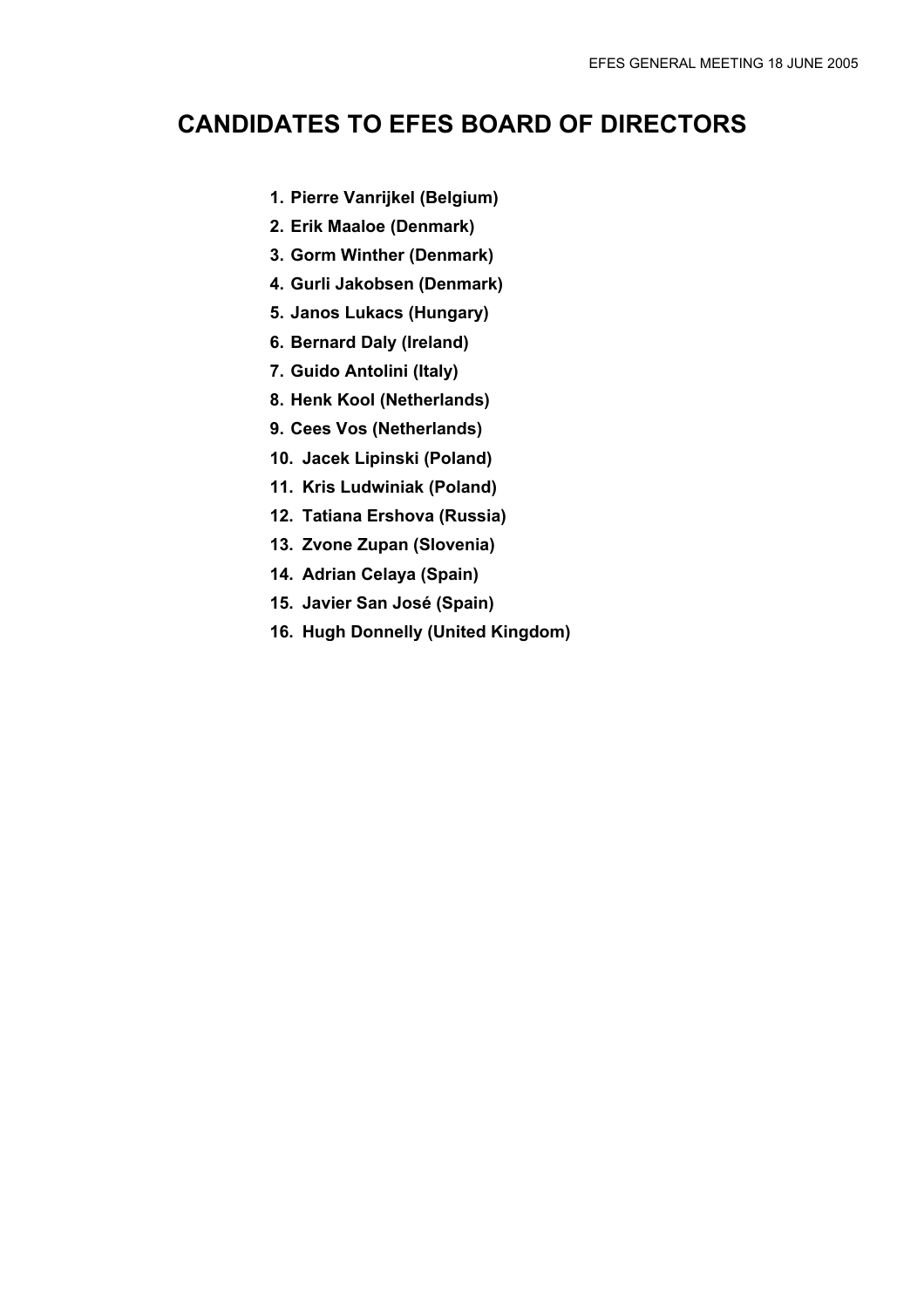# CANDIDATES TO EFES BOARD OF DIRECTORS

1. **Pierre Vanrijkel (Belgium)**
2. **Erik Maaloe (Denmark)**
3. **Gorm Winther (Denmark)**
4. **Gurli Jakobsen (Denmark)**
5. **Janos Lukacs (Hungary)**
6. **Bernard Daly (Ireland)**
7. **Guido Antolini (Italy)**
8. **Henk Kool (Netherlands)**
9. **Cees Vos (Netherlands)**
10. **Jacek Lipinski (Poland)**
11. **Kris Ludwiniak (Poland)**
12. **Tatiana Ershova (Russia)**
13. **Zvone Zupan (Slovenia)**
14. **Adrian Celaya (Spain)**
15. **Javier San José (Spain)**
16. **Hugh Donnelly (United Kingdom)**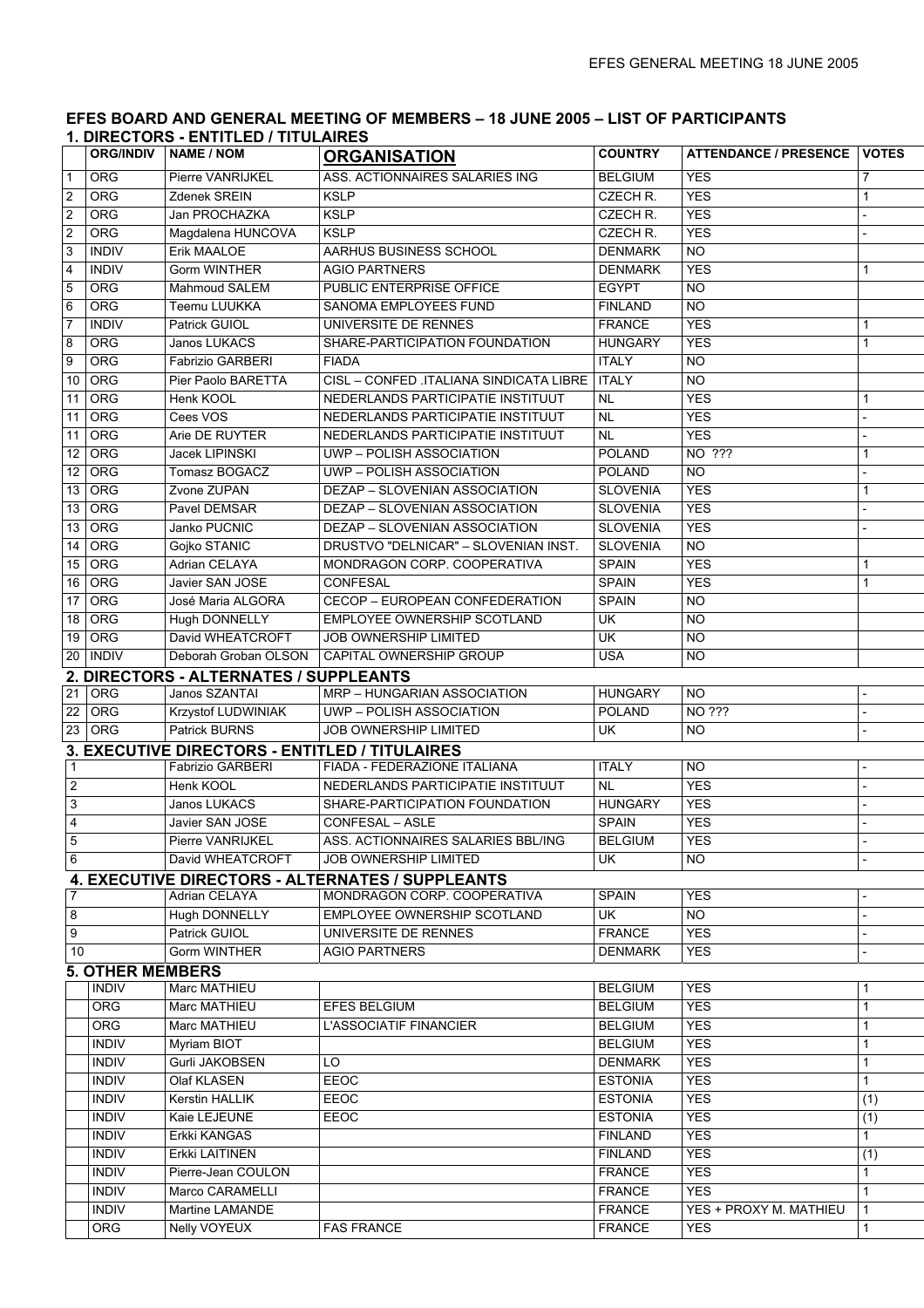# EFES BOARD AND GENERAL MEETING OF MEMBERS – 18 JUNE 2005 – LIST OF PARTICIPANTS

## 1. DIRECTORS - ENTITLED / TITULAIRES

| | ORG/INDIV | NAME / NOM | ORGANISATION | COUNTRY | ATTENDANCE / PRESENCE | VOTES |
|---|---|---|---|---|---|---|
| 1 | ORG | Pierre VANRIJKEL | ASS. ACTIONNAIRES SALARIES ING | BELGIUM | YES | 7 |
| 2 | ORG | Zdenek SREIN | KSLP | CZECH R. | YES | 1 |
| 2 | ORG | Jan PROCHAZKA | KSLP | CZECH R. | YES | - |
| 2 | ORG | Magdalena HUNCOVA | KSLP | CZECH R. | YES | - |
| 3 | INDIV | Erik MAALOE | AARHUS BUSINESS SCHOOL | DENMARK | NO | |
| 4 | INDIV | Gorm WINTHER | AGIO PARTNERS | DENMARK | YES | 1 |
| 5 | ORG | Mahmoud SALEM | PUBLIC ENTERPRISE OFFICE | EGYPT | NO | |
| 6 | ORG | Teemu LUUKKA | SANOMA EMPLOYEES FUND | FINLAND | NO | |
| 7 | INDIV | Patrick GUIOL | UNIVERSITE DE RENNES | FRANCE | YES | 1 |
| 8 | ORG | Janos LUKACS | SHARE-PARTICIPATION FOUNDATION | HUNGARY | YES | 1 |
| 9 | ORG | Fabrizio GARBERI | FIADA | ITALY | NO | |
| 10 | ORG | Pier Paolo BARETTA | CISL – CONFED .ITALIANA SINDICATA LIBRE | ITALY | NO | |
| 11 | ORG | Henk KOOL | NEDERLANDS PARTICIPATIE INSTITUUT | NL | YES | 1 |
| 11 | ORG | Cees VOS | NEDERLANDS PARTICIPATIE INSTITUUT | NL | YES | - |
| 11 | ORG | Arie DE RUYTER | NEDERLANDS PARTICIPATIE INSTITUUT | NL | YES | - |
| 12 | ORG | Jacek LIPINSKI | UWP – POLISH ASSOCIATION | POLAND | NO ??? | 1 |
| 12 | ORG | Tomasz BOGACZ | UWP – POLISH ASSOCIATION | POLAND | NO | - |
| 13 | ORG | Zvone ZUPAN | DEZAP – SLOVENIAN ASSOCIATION | SLOVENIA | YES | 1 |
| 13 | ORG | Pavel DEMSAR | DEZAP – SLOVENIAN ASSOCIATION | SLOVENIA | YES | - |
| 13 | ORG | Janko PUCNIC | DEZAP – SLOVENIAN ASSOCIATION | SLOVENIA | YES | - |
| 14 | ORG | Gojko STANIC | DRUSTVO "DELNICAR" – SLOVENIAN INST. | SLOVENIA | NO | |
| 15 | ORG | Adrian CELAYA | MONDRAGON CORP. COOPERATIVA | SPAIN | YES | 1 |
| 16 | ORG | Javier SAN JOSE | CONFESAL | SPAIN | YES | 1 |
| 17 | ORG | José Maria ALGORA | CECOP – EUROPEAN CONFEDERATION | SPAIN | NO | |
| 18 | ORG | Hugh DONNELLY | EMPLOYEE OWNERSHIP SCOTLAND | UK | NO | |
| 19 | ORG | David WHEATCROFT | JOB OWNERSHIP LIMITED | UK | NO | |
| 20 | INDIV | Deborah Groban OLSON | CAPITAL OWNERSHIP GROUP | USA | NO | |

## 2. DIRECTORS - ALTERNATES / SUPPLEANTS

| | ORG/INDIV | NAME / NOM | ORGANISATION | COUNTRY | ATTENDANCE / PRESENCE | VOTES |
|---|---|---|---|---|---|---|
| 21 | ORG | Janos SZANTAI | MRP – HUNGARIAN ASSOCIATION | HUNGARY | NO | - |
| 22 | ORG | Krzystof LUDWINIAK | UWP – POLISH ASSOCIATION | POLAND | NO ??? | - |
| 23 | ORG | Patrick BURNS | JOB OWNERSHIP LIMITED | UK | NO | - |

## 3. EXECUTIVE DIRECTORS - ENTITLED / TITULAIRES

| | ORG/INDIV | NAME / NOM | ORGANISATION | COUNTRY | ATTENDANCE / PRESENCE | VOTES |
|---|---|---|---|---|---|---|
| 1 | | Fabrizio GARBERI | FIADA - FEDERAZIONE ITALIANA | ITALY | NO | - |
| 2 | | Henk KOOL | NEDERLANDS PARTICIPATIE INSTITUUT | NL | YES | - |
| 3 | | Janos LUKACS | SHARE-PARTICIPATION FOUNDATION | HUNGARY | YES | - |
| 4 | | Javier SAN JOSE | CONFESAL – ASLE | SPAIN | YES | - |
| 5 | | Pierre VANRIJKEL | ASS. ACTIONNAIRES SALARIES BBL/ING | BELGIUM | YES | - |
| 6 | | David WHEATCROFT | JOB OWNERSHIP LIMITED | UK | NO | - |

## 4. EXECUTIVE DIRECTORS - ALTERNATES / SUPPLEANTS

| | ORG/INDIV | NAME / NOM | ORGANISATION | COUNTRY | ATTENDANCE / PRESENCE | VOTES |
|---|---|---|---|---|---|---|
| 7 | | Adrian CELAYA | MONDRAGON CORP. COOPERATIVA | SPAIN | YES | - |
| 8 | | Hugh DONNELLY | EMPLOYEE OWNERSHIP SCOTLAND | UK | NO | - |
| 9 | | Patrick GUIOL | UNIVERSITE DE RENNES | FRANCE | YES | - |
| 10 | | Gorm WINTHER | AGIO PARTNERS | DENMARK | YES | - |

## 5. OTHER MEMBERS

| | ORG/INDIV | NAME / NOM | ORGANISATION | COUNTRY | ATTENDANCE / PRESENCE | VOTES |
|---|---|---|---|---|---|---|
| | INDIV | Marc MATHIEU | | BELGIUM | YES | 1 |
| | ORG | Marc MATHIEU | EFES BELGIUM | BELGIUM | YES | 1 |
| | ORG | Marc MATHIEU | L'ASSOCIATIF FINANCIER | BELGIUM | YES | 1 |
| | INDIV | Myriam BIOT | | BELGIUM | YES | 1 |
| | INDIV | Gurli JAKOBSEN | LO | DENMARK | YES | 1 |
| | INDIV | Olaf KLASEN | EEOC | ESTONIA | YES | 1 |
| | INDIV | Kerstin HALLIK | EEOC | ESTONIA | YES | (1) |
| | INDIV | Kaie LEJEUNE | EEOC | ESTONIA | YES | (1) |
| | INDIV | Erkki KANGAS | | FINLAND | YES | 1 |
| | INDIV | Erkki LAITINEN | | FINLAND | YES | (1) |
| | INDIV | Pierre-Jean COULON | | FRANCE | YES | 1 |
| | INDIV | Marco CARAMELLI | | FRANCE | YES | 1 |
| | INDIV | Martine LAMANDE | | FRANCE | YES + PROXY M. MATHIEU | 1 |
| | ORG | Nelly VOYEUX | FAS FRANCE | FRANCE | YES | 1 |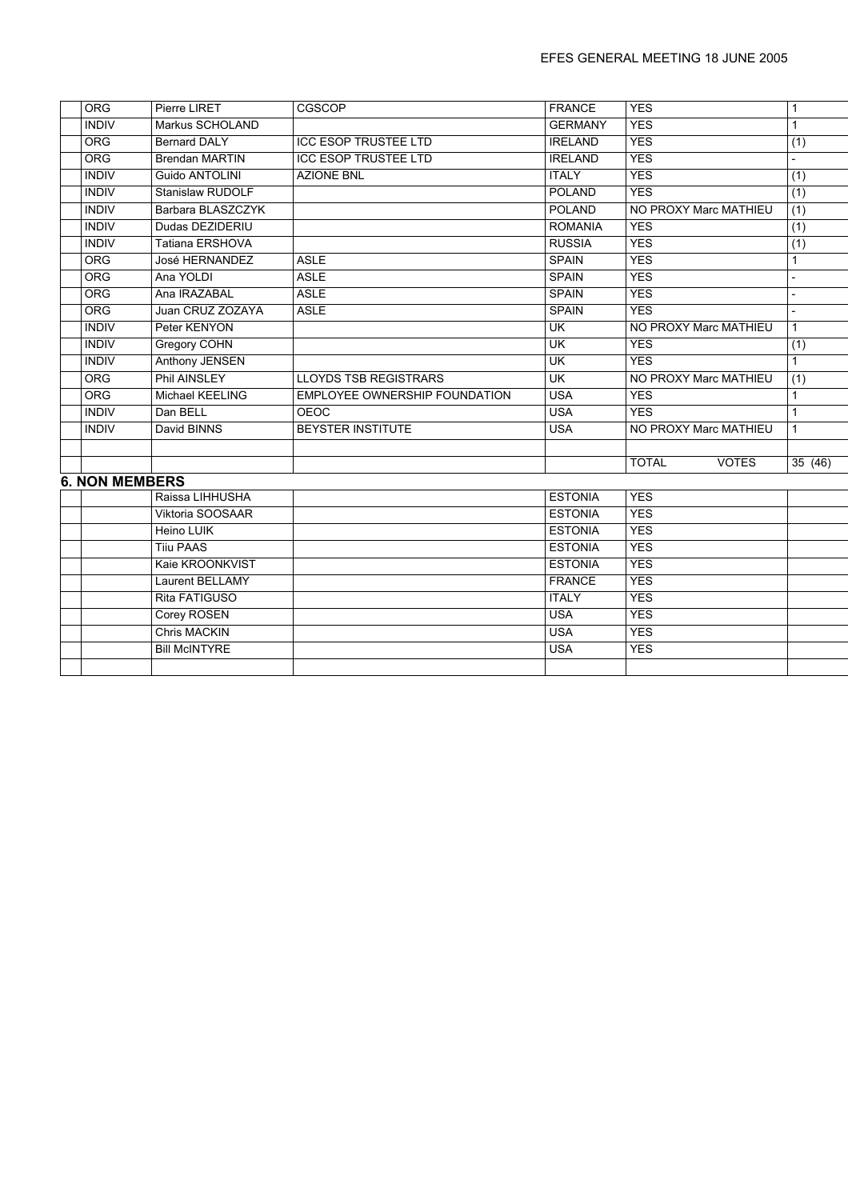| | | | | | | |
|---|---|---|---|---|---|---|
| | ORG | Pierre LIRET | CGSCOP | FRANCE | YES | 1 |
| | INDIV | Markus SCHOLAND | | GERMANY | YES | 1 |
| | ORG | Bernard DALY | ICC ESOP TRUSTEE LTD | IRELAND | YES | (1) |
| | ORG | Brendan MARTIN | ICC ESOP TRUSTEE LTD | IRELAND | YES | - |
| | INDIV | Guido ANTOLINI | AZIONE BNL | ITALY | YES | (1) |
| | INDIV | Stanislaw RUDOLF | | POLAND | YES | (1) |
| | INDIV | Barbara BLASZCZYK | | POLAND | NO PROXY Marc MATHIEU | (1) |
| | INDIV | Dudas DEZIDERIU | | ROMANIA | YES | (1) |
| | INDIV | Tatiana ERSHOVA | | RUSSIA | YES | (1) |
| | ORG | José HERNANDEZ | ASLE | SPAIN | YES | 1 |
| | ORG | Ana YOLDI | ASLE | SPAIN | YES | - |
| | ORG | Ana IRAZABAL | ASLE | SPAIN | YES | - |
| | ORG | Juan CRUZ ZOZAYA | ASLE | SPAIN | YES | - |
| | INDIV | Peter KENYON | | UK | NO PROXY Marc MATHIEU | 1 |
| | INDIV | Gregory COHN | | UK | YES | (1) |
| | INDIV | Anthony JENSEN | | UK | YES | 1 |
| | ORG | Phil AINSLEY | LLOYDS TSB REGISTRARS | UK | NO PROXY Marc MATHIEU | (1) |
| | ORG | Michael KEELING | EMPLOYEE OWNERSHIP FOUNDATION | USA | YES | 1 |
| | INDIV | Dan BELL | OEOC | USA | YES | 1 |
| | INDIV | David BINNS | BEYSTER INSTITUTE | USA | NO PROXY Marc MATHIEU | 1 |
| | | | | | | |
| | | | | | TOTAL VOTES | 35 (46) |

## 6. NON MEMBERS

| | | | | | | |
|---|---|---|---|---|---|---|
| | | Raissa LIHHUSHA | | ESTONIA | YES | |
| | | Viktoria SOOSAAR | | ESTONIA | YES | |
| | | Heino LUIK | | ESTONIA | YES | |
| | | Tiiu PAAS | | ESTONIA | YES | |
| | | Kaie KROONKVIST | | ESTONIA | YES | |
| | | Laurent BELLAMY | | FRANCE | YES | |
| | | Rita FATIGUSO | | ITALY | YES | |
| | | Corey ROSEN | | USA | YES | |
| | | Chris MACKIN | | USA | YES | |
| | | Bill McINTYRE | | USA | YES | |
| | | | | | | |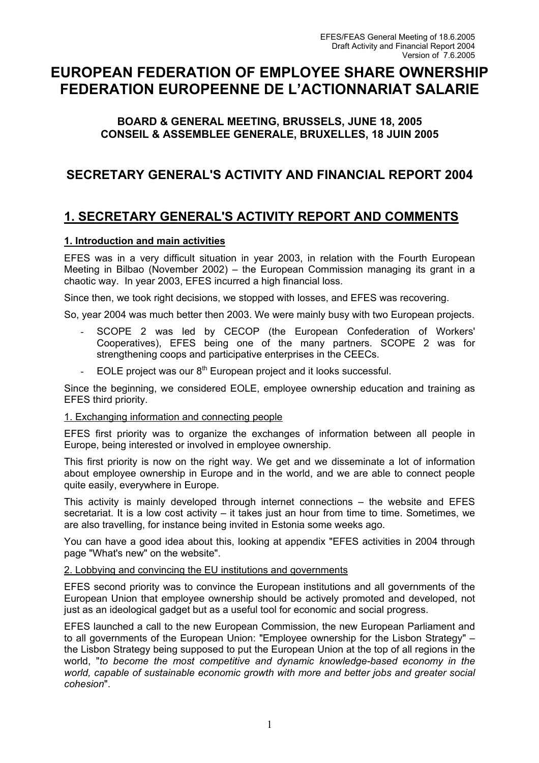# EUROPEAN FEDERATION OF EMPLOYEE SHARE OWNERSHIP FEDERATION EUROPEENNE DE L'ACTIONNARIAT SALARIE

**BOARD & GENERAL MEETING, BRUSSELS, JUNE 18, 2005**
**CONSEIL & ASSEMBLEE GENERALE, BRUXELLES, 18 JUIN 2005**

## SECRETARY GENERAL'S ACTIVITY AND FINANCIAL REPORT 2004

## 1. SECRETARY GENERAL'S ACTIVITY REPORT AND COMMENTS

### 1. Introduction and main activities

EFES was in a very difficult situation in year 2003, in relation with the Fourth European Meeting in Bilbao (November 2002) – the European Commission managing its grant in a chaotic way. In year 2003, EFES incurred a high financial loss.

Since then, we took right decisions, we stopped with losses, and EFES was recovering.

So, year 2004 was much better then 2003. We were mainly busy with two European projects.

- SCOPE 2 was led by CECOP (the European Confederation of Workers' Cooperatives), EFES being one of the many partners. SCOPE 2 was for strengthening coops and participative enterprises in the CEECs.
- EOLE project was our 8th European project and it looks successful.

Since the beginning, we considered EOLE, employee ownership education and training as EFES third priority.

1. Exchanging information and connecting people

EFES first priority was to organize the exchanges of information between all people in Europe, being interested or involved in employee ownership.

This first priority is now on the right way. We get and we disseminate a lot of information about employee ownership in Europe and in the world, and we are able to connect people quite easily, everywhere in Europe.

This activity is mainly developed through internet connections – the website and EFES secretariat. It is a low cost activity – it takes just an hour from time to time. Sometimes, we are also travelling, for instance being invited in Estonia some weeks ago.

You can have a good idea about this, looking at appendix "EFES activities in 2004 through page "What's new" on the website".

2. Lobbying and convincing the EU institutions and governments

EFES second priority was to convince the European institutions and all governments of the European Union that employee ownership should be actively promoted and developed, not just as an ideological gadget but as a useful tool for economic and social progress.

EFES launched a call to the new European Commission, the new European Parliament and to all governments of the European Union: "Employee ownership for the Lisbon Strategy" – the Lisbon Strategy being supposed to put the European Union at the top of all regions in the world, "*to become the most competitive and dynamic knowledge-based economy in the world, capable of sustainable economic growth with more and better jobs and greater social cohesion*".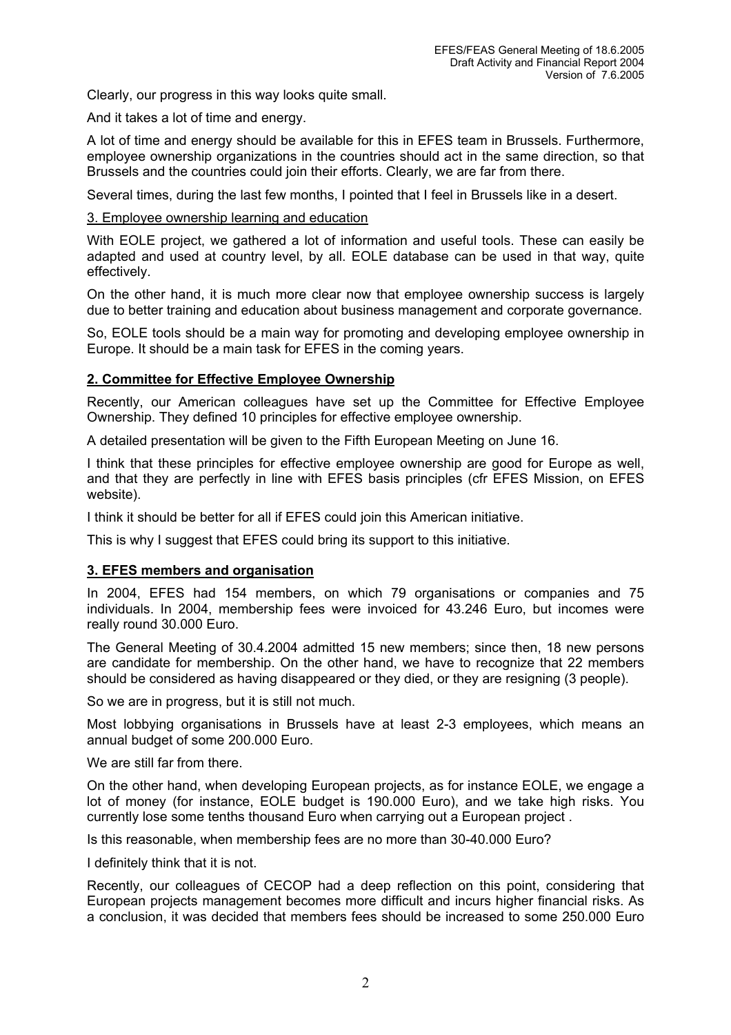Clearly, our progress in this way looks quite small.

And it takes a lot of time and energy.

A lot of time and energy should be available for this in EFES team in Brussels. Furthermore, employee ownership organizations in the countries should act in the same direction, so that Brussels and the countries could join their efforts. Clearly, we are far from there.

Several times, during the last few months, I pointed that I feel in Brussels like in a desert.

3. Employee ownership learning and education

With EOLE project, we gathered a lot of information and useful tools. These can easily be adapted and used at country level, by all. EOLE database can be used in that way, quite effectively.

On the other hand, it is much more clear now that employee ownership success is largely due to better training and education about business management and corporate governance.

So, EOLE tools should be a main way for promoting and developing employee ownership in Europe. It should be a main task for EFES in the coming years.

## 2. Committee for Effective Employee Ownership

Recently, our American colleagues have set up the Committee for Effective Employee Ownership. They defined 10 principles for effective employee ownership.

A detailed presentation will be given to the Fifth European Meeting on June 16.

I think that these principles for effective employee ownership are good for Europe as well, and that they are perfectly in line with EFES basis principles (cfr EFES Mission, on EFES website).

I think it should be better for all if EFES could join this American initiative.

This is why I suggest that EFES could bring its support to this initiative.

## 3. EFES members and organisation

In 2004, EFES had 154 members, on which 79 organisations or companies and 75 individuals. In 2004, membership fees were invoiced for 43.246 Euro, but incomes were really round 30.000 Euro.

The General Meeting of 30.4.2004 admitted 15 new members; since then, 18 new persons are candidate for membership. On the other hand, we have to recognize that 22 members should be considered as having disappeared or they died, or they are resigning (3 people).

So we are in progress, but it is still not much.

Most lobbying organisations in Brussels have at least 2-3 employees, which means an annual budget of some 200.000 Euro.

We are still far from there.

On the other hand, when developing European projects, as for instance EOLE, we engage a lot of money (for instance, EOLE budget is 190.000 Euro), and we take high risks. You currently lose some tenths thousand Euro when carrying out a European project .

Is this reasonable, when membership fees are no more than 30-40.000 Euro?

I definitely think that it is not.

Recently, our colleagues of CECOP had a deep reflection on this point, considering that European projects management becomes more difficult and incurs higher financial risks. As a conclusion, it was decided that members fees should be increased to some 250.000 Euro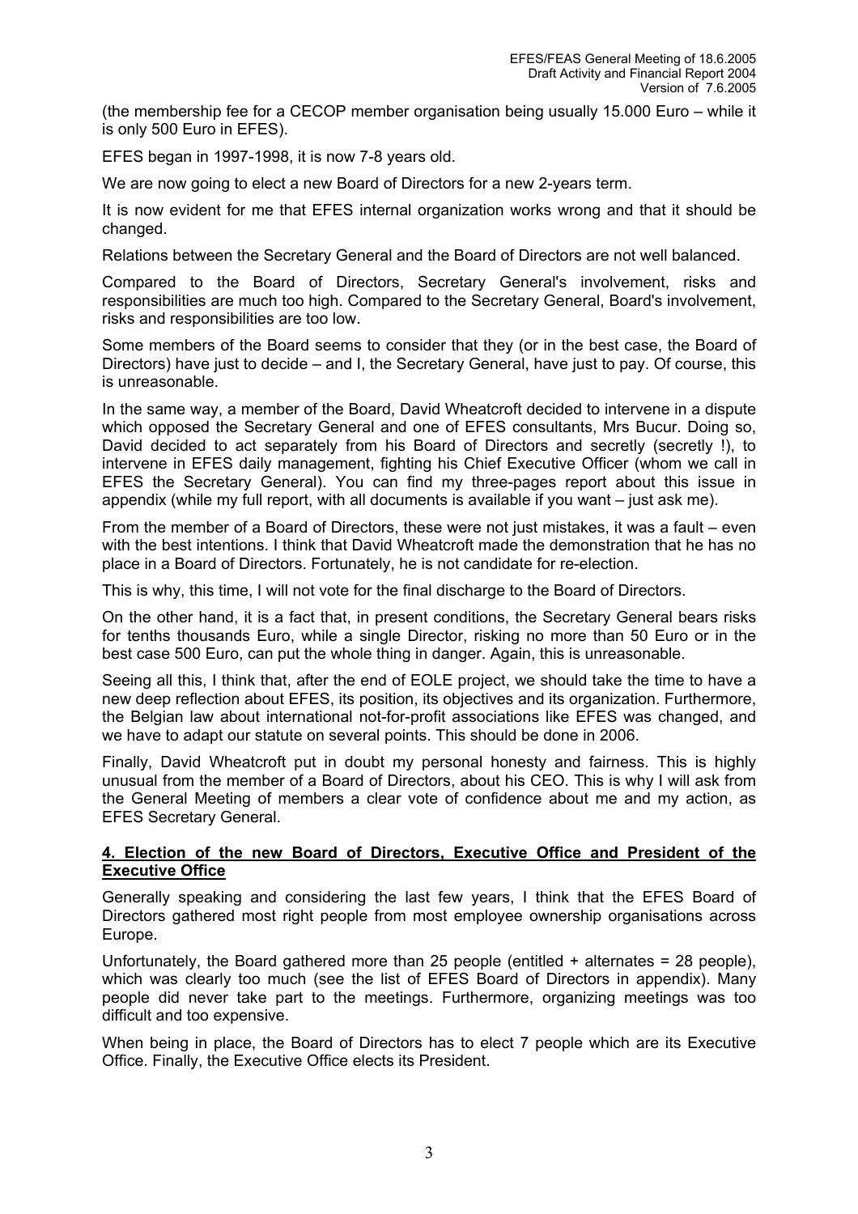(the membership fee for a CECOP member organisation being usually 15.000 Euro – while it is only 500 Euro in EFES).

EFES began in 1997-1998, it is now 7-8 years old.

We are now going to elect a new Board of Directors for a new 2-years term.

It is now evident for me that EFES internal organization works wrong and that it should be changed.

Relations between the Secretary General and the Board of Directors are not well balanced.

Compared to the Board of Directors, Secretary General's involvement, risks and responsibilities are much too high. Compared to the Secretary General, Board's involvement, risks and responsibilities are too low.

Some members of the Board seems to consider that they (or in the best case, the Board of Directors) have just to decide – and I, the Secretary General, have just to pay. Of course, this is unreasonable.

In the same way, a member of the Board, David Wheatcroft decided to intervene in a dispute which opposed the Secretary General and one of EFES consultants, Mrs Bucur. Doing so, David decided to act separately from his Board of Directors and secretly (secretly !), to intervene in EFES daily management, fighting his Chief Executive Officer (whom we call in EFES the Secretary General). You can find my three-pages report about this issue in appendix (while my full report, with all documents is available if you want – just ask me).

From the member of a Board of Directors, these were not just mistakes, it was a fault – even with the best intentions. I think that David Wheatcroft made the demonstration that he has no place in a Board of Directors. Fortunately, he is not candidate for re-election.

This is why, this time, I will not vote for the final discharge to the Board of Directors.

On the other hand, it is a fact that, in present conditions, the Secretary General bears risks for tenths thousands Euro, while a single Director, risking no more than 50 Euro or in the best case 500 Euro, can put the whole thing in danger. Again, this is unreasonable.

Seeing all this, I think that, after the end of EOLE project, we should take the time to have a new deep reflection about EFES, its position, its objectives and its organization. Furthermore, the Belgian law about international not-for-profit associations like EFES was changed, and we have to adapt our statute on several points. This should be done in 2006.

Finally, David Wheatcroft put in doubt my personal honesty and fairness. This is highly unusual from the member of a Board of Directors, about his CEO. This is why I will ask from the General Meeting of members a clear vote of confidence about me and my action, as EFES Secretary General.

## 4. Election of the new Board of Directors, Executive Office and President of the Executive Office

Generally speaking and considering the last few years, I think that the EFES Board of Directors gathered most right people from most employee ownership organisations across Europe.

Unfortunately, the Board gathered more than 25 people (entitled + alternates = 28 people), which was clearly too much (see the list of EFES Board of Directors in appendix). Many people did never take part to the meetings. Furthermore, organizing meetings was too difficult and too expensive.

When being in place, the Board of Directors has to elect 7 people which are its Executive Office. Finally, the Executive Office elects its President.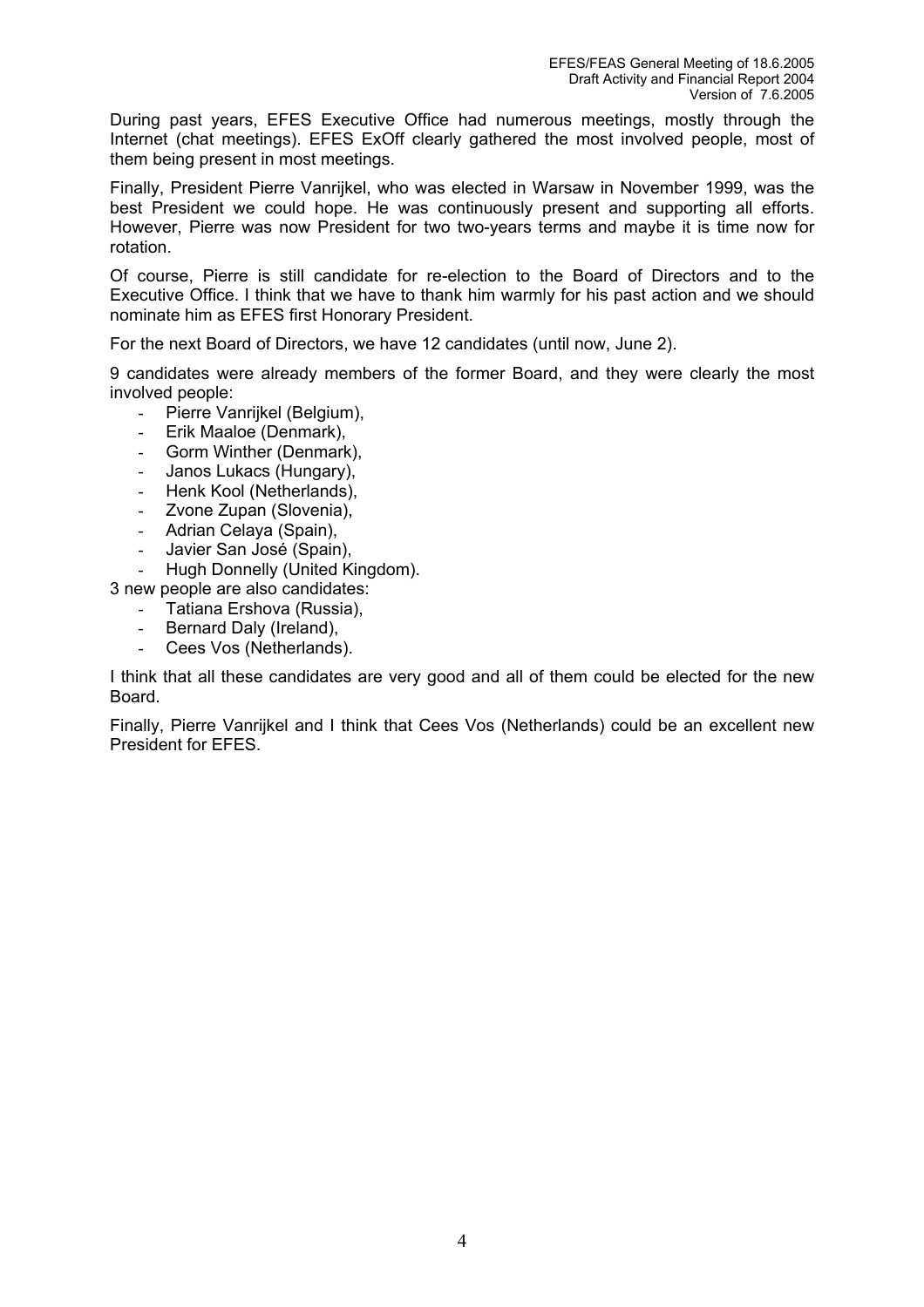During past years, EFES Executive Office had numerous meetings, mostly through the Internet (chat meetings). EFES ExOff clearly gathered the most involved people, most of them being present in most meetings.

Finally, President Pierre Vanrijkel, who was elected in Warsaw in November 1999, was the best President we could hope. He was continuously present and supporting all efforts. However, Pierre was now President for two two-years terms and maybe it is time now for rotation.

Of course, Pierre is still candidate for re-election to the Board of Directors and to the Executive Office. I think that we have to thank him warmly for his past action and we should nominate him as EFES first Honorary President.

For the next Board of Directors, we have 12 candidates (until now, June 2).

9 candidates were already members of the former Board, and they were clearly the most involved people:

- Pierre Vanrijkel (Belgium),
- Erik Maaloe (Denmark),
- Gorm Winther (Denmark),
- Janos Lukacs (Hungary),
- Henk Kool (Netherlands),
- Zvone Zupan (Slovenia),
- Adrian Celaya (Spain),
- Javier San José (Spain),
- Hugh Donnelly (United Kingdom).

3 new people are also candidates:

- Tatiana Ershova (Russia),
- Bernard Daly (Ireland),
- Cees Vos (Netherlands).

I think that all these candidates are very good and all of them could be elected for the new Board.

Finally, Pierre Vanrijkel and I think that Cees Vos (Netherlands) could be an excellent new President for EFES.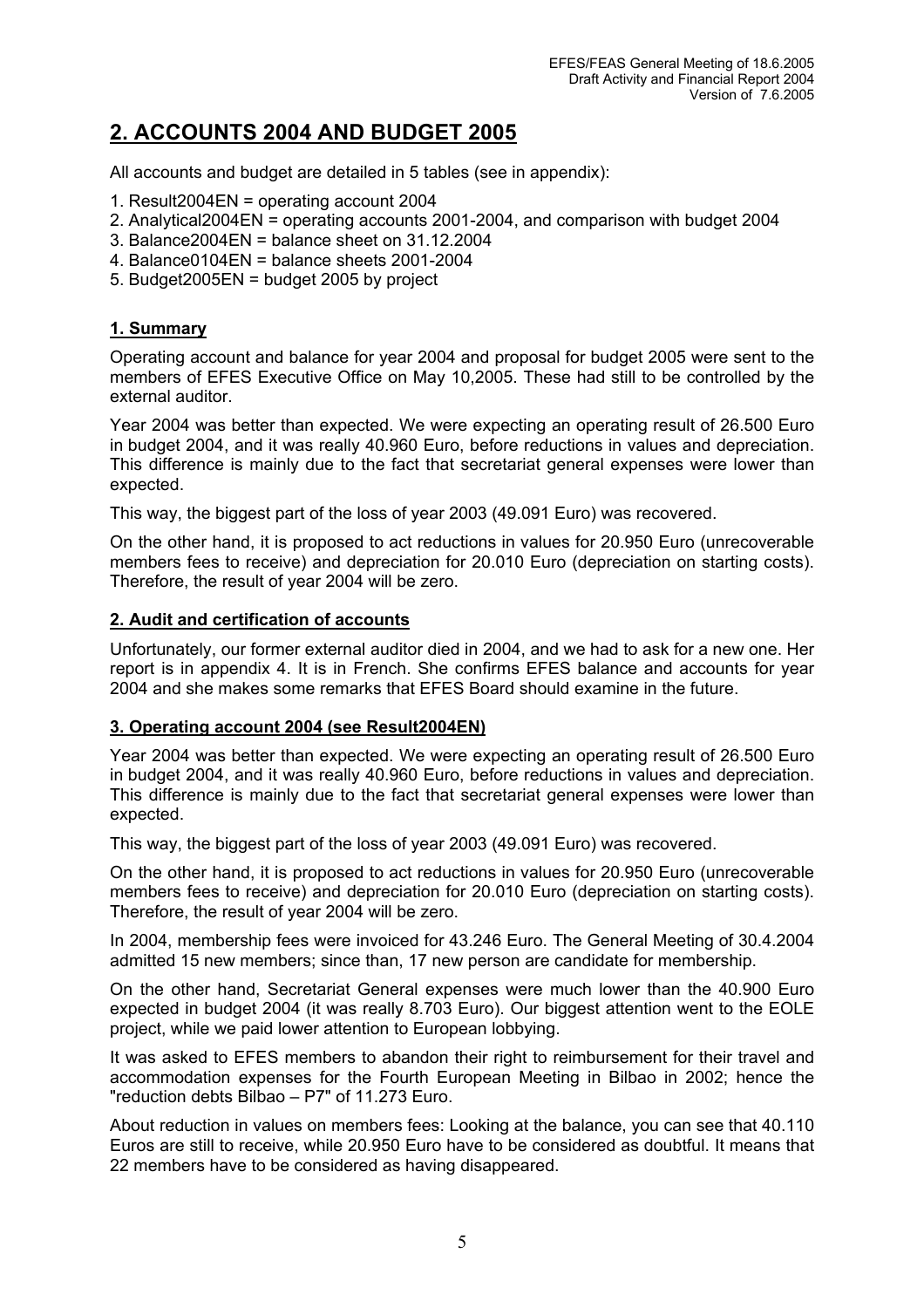# 2. ACCOUNTS 2004 AND BUDGET 2005

All accounts and budget are detailed in 5 tables (see in appendix):

1. Result2004EN = operating account 2004
2. Analytical2004EN = operating accounts 2001-2004, and comparison with budget 2004
3. Balance2004EN = balance sheet on 31.12.2004
4. Balance0104EN = balance sheets 2001-2004
5. Budget2005EN = budget 2005 by project

## 1. Summary

Operating account and balance for year 2004 and proposal for budget 2005 were sent to the members of EFES Executive Office on May 10,2005. These had still to be controlled by the external auditor.

Year 2004 was better than expected. We were expecting an operating result of 26.500 Euro in budget 2004, and it was really 40.960 Euro, before reductions in values and depreciation. This difference is mainly due to the fact that secretariat general expenses were lower than expected.

This way, the biggest part of the loss of year 2003 (49.091 Euro) was recovered.

On the other hand, it is proposed to act reductions in values for 20.950 Euro (unrecoverable members fees to receive) and depreciation for 20.010 Euro (depreciation on starting costs). Therefore, the result of year 2004 will be zero.

## 2. Audit and certification of accounts

Unfortunately, our former external auditor died in 2004, and we had to ask for a new one. Her report is in appendix 4. It is in French. She confirms EFES balance and accounts for year 2004 and she makes some remarks that EFES Board should examine in the future.

## 3. Operating account 2004 (see Result2004EN)

Year 2004 was better than expected. We were expecting an operating result of 26.500 Euro in budget 2004, and it was really 40.960 Euro, before reductions in values and depreciation. This difference is mainly due to the fact that secretariat general expenses were lower than expected.

This way, the biggest part of the loss of year 2003 (49.091 Euro) was recovered.

On the other hand, it is proposed to act reductions in values for 20.950 Euro (unrecoverable members fees to receive) and depreciation for 20.010 Euro (depreciation on starting costs). Therefore, the result of year 2004 will be zero.

In 2004, membership fees were invoiced for 43.246 Euro. The General Meeting of 30.4.2004 admitted 15 new members; since than, 17 new person are candidate for membership.

On the other hand, Secretariat General expenses were much lower than the 40.900 Euro expected in budget 2004 (it was really 8.703 Euro). Our biggest attention went to the EOLE project, while we paid lower attention to European lobbying.

It was asked to EFES members to abandon their right to reimbursement for their travel and accommodation expenses for the Fourth European Meeting in Bilbao in 2002; hence the "reduction debts Bilbao – P7" of 11.273 Euro.

About reduction in values on members fees: Looking at the balance, you can see that 40.110 Euros are still to receive, while 20.950 Euro have to be considered as doubtful. It means that 22 members have to be considered as having disappeared.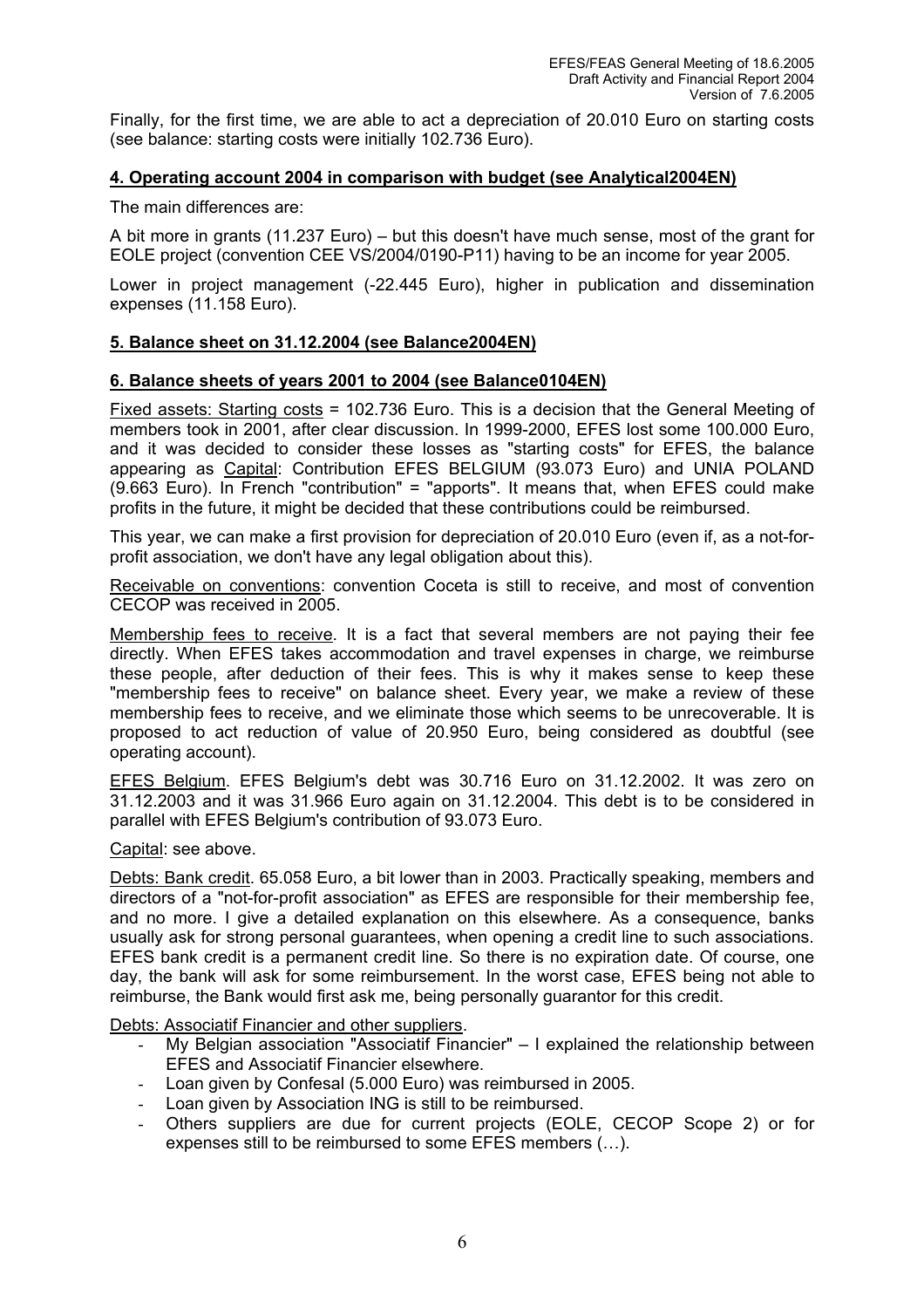Finally, for the first time, we are able to act a depreciation of 20.010 Euro on starting costs (see balance: starting costs were initially 102.736 Euro).

## 4. Operating account 2004 in comparison with budget (see Analytical2004EN)

The main differences are:

A bit more in grants (11.237 Euro) – but this doesn't have much sense, most of the grant for EOLE project (convention CEE VS/2004/0190-P11) having to be an income for year 2005.

Lower in project management (-22.445 Euro), higher in publication and dissemination expenses (11.158 Euro).

## 5. Balance sheet on 31.12.2004 (see Balance2004EN)

## 6. Balance sheets of years 2001 to 2004 (see Balance0104EN)

Fixed assets: Starting costs = 102.736 Euro. This is a decision that the General Meeting of members took in 2001, after clear discussion. In 1999-2000, EFES lost some 100.000 Euro, and it was decided to consider these losses as "starting costs" for EFES, the balance appearing as Capital: Contribution EFES BELGIUM (93.073 Euro) and UNIA POLAND (9.663 Euro). In French "contribution" = "apports". It means that, when EFES could make profits in the future, it might be decided that these contributions could be reimbursed.

This year, we can make a first provision for depreciation of 20.010 Euro (even if, as a not-for-profit association, we don't have any legal obligation about this).

Receivable on conventions: convention Coceta is still to receive, and most of convention CECOP was received in 2005.

Membership fees to receive. It is a fact that several members are not paying their fee directly. When EFES takes accommodation and travel expenses in charge, we reimburse these people, after deduction of their fees. This is why it makes sense to keep these "membership fees to receive" on balance sheet. Every year, we make a review of these membership fees to receive, and we eliminate those which seems to be unrecoverable. It is proposed to act reduction of value of 20.950 Euro, being considered as doubtful (see operating account).

EFES Belgium. EFES Belgium's debt was 30.716 Euro on 31.12.2002. It was zero on 31.12.2003 and it was 31.966 Euro again on 31.12.2004. This debt is to be considered in parallel with EFES Belgium's contribution of 93.073 Euro.

Capital: see above.

Debts: Bank credit. 65.058 Euro, a bit lower than in 2003. Practically speaking, members and directors of a "not-for-profit association" as EFES are responsible for their membership fee, and no more. I give a detailed explanation on this elsewhere. As a consequence, banks usually ask for strong personal guarantees, when opening a credit line to such associations. EFES bank credit is a permanent credit line. So there is no expiration date. Of course, one day, the bank will ask for some reimbursement. In the worst case, EFES being not able to reimburse, the Bank would first ask me, being personally guarantor for this credit.

Debts: Associatif Financier and other suppliers.

- My Belgian association "Associatif Financier" – I explained the relationship between EFES and Associatif Financier elsewhere.
- Loan given by Confesal (5.000 Euro) was reimbursed in 2005.
- Loan given by Association ING is still to be reimbursed.
- Others suppliers are due for current projects (EOLE, CECOP Scope 2) or for expenses still to be reimbursed to some EFES members (…).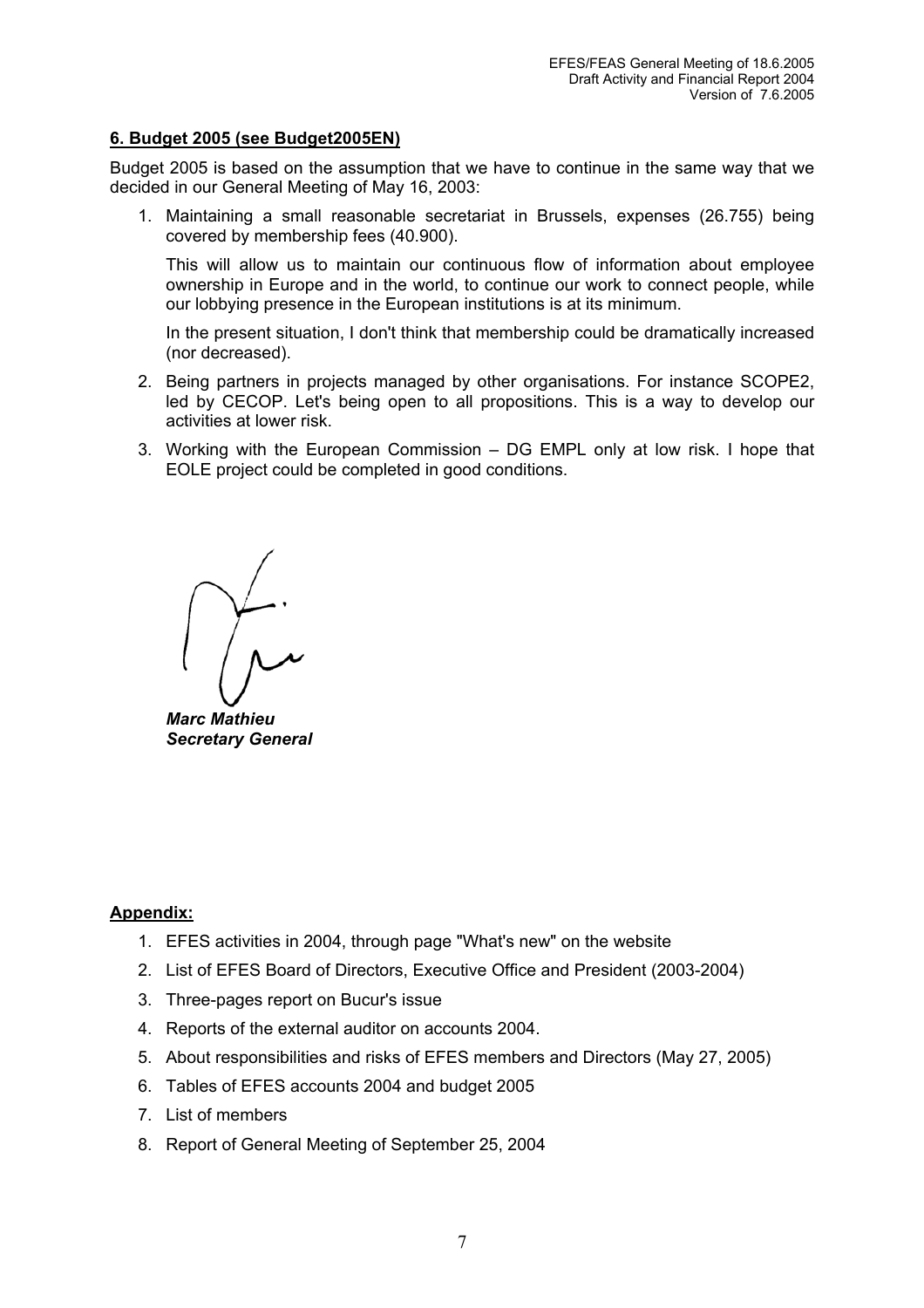## 6. Budget 2005 (see Budget2005EN)

Budget 2005 is based on the assumption that we have to continue in the same way that we decided in our General Meeting of May 16, 2003:

1. Maintaining a small reasonable secretariat in Brussels, expenses (26.755) being covered by membership fees (40.900).

   This will allow us to maintain our continuous flow of information about employee ownership in Europe and in the world, to continue our work to connect people, while our lobbying presence in the European institutions is at its minimum.

   In the present situation, I don't think that membership could be dramatically increased (nor decreased).

2. Being partners in projects managed by other organisations. For instance SCOPE2, led by CECOP. Let's being open to all propositions. This is a way to develop our activities at lower risk.

3. Working with the European Commission – DG EMPL only at low risk. I hope that EOLE project could be completed in good conditions.

***Marc Mathieu***
***Secretary General***

## Appendix:

1. EFES activities in 2004, through page "What's new" on the website
2. List of EFES Board of Directors, Executive Office and President (2003-2004)
3. Three-pages report on Bucur's issue
4. Reports of the external auditor on accounts 2004.
5. About responsibilities and risks of EFES members and Directors (May 27, 2005)
6. Tables of EFES accounts 2004 and budget 2005
7. List of members
8. Report of General Meeting of September 25, 2004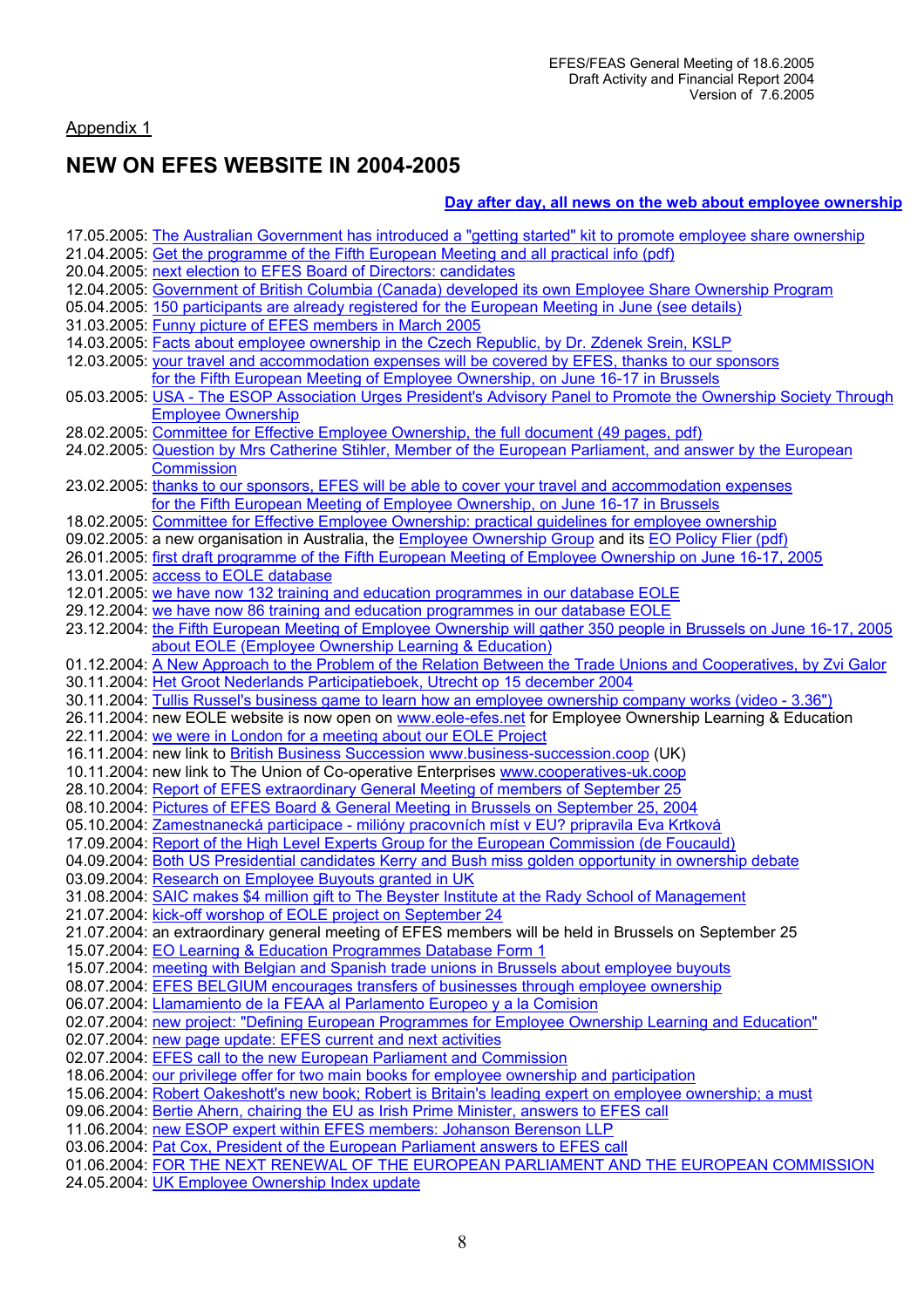Appendix 1

## NEW ON EFES WEBSITE IN 2004-2005

**Day after day, all news on the web about employee ownership**

17.05.2005: The Australian Government has introduced a "getting started" kit to promote employee share ownership
21.04.2005: Get the programme of the Fifth European Meeting and all practical info (pdf)
20.04.2005: next election to EFES Board of Directors: candidates
12.04.2005: Government of British Columbia (Canada) developed its own Employee Share Ownership Program
05.04.2005: 150 participants are already registered for the European Meeting in June (see details)
31.03.2005: Funny picture of EFES members in March 2005
14.03.2005: Facts about employee ownership in the Czech Republic, by Dr. Zdenek Srein, KSLP
12.03.2005: your travel and accommodation expenses will be covered by EFES, thanks to our sponsors for the Fifth European Meeting of Employee Ownership, on June 16-17 in Brussels
05.03.2005: USA - The ESOP Association Urges President's Advisory Panel to Promote the Ownership Society Through Employee Ownership
28.02.2005: Committee for Effective Employee Ownership, the full document (49 pages, pdf)
24.02.2005: Question by Mrs Catherine Stihler, Member of the European Parliament, and answer by the European Commission
23.02.2005: thanks to our sponsors, EFES will be able to cover your travel and accommodation expenses for the Fifth European Meeting of Employee Ownership, on June 16-17 in Brussels
18.02.2005: Committee for Effective Employee Ownership: practical guidelines for employee ownership
09.02.2005: a new organisation in Australia, the Employee Ownership Group and its EO Policy Flier (pdf)
26.01.2005: first draft programme of the Fifth European Meeting of Employee Ownership on June 16-17, 2005
13.01.2005: access to EOLE database
12.01.2005: we have now 132 training and education programmes in our database EOLE
29.12.2004: we have now 86 training and education programmes in our database EOLE
23.12.2004: the Fifth European Meeting of Employee Ownership will gather 350 people in Brussels on June 16-17, 2005 about EOLE (Employee Ownership Learning & Education)
01.12.2004: A New Approach to the Problem of the Relation Between the Trade Unions and Cooperatives, by Zvi Galor
30.11.2004: Het Groot Nederlands Participatieboek, Utrecht op 15 december 2004
30.11.2004: Tullis Russel's business game to learn how an employee ownership company works (video - 3.36")
26.11.2004: new EOLE website is now open on www.eole-efes.net for Employee Ownership Learning & Education
22.11.2004: we were in London for a meeting about our EOLE Project
16.11.2004: new link to British Business Succession www.business-succession.coop (UK)
10.11.2004: new link to The Union of Co-operative Enterprises www.cooperatives-uk.coop
28.10.2004: Report of EFES extraordinary General Meeting of members of September 25
08.10.2004: Pictures of EFES Board & General Meeting in Brussels on September 25, 2004
05.10.2004: Zamestnanecká participace - milióny pracovních míst v EU? pripravila Eva Krtková
17.09.2004: Report of the High Level Experts Group for the European Commission (de Foucauld)
04.09.2004: Both US Presidential candidates Kerry and Bush miss golden opportunity in ownership debate
03.09.2004: Research on Employee Buyouts granted in UK
31.08.2004: SAIC makes $4 million gift to The Beyster Institute at the Rady School of Management
21.07.2004: kick-off worshop of EOLE project on September 24
21.07.2004: an extraordinary general meeting of EFES members will be held in Brussels on September 25
15.07.2004: EO Learning & Education Programmes Database Form 1
15.07.2004: meeting with Belgian and Spanish trade unions in Brussels about employee buyouts
08.07.2004: EFES BELGIUM encourages transfers of businesses through employee ownership
06.07.2004: Llamamiento de la FEAA al Parlamento Europeo y a la Comision
02.07.2004: new project: "Defining European Programmes for Employee Ownership Learning and Education"
02.07.2004: new page update: EFES current and next activities
02.07.2004: EFES call to the new European Parliament and Commission
18.06.2004: our privilege offer for two main books for employee ownership and participation
15.06.2004: Robert Oakeshott's new book; Robert is Britain's leading expert on employee ownership; a must
09.06.2004: Bertie Ahern, chairing the EU as Irish Prime Minister, answers to EFES call
11.06.2004: new ESOP expert within EFES members: Johanson Berenson LLP
03.06.2004: Pat Cox, President of the European Parliament answers to EFES call
01.06.2004: FOR THE NEXT RENEWAL OF THE EUROPEAN PARLIAMENT AND THE EUROPEAN COMMISSION
24.05.2004: UK Employee Ownership Index update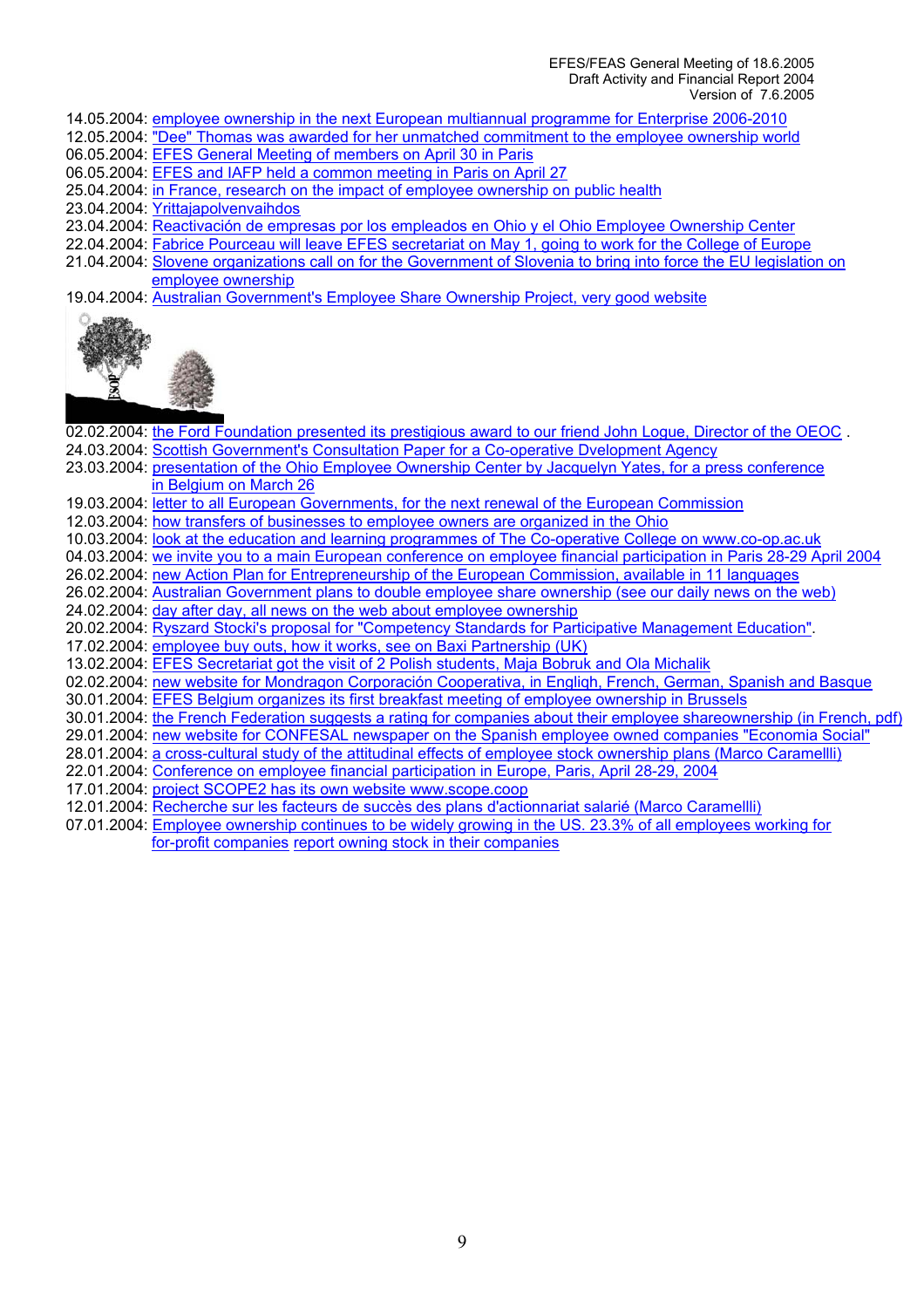14.05.2004: employee ownership in the next European multiannual programme for Enterprise 2006-2010
12.05.2004: "Dee" Thomas was awarded for her unmatched commitment to the employee ownership world
06.05.2004: EFES General Meeting of members on April 30 in Paris
06.05.2004: EFES and IAFP held a common meeting in Paris on April 27
25.04.2004: in France, research on the impact of employee ownership on public health
23.04.2004: Yrittajapolvenvaihdos
23.04.2004: Reactivación de empresas por los empleados en Ohio y el Ohio Employee Ownership Center
22.04.2004: Fabrice Pourceau will leave EFES secretariat on May 1, going to work for the College of Europe
21.04.2004: Slovene organizations call on for the Government of Slovenia to bring into force the EU legislation on employee ownership
19.04.2004: Australian Government's Employee Share Ownership Project, very good website

02.02.2004: the Ford Foundation presented its prestigious award to our friend John Logue, Director of the OEOC .
24.03.2004: Scottish Government's Consultation Paper for a Co-operative Dvelopment Agency
23.03.2004: presentation of the Ohio Employee Ownership Center by Jacquelyn Yates, for a press conference in Belgium on March 26
19.03.2004: letter to all European Governments, for the next renewal of the European Commission
12.03.2004: how transfers of businesses to employee owners are organized in the Ohio
10.03.2004: look at the education and learning programmes of The Co-operative College on www.co-op.ac.uk
04.03.2004: we invite you to a main European conference on employee financial participation in Paris 28-29 April 2004
26.02.2004: new Action Plan for Entrepreneurship of the European Commission, available in 11 languages
26.02.2004: Australian Government plans to double employee share ownership (see our daily news on the web)
24.02.2004: day after day, all news on the web about employee ownership
20.02.2004: Ryszard Stocki's proposal for "Competency Standards for Participative Management Education".
17.02.2004: employee buy outs, how it works, see on Baxi Partnership (UK)
13.02.2004: EFES Secretariat got the visit of 2 Polish students, Maja Bobruk and Ola Michalik
02.02.2004: new website for Mondragon Corporación Cooperativa, in Engligh, French, German, Spanish and Basque
30.01.2004: EFES Belgium organizes its first breakfast meeting of employee ownership in Brussels
30.01.2004: the French Federation suggests a rating for companies about their employee shareownership (in French, pdf)
29.01.2004: new website for CONFESAL newspaper on the Spanish employee owned companies "Economia Social"
28.01.2004: a cross-cultural study of the attitudinal effects of employee stock ownership plans (Marco Caramellli)
22.01.2004: Conference on employee financial participation in Europe, Paris, April 28-29, 2004
17.01.2004: project SCOPE2 has its own website www.scope.coop
12.01.2004: Recherche sur les facteurs de succès des plans d'actionnariat salarié (Marco Caramellli)
07.01.2004: Employee ownership continues to be widely growing in the US. 23.3% of all employees working for for-profit companies report owning stock in their companies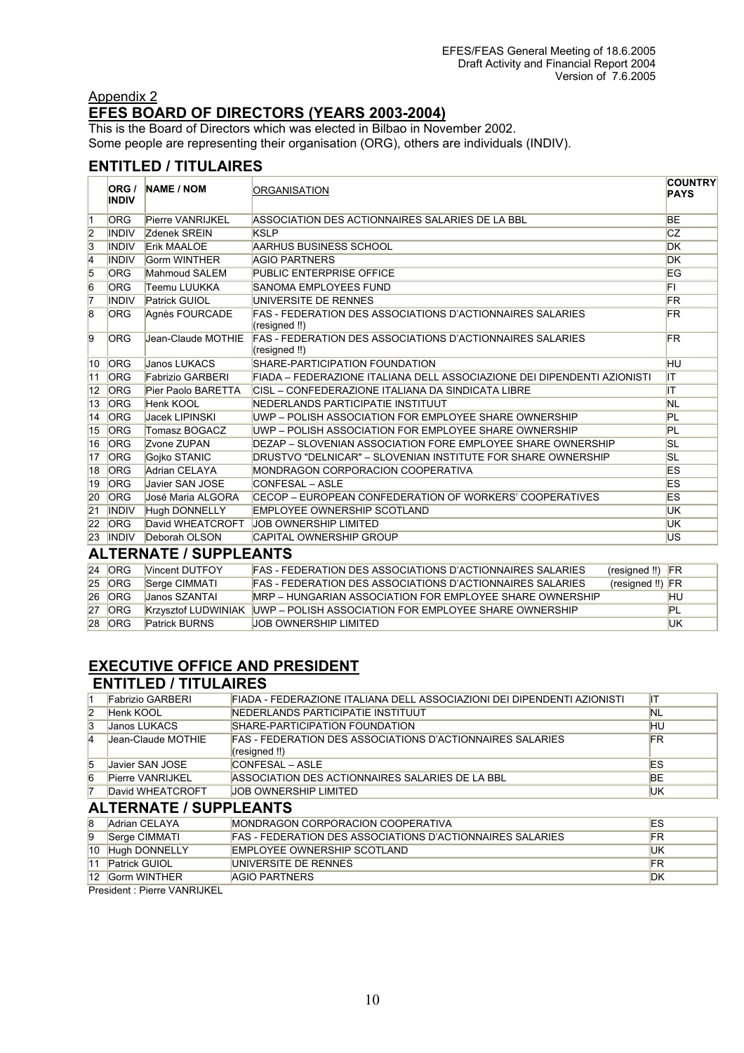Appendix 2

## EFES BOARD OF DIRECTORS (YEARS 2003-2004)

This is the Board of Directors which was elected in Bilbao in November 2002.
Some people are representing their organisation (ORG), others are individuals (INDIV).

### ENTITLED / TITULAIRES

| | ORG / INDIV | NAME / NOM | ORGANISATION | COUNTRY PAYS |
|---|---|---|---|---|
| 1 | ORG | Pierre VANRIJKEL | ASSOCIATION DES ACTIONNAIRES SALARIES DE LA BBL | BE |
| 2 | INDIV | Zdenek SREIN | KSLP | CZ |
| 3 | INDIV | Erik MAALOE | AARHUS BUSINESS SCHOOL | DK |
| 4 | INDIV | Gorm WINTHER | AGIO PARTNERS | DK |
| 5 | ORG | Mahmoud SALEM | PUBLIC ENTERPRISE OFFICE | EG |
| 6 | ORG | Teemu LUUKKA | SANOMA EMPLOYEES FUND | FI |
| 7 | INDIV | Patrick GUIOL | UNIVERSITE DE RENNES | FR |
| 8 | ORG | Agnès FOURCADE | FAS - FEDERATION DES ASSOCIATIONS D'ACTIONNAIRES SALARIES (resigned !!) | FR |
| 9 | ORG | Jean-Claude MOTHIE | FAS - FEDERATION DES ASSOCIATIONS D'ACTIONNAIRES SALARIES (resigned !!) | FR |
| 10 | ORG | Janos LUKACS | SHARE-PARTICIPATION FOUNDATION | HU |
| 11 | ORG | Fabrizio GARBERI | FIADA – FEDERAZIONE ITALIANA DELL ASSOCIAZIONE DEI DIPENDENTI AZIONISTI | IT |
| 12 | ORG | Pier Paolo BARETTA | CISL – CONFEDERAZIONE ITALIANA DA SINDICATA LIBRE | IT |
| 13 | ORG | Henk KOOL | NEDERLANDS PARTICIPATIE INSTITUUT | NL |
| 14 | ORG | Jacek LIPINSKI | UWP – POLISH ASSOCIATION FOR EMPLOYEE SHARE OWNERSHIP | PL |
| 15 | ORG | Tomasz BOGACZ | UWP – POLISH ASSOCIATION FOR EMPLOYEE SHARE OWNERSHIP | PL |
| 16 | ORG | Zvone ZUPAN | DEZAP – SLOVENIAN ASSOCIATION FORE EMPLOYEE SHARE OWNERSHIP | SL |
| 17 | ORG | Gojko STANIC | DRUSTVO "DELNICAR" – SLOVENIAN INSTITUTE FOR SHARE OWNERSHIP | SL |
| 18 | ORG | Adrian CELAYA | MONDRAGON CORPORACION COOPERATIVA | ES |
| 19 | ORG | Javier SAN JOSE | CONFESAL – ASLE | ES |
| 20 | ORG | José Maria ALGORA | CECOP – EUROPEAN CONFEDERATION OF WORKERS' COOPERATIVES | ES |
| 21 | INDIV | Hugh DONNELLY | EMPLOYEE OWNERSHIP SCOTLAND | UK |
| 22 | ORG | David WHEATCROFT | JOB OWNERSHIP LIMITED | UK |
| 23 | INDIV | Deborah OLSON | CAPITAL OWNERSHIP GROUP | US |

### ALTERNATE / SUPPLEANTS

| | | | | |
|---|---|---|---|---|
| 24 | ORG | Vincent DUTFOY | FAS - FEDERATION DES ASSOCIATIONS D'ACTIONNAIRES SALARIES (resigned !!) | FR |
| 25 | ORG | Serge CIMMATI | FAS - FEDERATION DES ASSOCIATIONS D'ACTIONNAIRES SALARIES (resigned !!) | FR |
| 26 | ORG | Janos SZANTAI | MRP – HUNGARIAN ASSOCIATION FOR EMPLOYEE SHARE OWNERSHIP | HU |
| 27 | ORG | Krzysztof LUDWINIAK | UWP – POLISH ASSOCIATION FOR EMPLOYEE SHARE OWNERSHIP | PL |
| 28 | ORG | Patrick BURNS | JOB OWNERSHIP LIMITED | UK |

## EXECUTIVE OFFICE AND PRESIDENT

### ENTITLED / TITULAIRES

| | | | |
|---|---|---|---|
| 1 | Fabrizio GARBERI | FIADA - FEDERAZIONE ITALIANA DELL ASSOCIAZIONI DEI DIPENDENTI AZIONISTI | IT |
| 2 | Henk KOOL | NEDERLANDS PARTICIPATIE INSTITUUT | NL |
| 3 | Janos LUKACS | SHARE-PARTICIPATION FOUNDATION | HU |
| 4 | Jean-Claude MOTHIE | FAS - FEDERATION DES ASSOCIATIONS D'ACTIONNAIRES SALARIES (resigned !!) | FR |
| 5 | Javier SAN JOSE | CONFESAL – ASLE | ES |
| 6 | Pierre VANRIJKEL | ASSOCIATION DES ACTIONNAIRES SALARIES DE LA BBL | BE |
| 7 | David WHEATCROFT | JOB OWNERSHIP LIMITED | UK |

### ALTERNATE / SUPPLEANTS

| | | | |
|---|---|---|---|
| 8 | Adrian CELAYA | MONDRAGON CORPORACION COOPERATIVA | ES |
| 9 | Serge CIMMATI | FAS - FEDERATION DES ASSOCIATIONS D'ACTIONNAIRES SALARIES | FR |
| 10 | Hugh DONNELLY | EMPLOYEE OWNERSHIP SCOTLAND | UK |
| 11 | Patrick GUIOL | UNIVERSITE DE RENNES | FR |
| 12 | Gorm WINTHER | AGIO PARTNERS | DK |

President : Pierre VANRIJKEL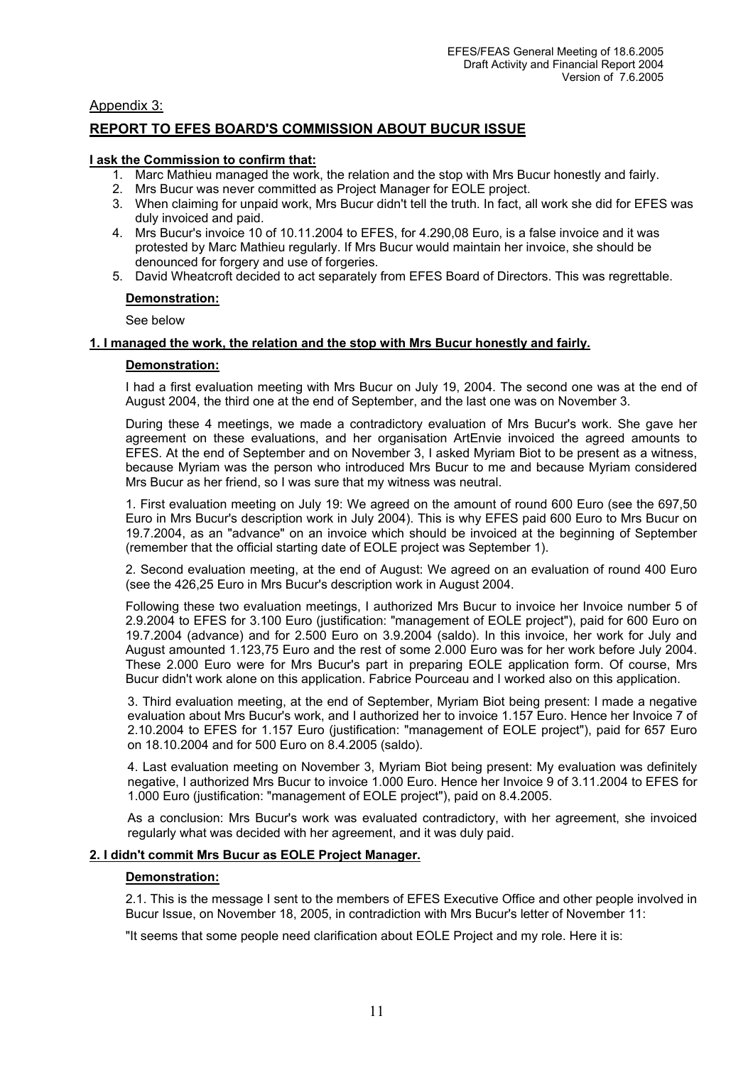Appendix 3:

## REPORT TO EFES BOARD'S COMMISSION ABOUT BUCUR ISSUE

**I ask the Commission to confirm that:**

1. Marc Mathieu managed the work, the relation and the stop with Mrs Bucur honestly and fairly.
2. Mrs Bucur was never committed as Project Manager for EOLE project.
3. When claiming for unpaid work, Mrs Bucur didn't tell the truth. In fact, all work she did for EFES was duly invoiced and paid.
4. Mrs Bucur's invoice 10 of 10.11.2004 to EFES, for 4.290,08 Euro, is a false invoice and it was protested by Marc Mathieu regularly. If Mrs Bucur would maintain her invoice, she should be denounced for forgery and use of forgeries.
5. David Wheatcroft decided to act separately from EFES Board of Directors. This was regrettable.

**Demonstration:**

See below

### 1. I managed the work, the relation and the stop with Mrs Bucur honestly and fairly.

**Demonstration:**

I had a first evaluation meeting with Mrs Bucur on July 19, 2004. The second one was at the end of August 2004, the third one at the end of September, and the last one was on November 3.

During these 4 meetings, we made a contradictory evaluation of Mrs Bucur's work. She gave her agreement on these evaluations, and her organisation ArtEnvie invoiced the agreed amounts to EFES. At the end of September and on November 3, I asked Myriam Biot to be present as a witness, because Myriam was the person who introduced Mrs Bucur to me and because Myriam considered Mrs Bucur as her friend, so I was sure that my witness was neutral.

1. First evaluation meeting on July 19: We agreed on the amount of round 600 Euro (see the 697,50 Euro in Mrs Bucur's description work in July 2004). This is why EFES paid 600 Euro to Mrs Bucur on 19.7.2004, as an "advance" on an invoice which should be invoiced at the beginning of September (remember that the official starting date of EOLE project was September 1).

2. Second evaluation meeting, at the end of August: We agreed on an evaluation of round 400 Euro (see the 426,25 Euro in Mrs Bucur's description work in August 2004.

Following these two evaluation meetings, I authorized Mrs Bucur to invoice her Invoice number 5 of 2.9.2004 to EFES for 3.100 Euro (justification: "management of EOLE project"), paid for 600 Euro on 19.7.2004 (advance) and for 2.500 Euro on 3.9.2004 (saldo). In this invoice, her work for July and August amounted 1.123,75 Euro and the rest of some 2.000 Euro was for her work before July 2004. These 2.000 Euro were for Mrs Bucur's part in preparing EOLE application form. Of course, Mrs Bucur didn't work alone on this application. Fabrice Pourceau and I worked also on this application.

3. Third evaluation meeting, at the end of September, Myriam Biot being present: I made a negative evaluation about Mrs Bucur's work, and I authorized her to invoice 1.157 Euro. Hence her Invoice 7 of 2.10.2004 to EFES for 1.157 Euro (justification: "management of EOLE project"), paid for 657 Euro on 18.10.2004 and for 500 Euro on 8.4.2005 (saldo).

4. Last evaluation meeting on November 3, Myriam Biot being present: My evaluation was definitely negative, I authorized Mrs Bucur to invoice 1.000 Euro. Hence her Invoice 9 of 3.11.2004 to EFES for 1.000 Euro (justification: "management of EOLE project"), paid on 8.4.2005.

As a conclusion: Mrs Bucur's work was evaluated contradictory, with her agreement, she invoiced regularly what was decided with her agreement, and it was duly paid.

### 2. I didn't commit Mrs Bucur as EOLE Project Manager.

**Demonstration:**

2.1. This is the message I sent to the members of EFES Executive Office and other people involved in Bucur Issue, on November 18, 2005, in contradiction with Mrs Bucur's letter of November 11:

"It seems that some people need clarification about EOLE Project and my role. Here it is: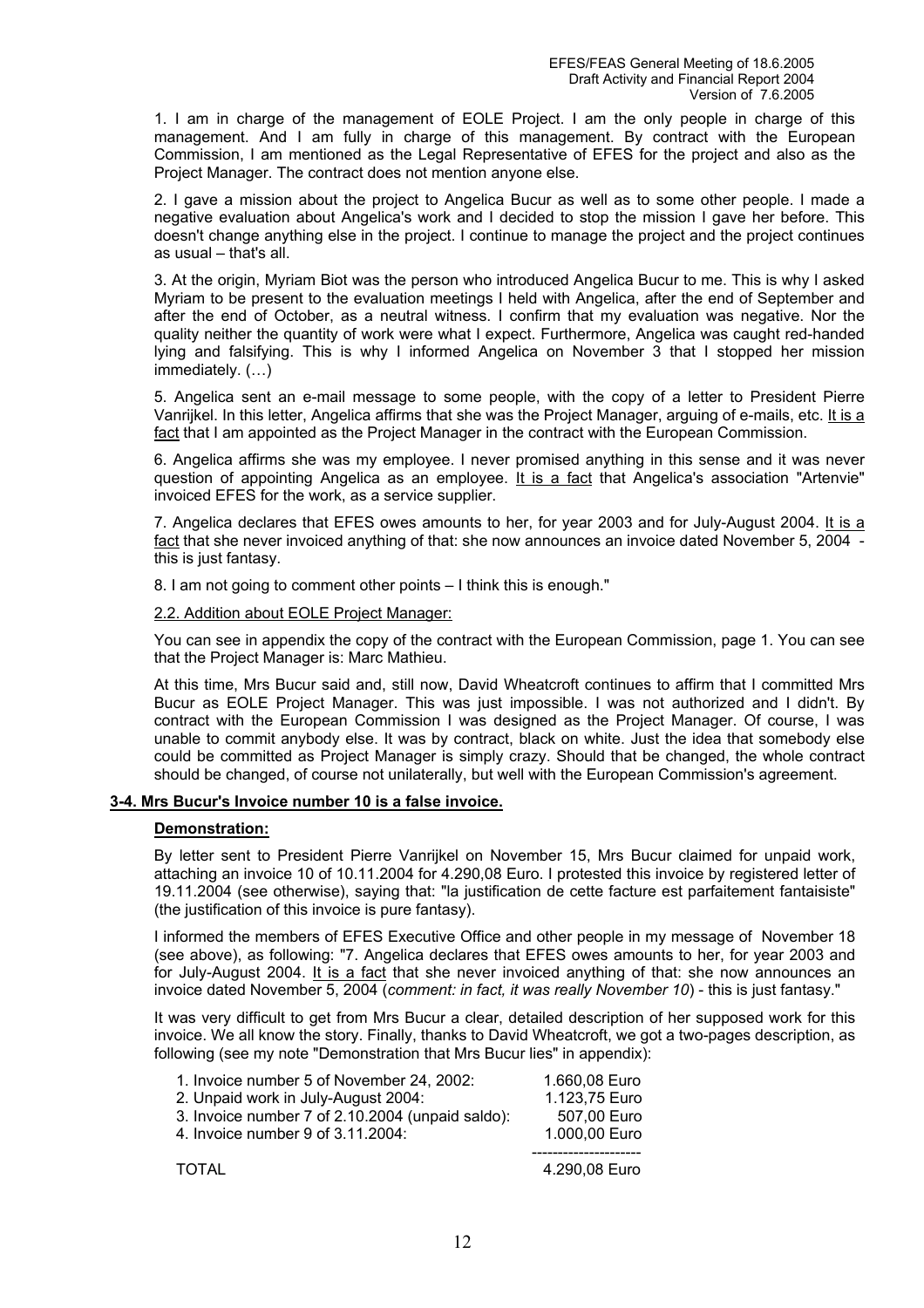1. I am in charge of the management of EOLE Project. I am the only people in charge of this management. And I am fully in charge of this management. By contract with the European Commission, I am mentioned as the Legal Representative of EFES for the project and also as the Project Manager. The contract does not mention anyone else.

2. I gave a mission about the project to Angelica Bucur as well as to some other people. I made a negative evaluation about Angelica's work and I decided to stop the mission I gave her before. This doesn't change anything else in the project. I continue to manage the project and the project continues as usual – that's all.

3. At the origin, Myriam Biot was the person who introduced Angelica Bucur to me. This is why I asked Myriam to be present to the evaluation meetings I held with Angelica, after the end of September and after the end of October, as a neutral witness. I confirm that my evaluation was negative. Nor the quality neither the quantity of work were what I expect. Furthermore, Angelica was caught red-handed lying and falsifying. This is why I informed Angelica on November 3 that I stopped her mission immediately. (…)

5. Angelica sent an e-mail message to some people, with the copy of a letter to President Pierre Vanrijkel. In this letter, Angelica affirms that she was the Project Manager, arguing of e-mails, etc. <u>It is a fact</u> that I am appointed as the Project Manager in the contract with the European Commission.

6. Angelica affirms she was my employee. I never promised anything in this sense and it was never question of appointing Angelica as an employee. <u>It is a fact</u> that Angelica's association "Artenvie" invoiced EFES for the work, as a service supplier.

7. Angelica declares that EFES owes amounts to her, for year 2003 and for July-August 2004. <u>It is a fact</u> that she never invoiced anything of that: she now announces an invoice dated November 5, 2004 - this is just fantasy.

8. I am not going to comment other points – I think this is enough."

<u>2.2. Addition about EOLE Project Manager:</u>

You can see in appendix the copy of the contract with the European Commission, page 1. You can see that the Project Manager is: Marc Mathieu.

At this time, Mrs Bucur said and, still now, David Wheatcroft continues to affirm that I committed Mrs Bucur as EOLE Project Manager. This was just impossible. I was not authorized and I didn't. By contract with the European Commission I was designed as the Project Manager. Of course, I was unable to commit anybody else. It was by contract, black on white. Just the idea that somebody else could be committed as Project Manager is simply crazy. Should that be changed, the whole contract should be changed, of course not unilaterally, but well with the European Commission's agreement.

**<u>3-4. Mrs Bucur's Invoice number 10 is a false invoice.</u>**

**<u>Demonstration:</u>**

By letter sent to President Pierre Vanrijkel on November 15, Mrs Bucur claimed for unpaid work, attaching an invoice 10 of 10.11.2004 for 4.290,08 Euro. I protested this invoice by registered letter of 19.11.2004 (see otherwise), saying that: "la justification de cette facture est parfaitement fantaisiste" (the justification of this invoice is pure fantasy).

I informed the members of EFES Executive Office and other people in my message of November 18 (see above), as following: "7. Angelica declares that EFES owes amounts to her, for year 2003 and for July-August 2004. <u>It is a fact</u> that she never invoiced anything of that: she now announces an invoice dated November 5, 2004 (*comment: in fact, it was really November 10*) - this is just fantasy."

It was very difficult to get from Mrs Bucur a clear, detailed description of her supposed work for this invoice. We all know the story. Finally, thanks to David Wheatcroft, we got a two-pages description, as following (see my note "Demonstration that Mrs Bucur lies" in appendix):

| | |
|---|---|
| 1. Invoice number 5 of November 24, 2002: | 1.660,08 Euro |
| 2. Unpaid work in July-August 2004: | 1.123,75 Euro |
| 3. Invoice number 7 of 2.10.2004 (unpaid saldo): | 507,00 Euro |
| 4. Invoice number 9 of 3.11.2004: | 1.000,00 Euro |
| TOTAL | 4.290,08 Euro |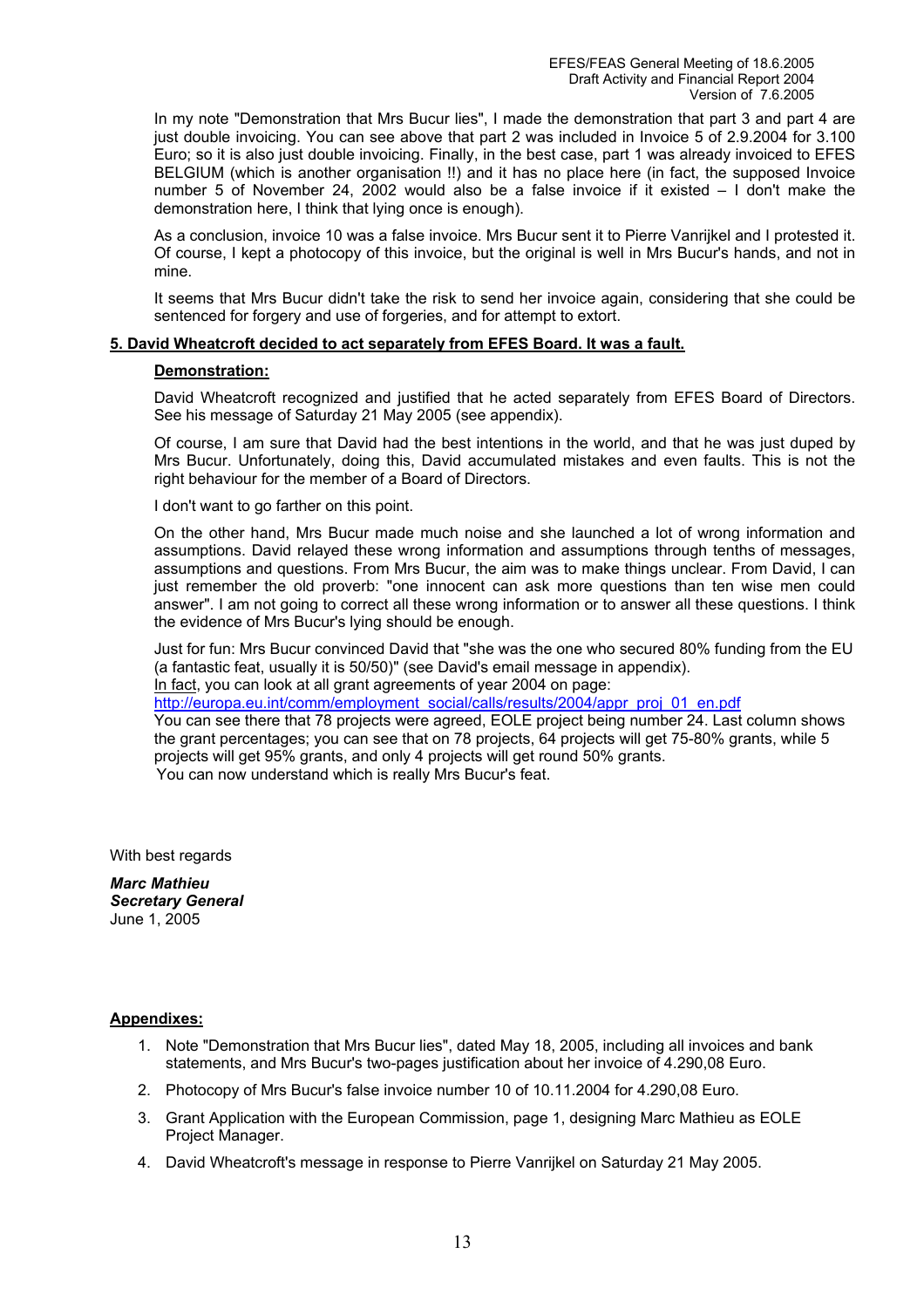In my note "Demonstration that Mrs Bucur lies", I made the demonstration that part 3 and part 4 are just double invoicing. You can see above that part 2 was included in Invoice 5 of 2.9.2004 for 3.100 Euro; so it is also just double invoicing. Finally, in the best case, part 1 was already invoiced to EFES BELGIUM (which is another organisation !!) and it has no place here (in fact, the supposed Invoice number 5 of November 24, 2002 would also be a false invoice if it existed – I don't make the demonstration here, I think that lying once is enough).

As a conclusion, invoice 10 was a false invoice. Mrs Bucur sent it to Pierre Vanrijkel and I protested it. Of course, I kept a photocopy of this invoice, but the original is well in Mrs Bucur's hands, and not in mine.

It seems that Mrs Bucur didn't take the risk to send her invoice again, considering that she could be sentenced for forgery and use of forgeries, and for attempt to extort.

**5. David Wheatcroft decided to act separately from EFES Board. It was a fault.**

**Demonstration:**

David Wheatcroft recognized and justified that he acted separately from EFES Board of Directors. See his message of Saturday 21 May 2005 (see appendix).

Of course, I am sure that David had the best intentions in the world, and that he was just duped by Mrs Bucur. Unfortunately, doing this, David accumulated mistakes and even faults. This is not the right behaviour for the member of a Board of Directors.

I don't want to go farther on this point.

On the other hand, Mrs Bucur made much noise and she launched a lot of wrong information and assumptions. David relayed these wrong information and assumptions through tenths of messages, assumptions and questions. From Mrs Bucur, the aim was to make things unclear. From David, I can just remember the old proverb: "one innocent can ask more questions than ten wise men could answer". I am not going to correct all these wrong information or to answer all these questions. I think the evidence of Mrs Bucur's lying should be enough.

Just for fun: Mrs Bucur convinced David that "she was the one who secured 80% funding from the EU (a fantastic feat, usually it is 50/50)" (see David's email message in appendix).
In fact, you can look at all grant agreements of year 2004 on page:
http://europa.eu.int/comm/employment_social/calls/results/2004/appr_proj_01_en.pdf
You can see there that 78 projects were agreed, EOLE project being number 24. Last column shows the grant percentages; you can see that on 78 projects, 64 projects will get 75-80% grants, while 5 projects will get 95% grants, and only 4 projects will get round 50% grants.
You can now understand which is really Mrs Bucur's feat.

With best regards

***Marc Mathieu***
***Secretary General***
June 1, 2005

**Appendixes:**

1. Note "Demonstration that Mrs Bucur lies", dated May 18, 2005, including all invoices and bank statements, and Mrs Bucur's two-pages justification about her invoice of 4.290,08 Euro.
2. Photocopy of Mrs Bucur's false invoice number 10 of 10.11.2004 for 4.290,08 Euro.
3. Grant Application with the European Commission, page 1, designing Marc Mathieu as EOLE Project Manager.
4. David Wheatcroft's message in response to Pierre Vanrijkel on Saturday 21 May 2005.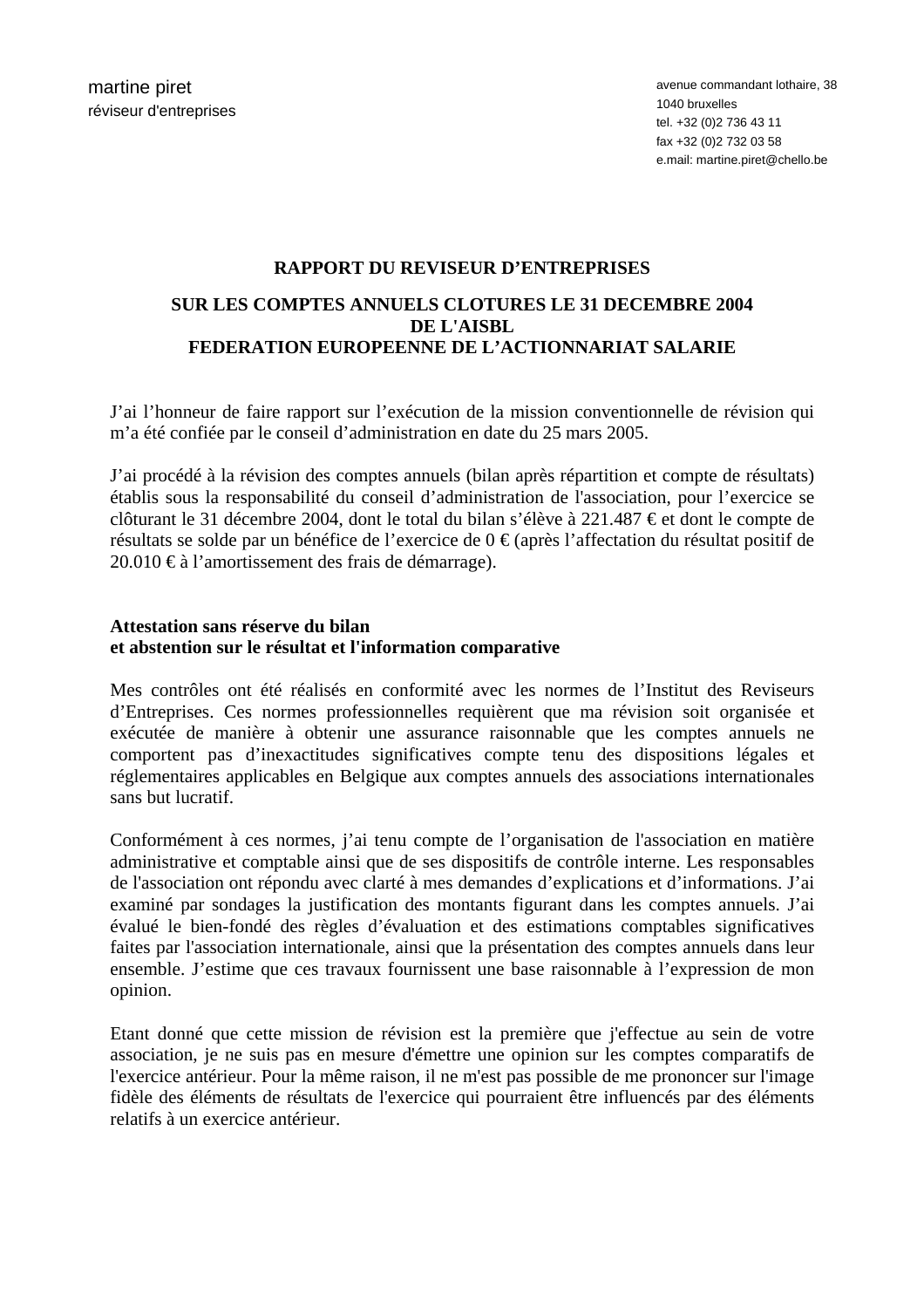martine piret
réviseur d'entreprises

avenue commandant lothaire, 38
1040 bruxelles
tel. +32 (0)2 736 43 11
fax +32 (0)2 732 03 58
e.mail: martine.piret@chello.be

# RAPPORT DU REVISEUR D'ENTREPRISES

## SUR LES COMPTES ANNUELS CLOTURES LE 31 DECEMBRE 2004 DE L'AISBL FEDERATION EUROPEENNE DE L'ACTIONNARIAT SALARIE

J'ai l'honneur de faire rapport sur l'exécution de la mission conventionnelle de révision qui m'a été confiée par le conseil d'administration en date du 25 mars 2005.

J'ai procédé à la révision des comptes annuels (bilan après répartition et compte de résultats) établis sous la responsabilité du conseil d'administration de l'association, pour l'exercice se clôturant le 31 décembre 2004, dont le total du bilan s'élève à 221.487 € et dont le compte de résultats se solde par un bénéfice de l'exercice de 0 € (après l'affectation du résultat positif de 20.010 € à l'amortissement des frais de démarrage).

**Attestation sans réserve du bilan**
**et abstention sur le résultat et l'information comparative**

Mes contrôles ont été réalisés en conformité avec les normes de l'Institut des Reviseurs d'Entreprises. Ces normes professionnelles requièrent que ma révision soit organisée et exécutée de manière à obtenir une assurance raisonnable que les comptes annuels ne comportent pas d'inexactitudes significatives compte tenu des dispositions légales et réglementaires applicables en Belgique aux comptes annuels des associations internationales sans but lucratif.

Conformément à ces normes, j'ai tenu compte de l'organisation de l'association en matière administrative et comptable ainsi que de ses dispositifs de contrôle interne. Les responsables de l'association ont répondu avec clarté à mes demandes d'explications et d'informations. J'ai examiné par sondages la justification des montants figurant dans les comptes annuels. J'ai évalué le bien-fondé des règles d'évaluation et des estimations comptables significatives faites par l'association internationale, ainsi que la présentation des comptes annuels dans leur ensemble. J'estime que ces travaux fournissent une base raisonnable à l'expression de mon opinion.

Etant donné que cette mission de révision est la première que j'effectue au sein de votre association, je ne suis pas en mesure d'émettre une opinion sur les comptes comparatifs de l'exercice antérieur. Pour la même raison, il ne m'est pas possible de me prononcer sur l'image fidèle des éléments de résultats de l'exercice qui pourraient être influencés par des éléments relatifs à un exercice antérieur.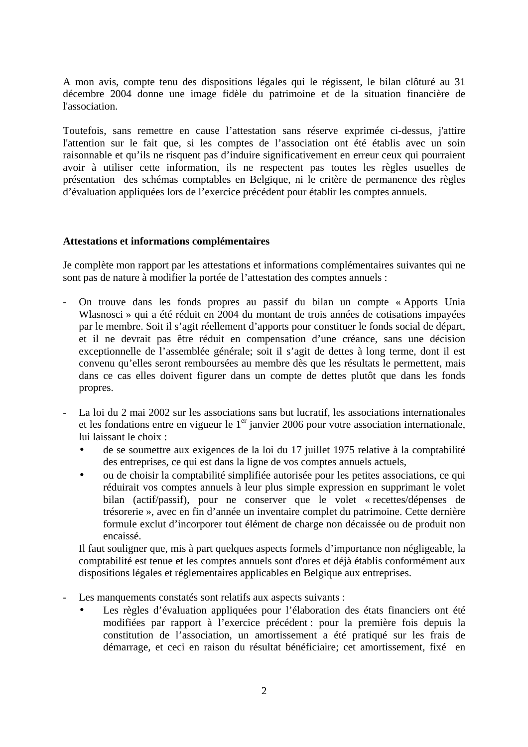A mon avis, compte tenu des dispositions légales qui le régissent, le bilan clôturé au 31 décembre 2004 donne une image fidèle du patrimoine et de la situation financière de l'association.

Toutefois, sans remettre en cause l'attestation sans réserve exprimée ci-dessus, j'attire l'attention sur le fait que, si les comptes de l'association ont été établis avec un soin raisonnable et qu'ils ne risquent pas d'induire significativement en erreur ceux qui pourraient avoir à utiliser cette information, ils ne respectent pas toutes les règles usuelles de présentation des schémas comptables en Belgique, ni le critère de permanence des règles d'évaluation appliquées lors de l'exercice précédent pour établir les comptes annuels.

**Attestations et informations complémentaires**

Je complète mon rapport par les attestations et informations complémentaires suivantes qui ne sont pas de nature à modifier la portée de l'attestation des comptes annuels :

- On trouve dans les fonds propres au passif du bilan un compte « Apports Unia Wlasnosci » qui a été réduit en 2004 du montant de trois années de cotisations impayées par le membre. Soit il s'agit réellement d'apports pour constituer le fonds social de départ, et il ne devrait pas être réduit en compensation d'une créance, sans une décision exceptionnelle de l'assemblée générale; soit il s'agit de dettes à long terme, dont il est convenu qu'elles seront remboursées au membre dès que les résultats le permettent, mais dans ce cas elles doivent figurer dans un compte de dettes plutôt que dans les fonds propres.

- La loi du 2 mai 2002 sur les associations sans but lucratif, les associations internationales et les fondations entre en vigueur le 1er janvier 2006 pour votre association internationale, lui laissant le choix :
  - de se soumettre aux exigences de la loi du 17 juillet 1975 relative à la comptabilité des entreprises, ce qui est dans la ligne de vos comptes annuels actuels,
  - ou de choisir la comptabilité simplifiée autorisée pour les petites associations, ce qui réduirait vos comptes annuels à leur plus simple expression en supprimant le volet bilan (actif/passif), pour ne conserver que le volet « recettes/dépenses de trésorerie », avec en fin d'année un inventaire complet du patrimoine. Cette dernière formule exclut d'incorporer tout élément de charge non décaissée ou de produit non encaissé.

  Il faut souligner que, mis à part quelques aspects formels d'importance non négligeable, la comptabilité est tenue et les comptes annuels sont d'ores et déjà établis conformément aux dispositions légales et réglementaires applicables en Belgique aux entreprises.

- Les manquements constatés sont relatifs aux aspects suivants :
  - Les règles d'évaluation appliquées pour l'élaboration des états financiers ont été modifiées par rapport à l'exercice précédent : pour la première fois depuis la constitution de l'association, un amortissement a été pratiqué sur les frais de démarrage, et ceci en raison du résultat bénéficiaire; cet amortissement, fixé en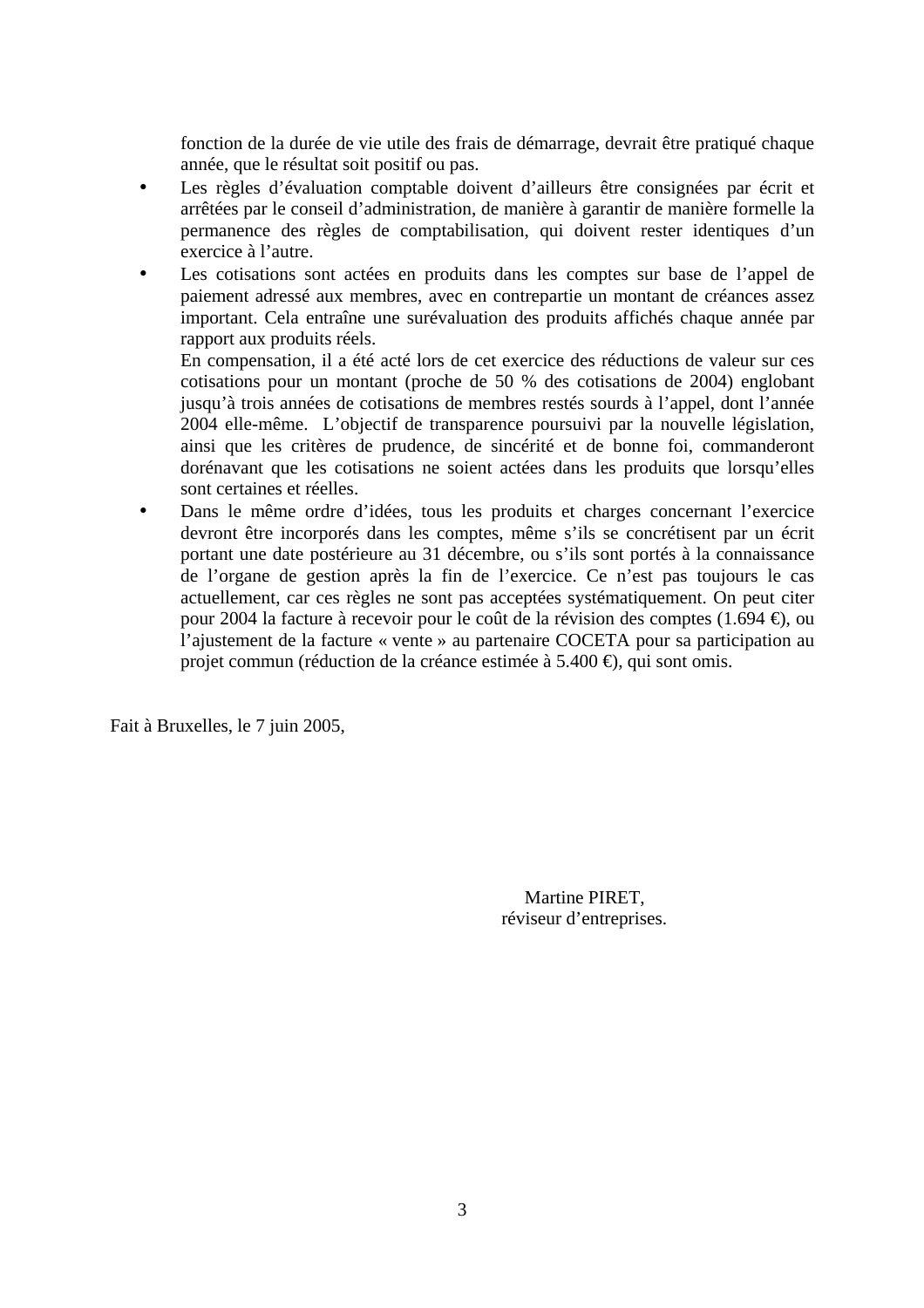fonction de la durée de vie utile des frais de démarrage, devrait être pratiqué chaque année, que le résultat soit positif ou pas.

- Les règles d'évaluation comptable doivent d'ailleurs être consignées par écrit et arrêtées par le conseil d'administration, de manière à garantir de manière formelle la permanence des règles de comptabilisation, qui doivent rester identiques d'un exercice à l'autre.
- Les cotisations sont actées en produits dans les comptes sur base de l'appel de paiement adressé aux membres, avec en contrepartie un montant de créances assez important. Cela entraîne une surévaluation des produits affichés chaque année par rapport aux produits réels.
  En compensation, il a été acté lors de cet exercice des réductions de valeur sur ces cotisations pour un montant (proche de 50 % des cotisations de 2004) englobant jusqu'à trois années de cotisations de membres restés sourds à l'appel, dont l'année 2004 elle-même. L'objectif de transparence poursuivi par la nouvelle législation, ainsi que les critères de prudence, de sincérité et de bonne foi, commanderont dorénavant que les cotisations ne soient actées dans les produits que lorsqu'elles sont certaines et réelles.
- Dans le même ordre d'idées, tous les produits et charges concernant l'exercice devront être incorporés dans les comptes, même s'ils se concrétisent par un écrit portant une date postérieure au 31 décembre, ou s'ils sont portés à la connaissance de l'organe de gestion après la fin de l'exercice. Ce n'est pas toujours le cas actuellement, car ces règles ne sont pas acceptées systématiquement. On peut citer pour 2004 la facture à recevoir pour le coût de la révision des comptes (1.694 €), ou l'ajustement de la facture « vente » au partenaire COCETA pour sa participation au projet commun (réduction de la créance estimée à 5.400 €), qui sont omis.

Fait à Bruxelles, le 7 juin 2005,

Martine PIRET,
réviseur d'entreprises.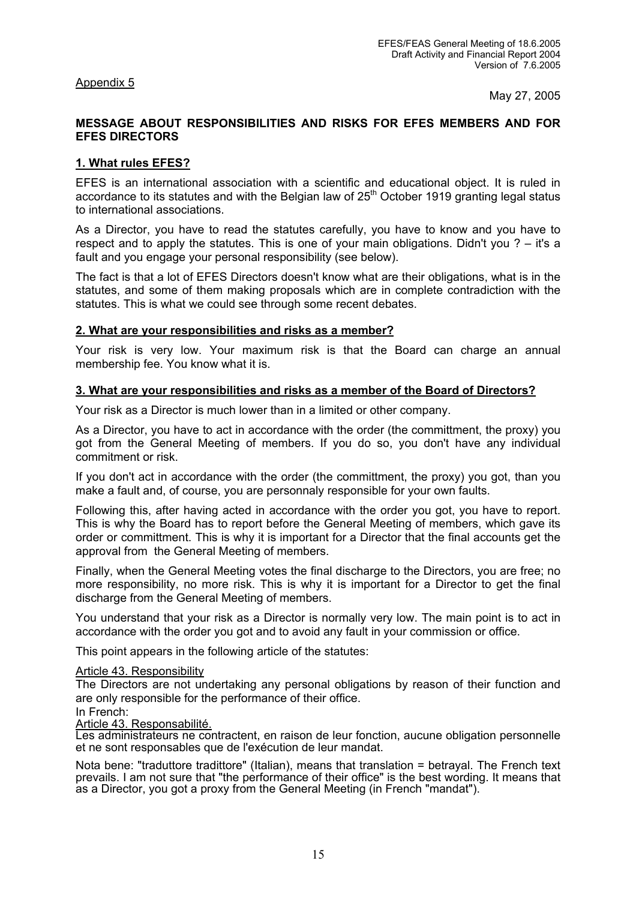Appendix 5

May 27, 2005

**MESSAGE ABOUT RESPONSIBILITIES AND RISKS FOR EFES MEMBERS AND FOR EFES DIRECTORS**

## 1. What rules EFES?

EFES is an international association with a scientific and educational object. It is ruled in accordance to its statutes and with the Belgian law of 25th October 1919 granting legal status to international associations.

As a Director, you have to read the statutes carefully, you have to know and you have to respect and to apply the statutes. This is one of your main obligations. Didn't you ? – it's a fault and you engage your personal responsibility (see below).

The fact is that a lot of EFES Directors doesn't know what are their obligations, what is in the statutes, and some of them making proposals which are in complete contradiction with the statutes. This is what we could see through some recent debates.

## 2. What are your responsibilities and risks as a member?

Your risk is very low. Your maximum risk is that the Board can charge an annual membership fee. You know what it is.

## 3. What are your responsibilities and risks as a member of the Board of Directors?

Your risk as a Director is much lower than in a limited or other company.

As a Director, you have to act in accordance with the order (the committment, the proxy) you got from the General Meeting of members. If you do so, you don't have any individual commitment or risk.

If you don't act in accordance with the order (the committment, the proxy) you got, than you make a fault and, of course, you are personnaly responsible for your own faults.

Following this, after having acted in accordance with the order you got, you have to report. This is why the Board has to report before the General Meeting of members, which gave its order or committment. This is why it is important for a Director that the final accounts get the approval from the General Meeting of members.

Finally, when the General Meeting votes the final discharge to the Directors, you are free; no more responsibility, no more risk. This is why it is important for a Director to get the final discharge from the General Meeting of members.

You understand that your risk as a Director is normally very low. The main point is to act in accordance with the order you got and to avoid any fault in your commission or office.

This point appears in the following article of the statutes:

Article 43. Responsibility
The Directors are not undertaking any personal obligations by reason of their function and are only responsible for the performance of their office.
In French:
Article 43. Responsabilité.
Les administrateurs ne contractent, en raison de leur fonction, aucune obligation personnelle et ne sont responsables que de l'exécution de leur mandat.

Nota bene: "traduttore tradittore" (Italian), means that translation = betrayal. The French text prevails. I am not sure that "the performance of their office" is the best wording. It means that as a Director, you got a proxy from the General Meeting (in French "mandat").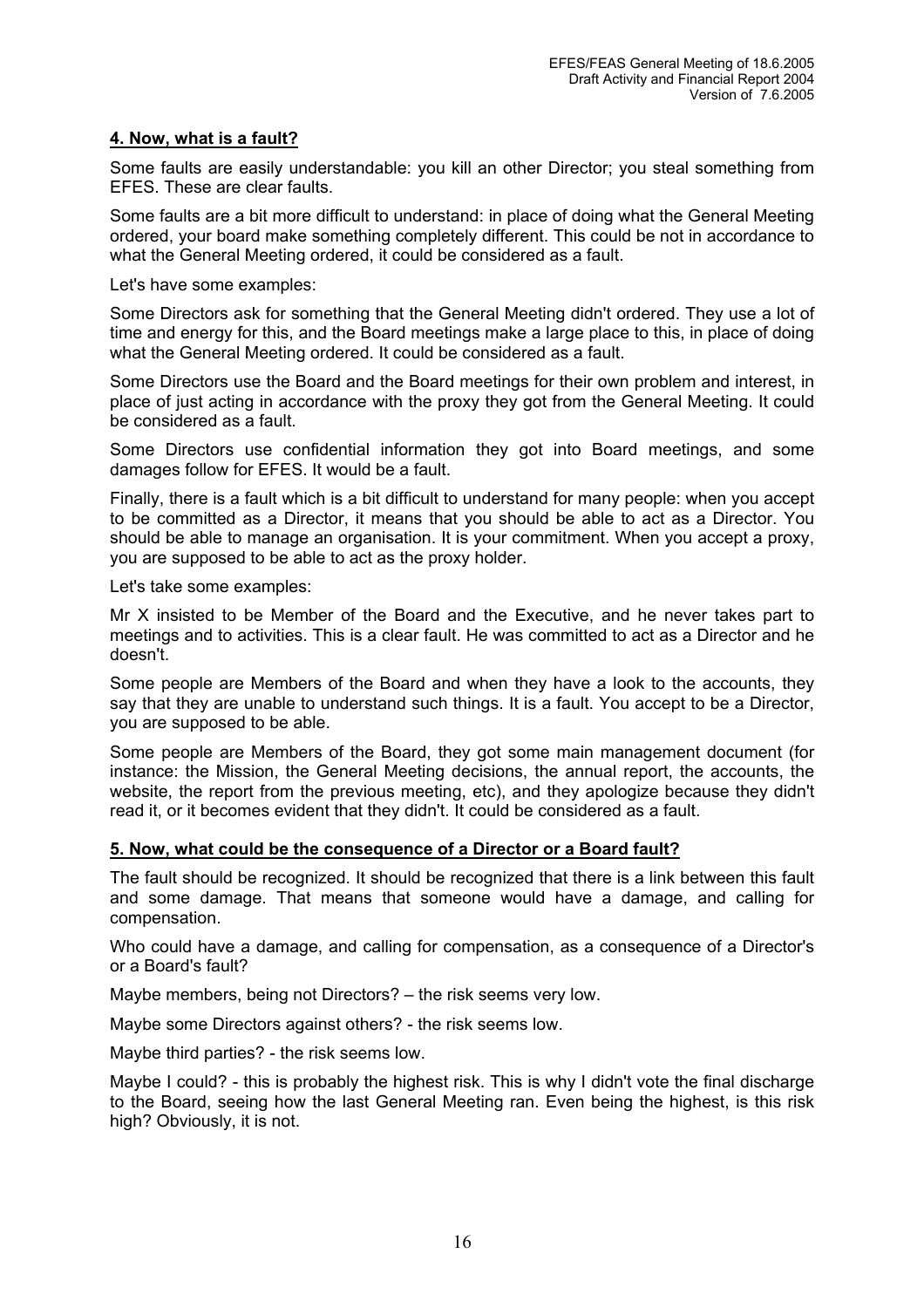## 4. Now, what is a fault?

Some faults are easily understandable: you kill an other Director; you steal something from EFES. These are clear faults.

Some faults are a bit more difficult to understand: in place of doing what the General Meeting ordered, your board make something completely different. This could be not in accordance to what the General Meeting ordered, it could be considered as a fault.

Let's have some examples:

Some Directors ask for something that the General Meeting didn't ordered. They use a lot of time and energy for this, and the Board meetings make a large place to this, in place of doing what the General Meeting ordered. It could be considered as a fault.

Some Directors use the Board and the Board meetings for their own problem and interest, in place of just acting in accordance with the proxy they got from the General Meeting. It could be considered as a fault.

Some Directors use confidential information they got into Board meetings, and some damages follow for EFES. It would be a fault.

Finally, there is a fault which is a bit difficult to understand for many people: when you accept to be committed as a Director, it means that you should be able to act as a Director. You should be able to manage an organisation. It is your commitment. When you accept a proxy, you are supposed to be able to act as the proxy holder.

Let's take some examples:

Mr X insisted to be Member of the Board and the Executive, and he never takes part to meetings and to activities. This is a clear fault. He was committed to act as a Director and he doesn't.

Some people are Members of the Board and when they have a look to the accounts, they say that they are unable to understand such things. It is a fault. You accept to be a Director, you are supposed to be able.

Some people are Members of the Board, they got some main management document (for instance: the Mission, the General Meeting decisions, the annual report, the accounts, the website, the report from the previous meeting, etc), and they apologize because they didn't read it, or it becomes evident that they didn't. It could be considered as a fault.

## 5. Now, what could be the consequence of a Director or a Board fault?

The fault should be recognized. It should be recognized that there is a link between this fault and some damage. That means that someone would have a damage, and calling for compensation.

Who could have a damage, and calling for compensation, as a consequence of a Director's or a Board's fault?

Maybe members, being not Directors? – the risk seems very low.

Maybe some Directors against others? - the risk seems low.

Maybe third parties? - the risk seems low.

Maybe I could? - this is probably the highest risk. This is why I didn't vote the final discharge to the Board, seeing how the last General Meeting ran. Even being the highest, is this risk high? Obviously, it is not.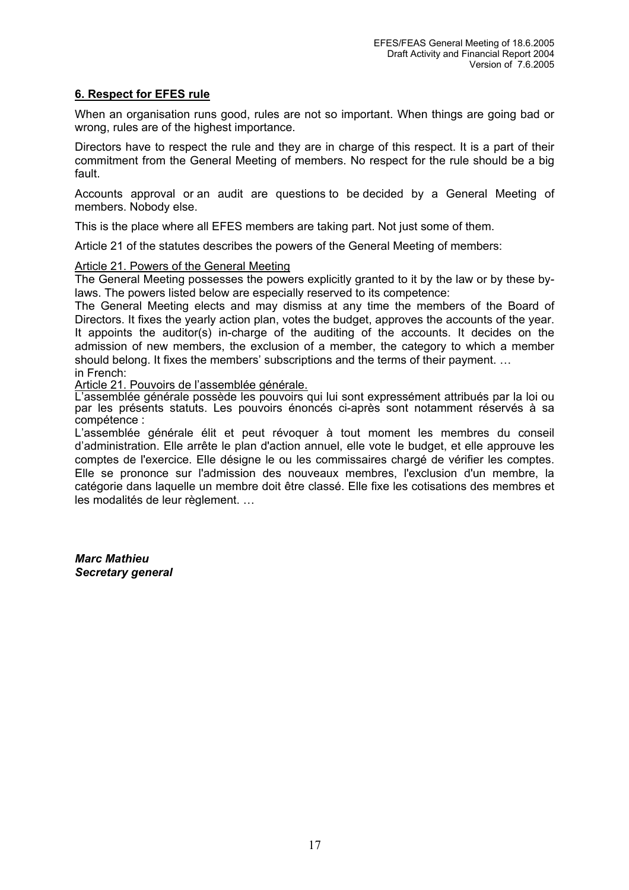## 6. Respect for EFES rule

When an organisation runs good, rules are not so important. When things are going bad or wrong, rules are of the highest importance.

Directors have to respect the rule and they are in charge of this respect. It is a part of their commitment from the General Meeting of members. No respect for the rule should be a big fault.

Accounts approval or an audit are questions to be decided by a General Meeting of members. Nobody else.

This is the place where all EFES members are taking part. Not just some of them.

Article 21 of the statutes describes the powers of the General Meeting of members:

Article 21. Powers of the General Meeting

The General Meeting possesses the powers explicitly granted to it by the law or by these by-laws. The powers listed below are especially reserved to its competence:

The General Meeting elects and may dismiss at any time the members of the Board of Directors. It fixes the yearly action plan, votes the budget, approves the accounts of the year. It appoints the auditor(s) in-charge of the auditing of the accounts. It decides on the admission of new members, the exclusion of a member, the category to which a member should belong. It fixes the members' subscriptions and the terms of their payment. …

in French:

Article 21. Pouvoirs de l'assemblée générale.

L'assemblée générale possède les pouvoirs qui lui sont expressément attribués par la loi ou par les présents statuts. Les pouvoirs énoncés ci-après sont notamment réservés à sa compétence :

L'assemblée générale élit et peut révoquer à tout moment les membres du conseil d'administration. Elle arrête le plan d'action annuel, elle vote le budget, et elle approuve les comptes de l'exercice. Elle désigne le ou les commissaires chargé de vérifier les comptes. Elle se prononce sur l'admission des nouveaux membres, l'exclusion d'un membre, la catégorie dans laquelle un membre doit être classé. Elle fixe les cotisations des membres et les modalités de leur règlement. …

***Marc Mathieu***
***Secretary general***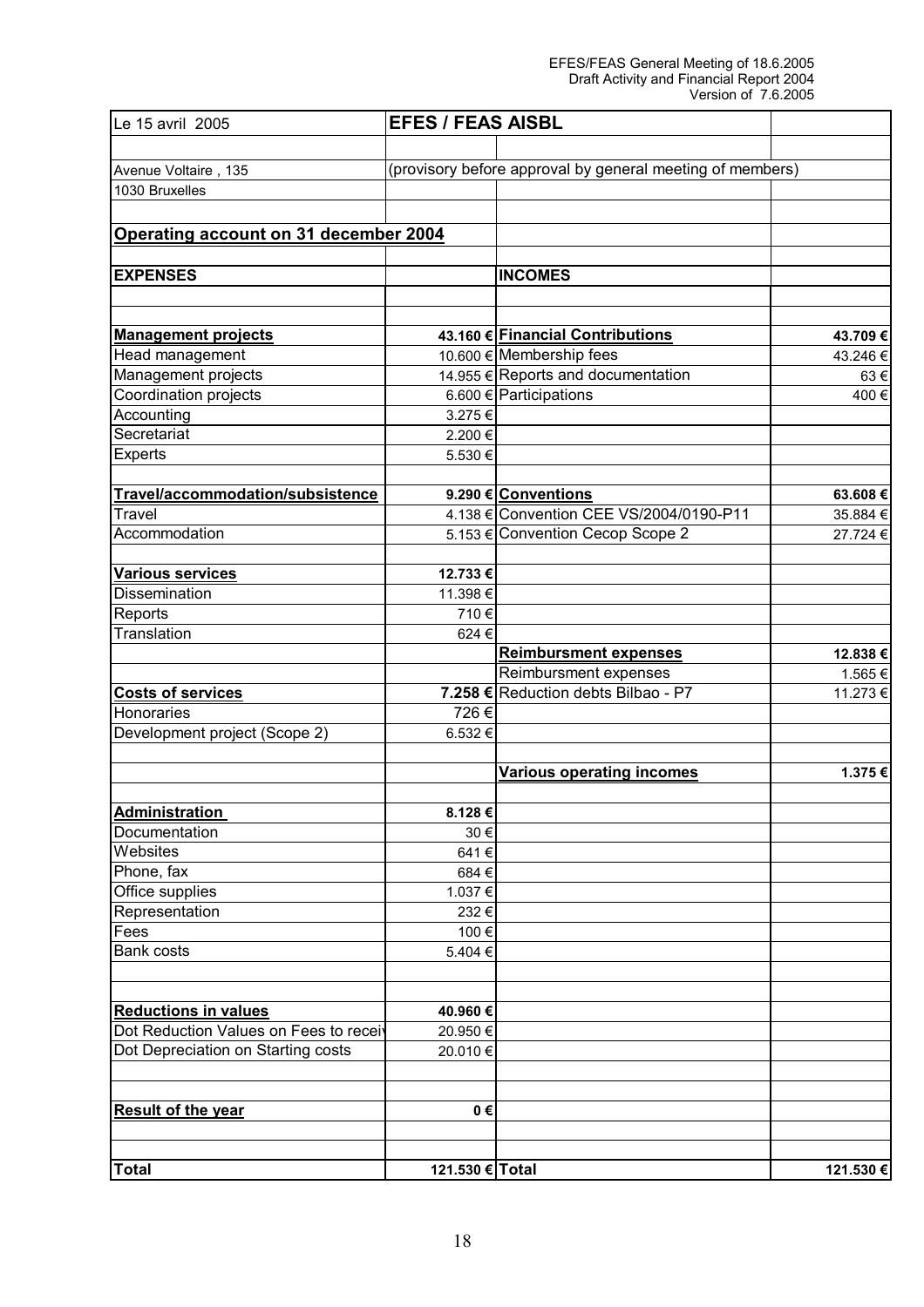| Le 15 avril 2005 | **EFES / FEAS AISBL** | | |
|---|---|---|---|
| | | | |
| Avenue Voltaire , 135 | (provisory before approval by general meeting of members) | | |
| 1030 Bruxelles | | | |
| | | | |
| **Operating account on 31 december 2004** | | | |
| | | | |
| **EXPENSES** | | **INCOMES** | |
| | | | |
| | | | |
| **Management projects** | **43.160 €** | **Financial Contributions** | **43.709 €** |
| Head management | 10.600 € | Membership fees | 43.246 € |
| Management projects | 14.955 € | Reports and documentation | 63 € |
| Coordination projects | 6.600 € | Participations | 400 € |
| Accounting | 3.275 € | | |
| Secretariat | 2.200 € | | |
| Experts | 5.530 € | | |
| | | | |
| **Travel/accommodation/subsistence** | **9.290 €** | **Conventions** | **63.608 €** |
| Travel | 4.138 € | Convention CEE VS/2004/0190-P11 | 35.884 € |
| Accommodation | 5.153 € | Convention Cecop Scope 2 | 27.724 € |
| | | | |
| **Various services** | **12.733 €** | | |
| Dissemination | 11.398 € | | |
| Reports | 710 € | | |
| Translation | 624 € | | |
| | | **Reimbursment expenses** | **12.838 €** |
| | | Reimbursment expenses | 1.565 € |
| **Costs of services** | **7.258 €** | Reduction debts Bilbao - P7 | 11.273 € |
| Honoraries | 726 € | | |
| Development project (Scope 2) | 6.532 € | | |
| | | | |
| | | **Various operating incomes** | **1.375 €** |
| | | | |
| **Administration** | **8.128 €** | | |
| Documentation | 30 € | | |
| Websites | 641 € | | |
| Phone, fax | 684 € | | |
| Office supplies | 1.037 € | | |
| Representation | 232 € | | |
| Fees | 100 € | | |
| Bank costs | 5.404 € | | |
| | | | |
| | | | |
| **Reductions in values** | **40.960 €** | | |
| Dot Reduction Values on Fees to recei | 20.950 € | | |
| Dot Depreciation on Starting costs | 20.010 € | | |
| | | | |
| | | | |
| **Result of the year** | **0 €** | | |
| | | | |
| | | | |
| **Total** | **121.530 €** | **Total** | **121.530 €** |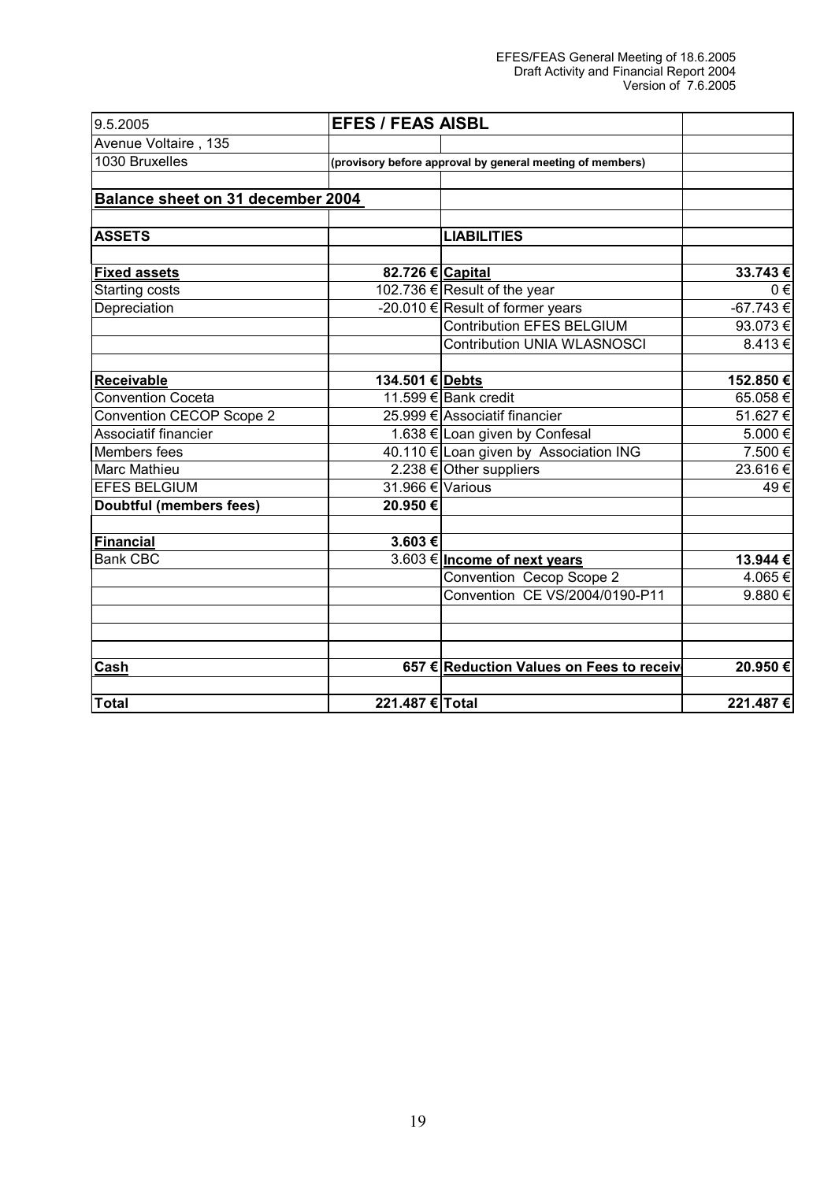| 9.5.2005 | EFES / FEAS AISBL | | |
|---|---|---|---|
| Avenue Voltaire , 135 | | | |
| 1030 Bruxelles | (provisory before approval by general meeting of members) | | |
| | | | |
| **Balance sheet on 31 december 2004** | | | |
| | | | |
| **ASSETS** | | **LIABILITIES** | |
| | | | |
| **Fixed assets** | **82.726 €** | **Capital** | **33.743 €** |
| Starting costs | 102.736 € | Result of the year | 0 € |
| Depreciation | -20.010 € | Result of former years | -67.743 € |
| | | Contribution EFES BELGIUM | 93.073 € |
| | | Contribution UNIA WLASNOSCI | 8.413 € |
| | | | |
| **Receivable** | **134.501 €** | **Debts** | **152.850 €** |
| Convention Coceta | 11.599 € | Bank credit | 65.058 € |
| Convention CECOP Scope 2 | 25.999 € | Associatif financier | 51.627 € |
| Associatif financier | 1.638 € | Loan given by Confesal | 5.000 € |
| Members fees | 40.110 € | Loan given by Association ING | 7.500 € |
| Marc Mathieu | 2.238 € | Other suppliers | 23.616 € |
| EFES BELGIUM | 31.966 € | Various | 49 € |
| **Doubtful (members fees)** | **20.950 €** | | |
| | | | |
| **Financial** | **3.603 €** | | |
| Bank CBC | 3.603 € | **Income of next years** | **13.944 €** |
| | | Convention Cecop Scope 2 | 4.065 € |
| | | Convention CE VS/2004/0190-P11 | 9.880 € |
| | | | |
| | | | |
| | | | |
| **Cash** | **657 €** | **Reduction Values on Fees to receiv** | **20.950 €** |
| | | | |
| **Total** | **221.487 €** | **Total** | **221.487 €** |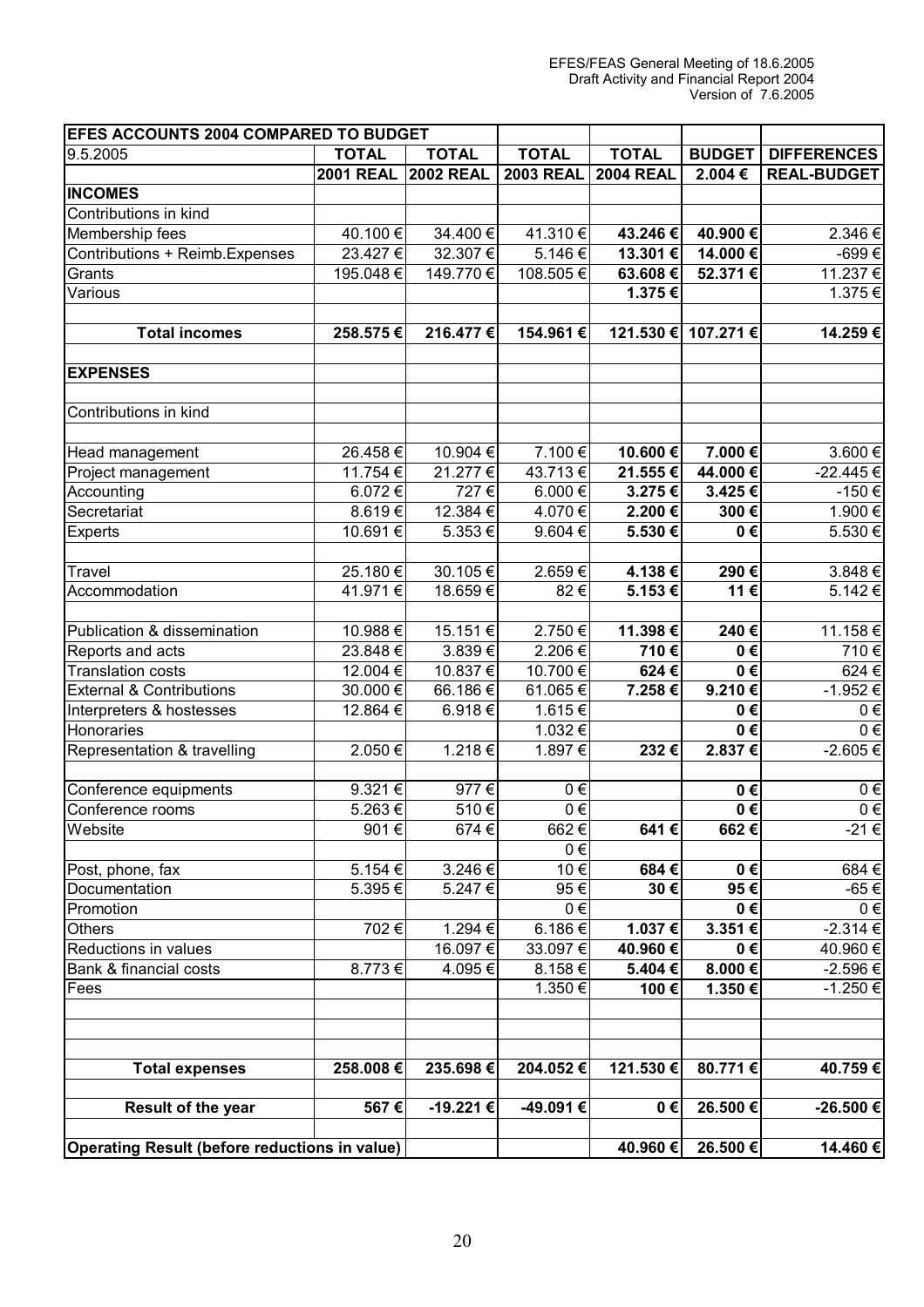| EFES ACCOUNTS 2004 COMPARED TO BUDGET | | | | | | |
|---|---|---|---|---|---|---|
| 9.5.2005 | **TOTAL** | **TOTAL** | **TOTAL** | **TOTAL** | **BUDGET** | **DIFFERENCES** |
| | **2001 REAL** | **2002 REAL** | **2003 REAL** | **2004 REAL** | **2.004 €** | **REAL-BUDGET** |
| **INCOMES** | | | | | | |
| Contributions in kind | | | | | | |
| Membership fees | 40.100 € | 34.400 € | 41.310 € | **43.246 €** | **40.900 €** | 2.346 € |
| Contributions + Reimb.Expenses | 23.427 € | 32.307 € | 5.146 € | **13.301 €** | **14.000 €** | -699 € |
| Grants | 195.048 € | 149.770 € | 108.505 € | **63.608 €** | **52.371 €** | 11.237 € |
| Various | | | | **1.375 €** | | 1.375 € |
| | | | | | | |
| **Total incomes** | **258.575 €** | **216.477 €** | **154.961 €** | **121.530 €** | **107.271 €** | **14.259 €** |
| | | | | | | |
| **EXPENSES** | | | | | | |
| | | | | | | |
| Contributions in kind | | | | | | |
| | | | | | | |
| Head management | 26.458 € | 10.904 € | 7.100 € | **10.600 €** | **7.000 €** | 3.600 € |
| Project management | 11.754 € | 21.277 € | 43.713 € | **21.555 €** | **44.000 €** | -22.445 € |
| Accounting | 6.072 € | 727 € | 6.000 € | **3.275 €** | **3.425 €** | -150 € |
| Secretariat | 8.619 € | 12.384 € | 4.070 € | **2.200 €** | **300 €** | 1.900 € |
| Experts | 10.691 € | 5.353 € | 9.604 € | **5.530 €** | **0 €** | 5.530 € |
| | | | | | | |
| Travel | 25.180 € | 30.105 € | 2.659 € | **4.138 €** | **290 €** | 3.848 € |
| Accommodation | 41.971 € | 18.659 € | 82 € | **5.153 €** | **11 €** | 5.142 € |
| | | | | | | |
| Publication & dissemination | 10.988 € | 15.151 € | 2.750 € | **11.398 €** | **240 €** | 11.158 € |
| Reports and acts | 23.848 € | 3.839 € | 2.206 € | **710 €** | **0 €** | 710 € |
| Translation costs | 12.004 € | 10.837 € | 10.700 € | **624 €** | **0 €** | 624 € |
| External & Contributions | 30.000 € | 66.186 € | 61.065 € | **7.258 €** | **9.210 €** | -1.952 € |
| Interpreters & hostesses | 12.864 € | 6.918 € | 1.615 € | | **0 €** | 0 € |
| Honoraries | | | 1.032 € | | **0 €** | 0 € |
| Representation & travelling | 2.050 € | 1.218 € | 1.897 € | **232 €** | **2.837 €** | -2.605 € |
| | | | | | | |
| Conference equipments | 9.321 € | 977 € | 0 € | | **0 €** | 0 € |
| Conference rooms | 5.263 € | 510 € | 0 € | | **0 €** | 0 € |
| Website | 901 € | 674 € | 662 € | **641 €** | **662 €** | -21 € |
| | | | 0 € | | | |
| Post, phone, fax | 5.154 € | 3.246 € | 10 € | **684 €** | **0 €** | 684 € |
| Documentation | 5.395 € | 5.247 € | 95 € | **30 €** | **95 €** | -65 € |
| Promotion | | | 0 € | | **0 €** | 0 € |
| Others | 702 € | 1.294 € | 6.186 € | **1.037 €** | **3.351 €** | -2.314 € |
| Reductions in values | | 16.097 € | 33.097 € | **40.960 €** | **0 €** | 40.960 € |
| Bank & financial costs | 8.773 € | 4.095 € | 8.158 € | **5.404 €** | **8.000 €** | -2.596 € |
| Fees | | | 1.350 € | **100 €** | **1.350 €** | -1.250 € |
| | | | | | | |
| | | | | | | |
| | | | | | | |
| **Total expenses** | **258.008 €** | **235.698 €** | **204.052 €** | **121.530 €** | **80.771 €** | **40.759 €** |
| | | | | | | |
| **Result of the year** | **567 €** | **-19.221 €** | **-49.091 €** | **0 €** | **26.500 €** | **-26.500 €** |
| | | | | | | |
| **Operating Result (before reductions in value)** | | | | **40.960 €** | **26.500 €** | **14.460 €** |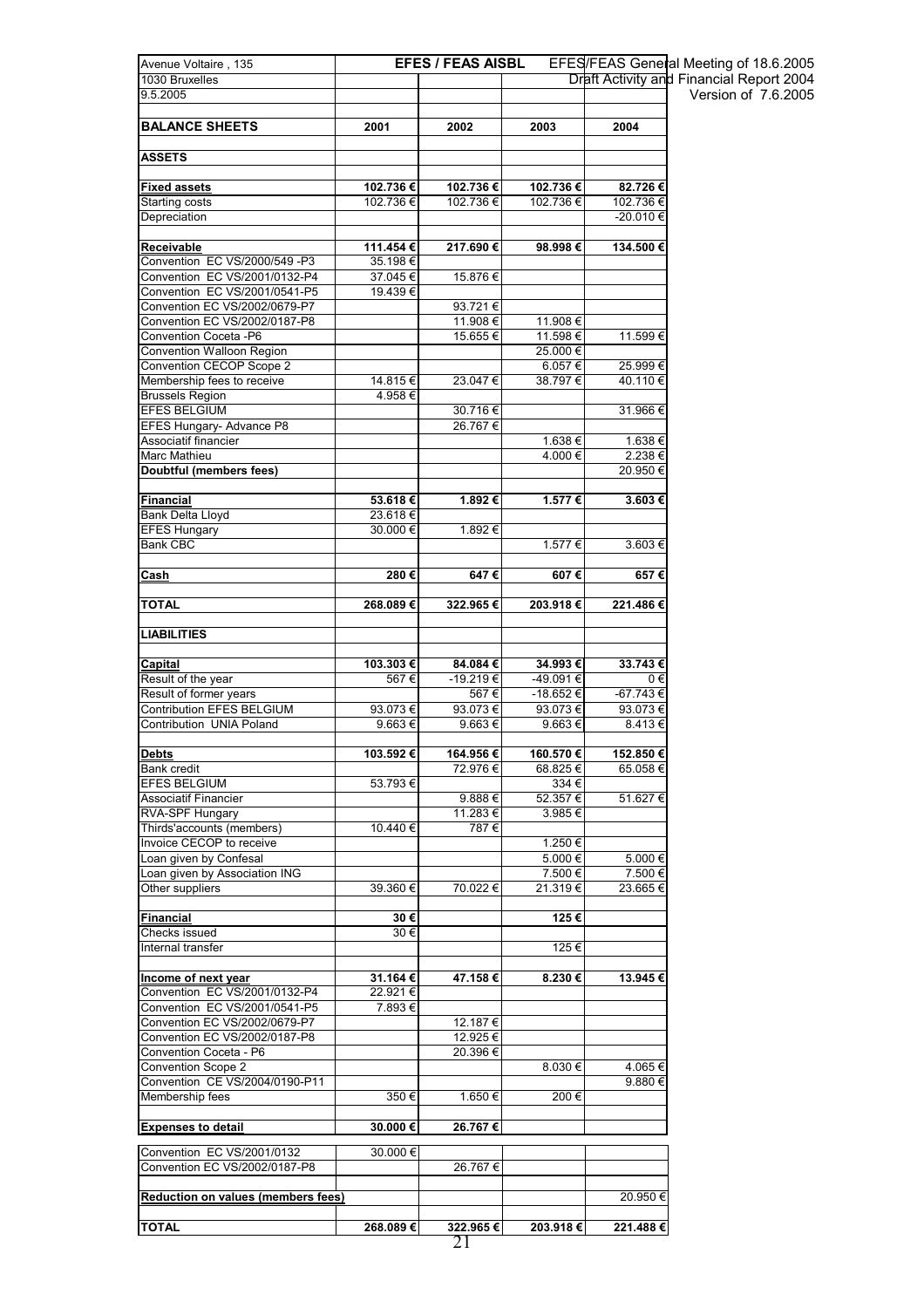Avenue Voltaire , 135
1030 Bruxelles
9.5.2005

**EFES / FEAS AISBL**

EFES/FEAS General Meeting of 18.6.2005
Draft Activity and Financial Report 2004
Version of 7.6.2005

| **BALANCE SHEETS** | **2001** | **2002** | **2003** | **2004** |
|---|---|---|---|---|
| **ASSETS** | | | | |
| **Fixed assets** | **102.736 €** | **102.736 €** | **102.736 €** | **82.726 €** |
| Starting costs | 102.736 € | 102.736 € | 102.736 € | 102.736 € |
| Depreciation | | | | -20.010 € |
| **Receivable** | **111.454 €** | **217.690 €** | **98.998 €** | **134.500 €** |
| Convention EC VS/2000/549 -P3 | 35.198 € | | | |
| Convention EC VS/2001/0132-P4 | 37.045 € | 15.876 € | | |
| Convention EC VS/2001/0541-P5 | 19.439 € | | | |
| Convention EC VS/2002/0679-P7 | | 93.721 € | | |
| Convention EC VS/2002/0187-P8 | | 11.908 € | 11.908 € | |
| Convention Coceta -P6 | | 15.655 € | 11.598 € | 11.599 € |
| Convention Walloon Region | | | 25.000 € | |
| Convention CECOP Scope 2 | | | 6.057 € | 25.999 € |
| Membership fees to receive | 14.815 € | 23.047 € | 38.797 € | 40.110 € |
| Brussels Region | 4.958 € | | | |
| EFES BELGIUM | | 30.716 € | | 31.966 € |
| EFES Hungary- Advance P8 | | 26.767 € | | |
| Associatif financier | | | 1.638 € | 1.638 € |
| Marc Mathieu | | | 4.000 € | 2.238 € |
| **Doubtful (members fees)** | | | | 20.950 € |
| **Financial** | **53.618 €** | **1.892 €** | **1.577 €** | **3.603 €** |
| Bank Delta Lloyd | 23.618 € | | | |
| EFES Hungary | 30.000 € | 1.892 € | | |
| Bank CBC | | | 1.577 € | 3.603 € |
| **Cash** | **280 €** | **647 €** | **607 €** | **657 €** |
| **TOTAL** | **268.089 €** | **322.965 €** | **203.918 €** | **221.486 €** |
| **LIABILITIES** | | | | |
| **Capital** | **103.303 €** | **84.084 €** | **34.993 €** | **33.743 €** |
| Result of the year | 567 € | -19.219 € | -49.091 € | 0 € |
| Result of former years | | 567 € | -18.652 € | -67.743 € |
| Contribution EFES BELGIUM | 93.073 € | 93.073 € | 93.073 € | 93.073 € |
| Contribution UNIA Poland | 9.663 € | 9.663 € | 9.663 € | 8.413 € |
| **Debts** | **103.592 €** | **164.956 €** | **160.570 €** | **152.850 €** |
| Bank credit | | 72.976 € | 68.825 € | 65.058 € |
| EFES BELGIUM | 53.793 € | | 334 € | |
| Associatif Financier | | 9.888 € | 52.357 € | 51.627 € |
| RVA-SPF Hungary | | 11.283 € | 3.985 € | |
| Thirds'accounts (members) | 10.440 € | 787 € | | |
| Invoice CECOP to receive | | | 1.250 € | |
| Loan given by Confesal | | | 5.000 € | 5.000 € |
| Loan given by Association ING | | | 7.500 € | 7.500 € |
| Other suppliers | 39.360 € | 70.022 € | 21.319 € | 23.665 € |
| **Financial** | **30 €** | | **125 €** | |
| Checks issued | 30 € | | | |
| Internal transfer | | | 125 € | |
| **Income of next year** | **31.164 €** | **47.158 €** | **8.230 €** | **13.945 €** |
| Convention EC VS/2001/0132-P4 | 22.921 € | | | |
| Convention EC VS/2001/0541-P5 | 7.893 € | | | |
| Convention EC VS/2002/0679-P7 | | 12.187 € | | |
| Convention EC VS/2002/0187-P8 | | 12.925 € | | |
| Convention Coceta - P6 | | 20.396 € | | |
| Convention Scope 2 | | | 8.030 € | 4.065 € |
| Convention CE VS/2004/0190-P11 | | | | 9.880 € |
| Membership fees | 350 € | 1.650 € | 200 € | |
| **Expenses to detail** | **30.000 €** | **26.767 €** | | |
| Convention EC VS/2001/0132 | 30.000 € | | | |
| Convention EC VS/2002/0187-P8 | | 26.767 € | | |
| **Reduction on values (members fees)** | | | | 20.950 € |
| **TOTAL** | **268.089 €** | **322.965 €** | **203.918 €** | **221.488 €** |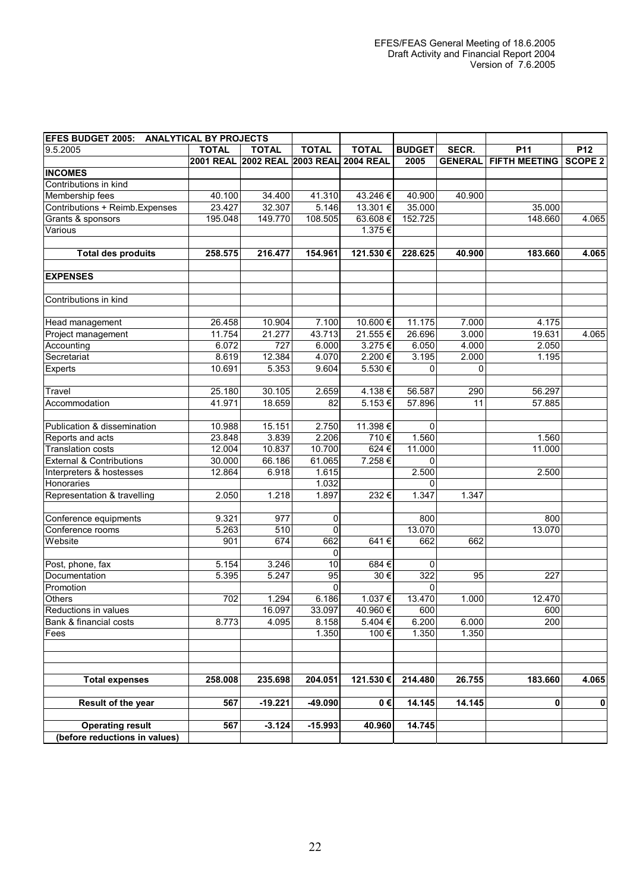| EFES BUDGET 2005: ANALYTICAL BY PROJECTS | | | | | | | | |
|---|---|---|---|---|---|---|---|---|
| 9.5.2005 | TOTAL | TOTAL | TOTAL | TOTAL | BUDGET | SECR. | P11 | P12 |
| | 2001 REAL | 2002 REAL | 2003 REAL | 2004 REAL | 2005 | GENERAL | FIFTH MEETING | SCOPE 2 |
| **INCOMES** | | | | | | | | |
| Contributions in kind | | | | | | | | |
| Membership fees | 40.100 | 34.400 | 41.310 | 43.246 € | 40.900 | 40.900 | | |
| Contributions + Reimb.Expenses | 23.427 | 32.307 | 5.146 | 13.301 € | 35.000 | | 35.000 | |
| Grants & sponsors | 195.048 | 149.770 | 108.505 | 63.608 € | 152.725 | | 148.660 | 4.065 |
| Various | | | | 1.375 € | | | | |
| | | | | | | | | |
| **Total des produits** | **258.575** | **216.477** | **154.961** | **121.530 €** | **228.625** | **40.900** | **183.660** | **4.065** |
| | | | | | | | | |
| **EXPENSES** | | | | | | | | |
| | | | | | | | | |
| Contributions in kind | | | | | | | | |
| | | | | | | | | |
| Head management | 26.458 | 10.904 | 7.100 | 10.600 € | 11.175 | 7.000 | 4.175 | |
| Project management | 11.754 | 21.277 | 43.713 | 21.555 € | 26.696 | 3.000 | 19.631 | 4.065 |
| Accounting | 6.072 | 727 | 6.000 | 3.275 € | 6.050 | 4.000 | 2.050 | |
| Secretariat | 8.619 | 12.384 | 4.070 | 2.200 € | 3.195 | 2.000 | 1.195 | |
| Experts | 10.691 | 5.353 | 9.604 | 5.530 € | 0 | 0 | | |
| | | | | | | | | |
| Travel | 25.180 | 30.105 | 2.659 | 4.138 € | 56.587 | 290 | 56.297 | |
| Accommodation | 41.971 | 18.659 | 82 | 5.153 € | 57.896 | 11 | 57.885 | |
| | | | | | | | | |
| Publication & dissemination | 10.988 | 15.151 | 2.750 | 11.398 € | 0 | | | |
| Reports and acts | 23.848 | 3.839 | 2.206 | 710 € | 1.560 | | 1.560 | |
| Translation costs | 12.004 | 10.837 | 10.700 | 624 € | 11.000 | | 11.000 | |
| External & Contributions | 30.000 | 66.186 | 61.065 | 7.258 € | 0 | | | |
| Interpreters & hostesses | 12.864 | 6.918 | 1.615 | | 2.500 | | 2.500 | |
| Honoraries | | | 1.032 | | 0 | | | |
| Representation & travelling | 2.050 | 1.218 | 1.897 | 232 € | 1.347 | 1.347 | | |
| | | | | | | | | |
| Conference equipments | 9.321 | 977 | 0 | | 800 | | 800 | |
| Conference rooms | 5.263 | 510 | 0 | | 13.070 | | 13.070 | |
| Website | 901 | 674 | 662 | 641 € | 662 | 662 | | |
| | | | 0 | | | | | |
| Post, phone, fax | 5.154 | 3.246 | 10 | 684 € | 0 | | | |
| Documentation | 5.395 | 5.247 | 95 | 30 € | 322 | 95 | 227 | |
| Promotion | | | 0 | | 0 | | | |
| Others | 702 | 1.294 | 6.186 | 1.037 € | 13.470 | 1.000 | 12.470 | |
| Reductions in values | | 16.097 | 33.097 | 40.960 € | 600 | | 600 | |
| Bank & financial costs | 8.773 | 4.095 | 8.158 | 5.404 € | 6.200 | 6.000 | 200 | |
| Fees | | | 1.350 | 100 € | 1.350 | 1.350 | | |
| | | | | | | | | |
| **Total expenses** | **258.008** | **235.698** | **204.051** | **121.530 €** | **214.480** | **26.755** | **183.660** | **4.065** |
| | | | | | | | | |
| **Result of the year** | **567** | **-19.221** | **-49.090** | **0 €** | **14.145** | **14.145** | **0** | **0** |
| | | | | | | | | |
| **Operating result** | **567** | **-3.124** | **-15.993** | **40.960** | **14.745** | | | |
| **(before reductions in values)** | | | | | | | | |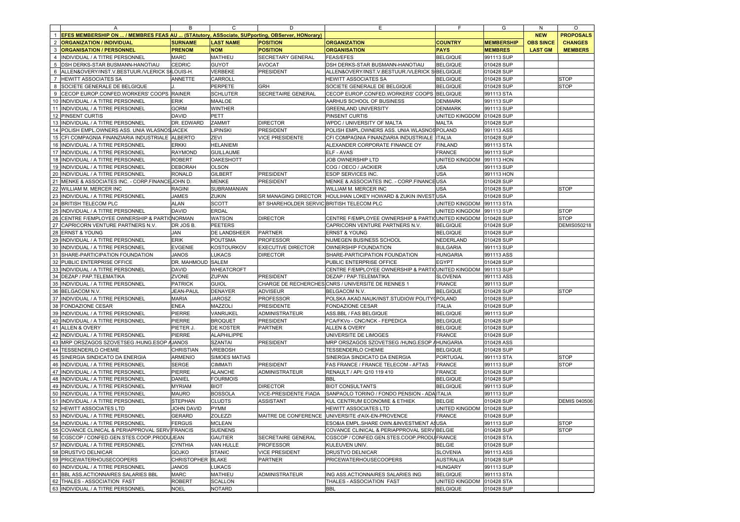| | A | B | C | D | E | F | G | N | O |
|---|---|---|---|---|---|---|---|---|---|
| 1 | EFES MEMBERSHIP ON ... / MEMBRES FEAS AU ... (STAtutory, ASSociate, SUPporting, OBServer, HONorary) | | | | | | | NEW | PROPOSALS |
| 2 | ORGANIZATION / INDIVIDUAL | SURNAME | LAST NAME | POSITION | ORGANIZATION | COUNTRY | MEMBERSHIP | OBS SINCE | CHANGES |
| 3 | ORGANISATION / PERSONNEL | PRENOM | NOM | POSITION | ORGANISATION | PAYS | MEMBRES | LAST GM | MEMBERS |
| 4 | INDIVIDUAL / A TITRE PERSONNEL | MARC | MATHIEU | SECRETARY GENERAL | FEAS/EFES | BELGIQUE | 991113 SUP | | |
| 5 | DSH DERKS-STAR BUSMANN-HANOTIAU | CEDRIC | GUYOT | AVOCAT | DSH DERKS-STAR BUSMANN-HANOTIAU | BELGIQUE | 010428 SUP | | |
| 6 | ALLEN&OVERY/INST.V.BESTUUR./VLERICK S | LOUIS-H. | VERBEKE | PRESIDENT | ALLEN&OVERY/INST.V.BESTUUR./VLERICK S | BELGIQUE | 010428 SUP | | |
| 7 | HEWITT ASSOCIATES SA | ANNETTE | CARROLL | | HEWITT ASSOCIATES SA | BELGIQUE | 010428 SUP | | STOP |
| 8 | SOCIETE GENERALE DE BELGIQUE | J. | PERPETE | GRH | SOCIETE GENERALE DE BELGIQUE | BELGIQUE | 010428 SUP | | STOP |
| 9 | CECOP EUROP.CONFED.WORKERS' COOPS | RAINER | SCHLUTER | SECRETAIRE GENERAL | CECOP EUROP.CONFED.WORKERS' COOPS | BELGIQUE | 991113 STA | | |
| 10 | INDIVIDUAL / A TITRE PERSONNEL | ERIK | MAALOE | | AARHUS SCHOOL OF BUSINESS | DENMARK | 991113 SUP | | |
| 11 | INDIVIDUAL / A TITRE PERSONNEL | GORM | WINTHER | | GREENLAND UNIVERSITY | DENMARK | 991113 SUP | | |
| 12 | PINSENT CURTIS | DAVID | PETT | | PINSENT CURTIS | UNITED KINGDOM | 010428 SUP | | |
| 13 | INDIVIDUAL / A TITRE PERSONNEL | DR. EDWARD | ZAMMIT | DIRECTOR | WPDC / UNIVERSITY OF MALTA | MALTA | 010428 SUP | | |
| 14 | POLISH EMPL.OWNERS ASS. UNIA WLASNOS | JACEK | LIPINSKI | PRESIDENT | POLISH EMPL.OWNERS ASS. UNIA WLASNOS | POLAND | 991113 ASS | | |
| 15 | CFI COMPAGNIA FINANZIARIA INDUSTRIALE | ALBERTO | ZEVI | VICE PRESIDENTE | CFI COMPAGNIA FINANZIARIA INDUSTRIALE | ITALIA | 010428 SUP | | |
| 16 | INDIVIDUAL / A TITRE PERSONNEL | ERKKI | HELANIEMI | | ALEXANDER CORPORATE FINANCE OY | FINLAND | 991113 STA | | |
| 17 | INDIVIDUAL / A TITRE PERSONNEL | RAYMOND | GUILLAUME | | ELF - AVAS | FRANCE | 991113 SUP | | |
| 18 | INDIVIDUAL / A TITRE PERSONNEL | ROBERT | OAKESHOTT | | JOB OWNERSHIP LTD | UNITED KINGDOM | 991113 HON | | |
| 19 | INDIVIDUAL / A TITRE PERSONNEL | DEBORAH | OLSON | | COG / OECO / JACKIER | USA | 991113 SUP | | |
| 20 | INDIVIDUAL / A TITRE PERSONNEL | RONALD | GILBERT | PRESIDENT | ESOP SERVICES INC. | USA | 991113 HON | | |
| 21 | MENKE & ASSOCIATES INC. - CORP.FINANCE | JOHN D. | MENKE | PRESIDENT | MENKE & ASSOCIATES INC. - CORP.FINANCE | USA | 010428 SUP | | |
| 22 | WILLIAM M. MERCER INC | RAGINI | SUBRAMANIAN | | WILLIAM M. MERCER INC | USA | 010428 SUP | | STOP |
| 23 | INDIVIDUAL / A TITRE PERSONNEL | JAMES | ZUKIN | SR MANAGING DIRECTOR | HOULIHAN LOKEY HOWARD & ZUKIN INVEST | USA | 010428 SUP | | |
| 24 | BRITISH TELECOM PLC | ALAN | SCOTT | BT SHAREHOLDER SERVIC | BRITISH TELECOM PLC | UNITED KINGDOM | 991113 STA | | |
| 25 | INDIVIDUAL / A TITRE PERSONNEL | DAVID | ERDAL | | | UNITED KINGDOM | 991113 SUP | | STOP |
| 26 | CENTRE F/EMPLOYEE OWNERSHIP & PARTIC | NORMAN | WATSON | DIRECTOR | CENTRE F/EMPLOYEE OWNERSHIP & PARTIC | UNITED KINGDOM | 010428 SUP | | STOP |
| 27 | CAPRICORN VENTURE PARTNERS N.V. | DR JOS B. | PEETERS | | CAPRICORN VENTURE PARTNERS N.V. | BELGIQUE | 010428 SUP | | DEMIS050218 |
| 28 | ERNST & YOUNG | JAN | DE LANDSHEER | PARTNER | ERNST & YOUNG | BELGIQUE | 010428 SUP | | |
| 29 | INDIVIDUAL / A TITRE PERSONNEL | ERIK | POUTSMA | PROFESSOR | NIJMEGEN BUSINESS SCHOOL | NEDERLAND | 010428 SUP | | |
| 30 | INDIVIDUAL / A TITRE PERSONNEL | EVGENIE | KOSTOURKOV | EXECUTIVE DIRECTOR | OWNERSHIP FOUNDATION | BULGARIA | 991113 SUP | | |
| 31 | SHARE-PARTICIPATION FOUNDATION | JANOS | LUKACS | DIRECTOR | SHARE-PARTICIPATION FOUNDATION | HUNGARIA | 991113 ASS | | |
| 32 | PUBLIC ENTERPRISE OFFICE | DR. MAHMOUD | SALEM | | PUBLIC ENTERPRISE OFFICE | EGYPT | 010428 SUP | | |
| 33 | INDIVIDUAL / A TITRE PERSONNEL | DAVID | WHEATCROFT | | CENTRE F/EMPLOYEE OWNERSHIP & PARTIC | UNITED KINGDOM | 991113 SUP | | |
| 34 | DEZAP / PAP.TELEMATIKA | ZVONE | ZUPAN | PRESIDENT | DEZAP / PAP.TELEMATIKA | SLOVENIA | 991113 ASS | | |
| 35 | INDIVIDUAL / A TITRE PERSONNEL | PATRICK | GUIOL | CHARGE DE RECHERCHES | CNRS / UNIVERSITE DE RENNES 1 | FRANCE | 991113 SUP | | |
| 36 | BELGACOM N.V. | JEAN-PAUL | DENAYER | ADVISEUR | BELGACOM N.V. | BELGIQUE | 010428 SUP | | STOP |
| 37 | INDIVIDUAL / A TITRE PERSONNEL | MARIA | JAROSZ | PROFESSOR | POLSKA AKAD.NAUK/INST.STUDIOW POLITY( | POLAND | 010428 SUP | | |
| 38 | FONDAZIONE CESAR | ENEA | MAZZOLI | PRESIDENTE | FONDAZIONE CESAR | ITALIA | 010428 SUP | | |
| 39 | INDIVIDUAL / A TITRE PERSONNEL | PIERRE | VANRIJKEL | ADMINISTRATEUR | ASS.BBL / FAS BELGIQUE | BELGIQUE | 991113 SUP | | |
| 40 | INDIVIDUAL / A TITRE PERSONNEL | PIERRE | BROQUET | PRESIDENT | FCA/FKVo - CNC/NCK - FEPEDICA | BELGIQUE | 010428 SUP | | |
| 41 | ALLEN & OVERY | PIETER J. | DE KOSTER | PARTNER | ALLEN & OVERY | BELGIQUE | 010428 SUP | | |
| 42 | INDIVIDUAL / A TITRE PERSONNEL | PIERRE | ALAPHILIPPE | | UNIVERSITE DE LIMOGES | FRANCE | 010428 SUP | | |
| 43 | MRP ORSZAGOS SZOVETSEG /HUNG.ESOP A | JANOS | SZANTAI | PRESIDENT | MRP ORSZAGOS SZOVETSEG /HUNG.ESOP A | HUNGARIA | 010428 ASS | | |
| 44 | TESSENDERLO CHEMIE | CHRISTIAN | VREBOSH | | TESSENDERLO CHEMIE | BELGIQUE | 010428 SUP | | |
| 45 | SINERGIA SINDICATO DA ENERGIA | ARMENIO | SIMOES MATIAS | | SINERGIA SINDICATO DA ENERGIA | PORTUGAL | 991113 STA | | STOP |
| 46 | INDIVIDUAL / A TITRE PERSONNEL | SERGE | CIMMATI | PRESIDENT | FAS FRANCE / FRANCE TELECOM - AFTAS | FRANCE | 991113 SUP | | STOP |
| 47 | INDIVIDUAL / A TITRE PERSONNEL | PIERRE | ALANCHE | ADMINISTRATEUR | RENAULT / API: Q10 119 410 | FRANCE | 010428 SUP | | |
| 48 | INDIVIDUAL / A TITRE PERSONNEL | DANIEL | FOURMOIS | | BBL | BELGIQUE | 010428 SUP | | |
| 49 | INDIVIDUAL / A TITRE PERSONNEL | MYRIAM | BIOT | DIRECTOR | BIOT CONSULTANTS | BELGIQUE | 991113 SUP | | |
| 50 | INDIVIDUAL / A TITRE PERSONNEL | MAURO | BOSSOLA | VICE-PRESIDENTE FIADA | SANPAOLO TORINO / FONDO PENSION - ADA | ITALIA | 991113 SUP | | |
| 51 | INDIVIDUAL / A TITRE PERSONNEL | STEPHAN | CLUDTS | ASSISTANT | KUL CENTRUM ECONOMIE & ETHIEK | BELGIE | 010428 SUP | | DEMIS 040506 |
| 52 | HEWITT ASSOCIATES LTD | JOHN DAVID | PYMM | | HEWITT ASSOCIATES LTD | UNITED KINGDOM | 010428 SUP | | |
| 53 | INDIVIDUAL / A TITRE PERSONNEL | GERARD | ZOLEZZI | MAITRE DE CONFERENCE | UNIVERSITE d'AIX-EN-PROVENCE | FRANCE | 010428 SUP | | |
| 54 | INDIVIDUAL / A TITRE PERSONNEL | FERGUS | MCLEAN | | ESO&IA EMPL.SHARE OWN.&INVESTMENT A | USA | 991113 SUP | | STOP |
| 55 | COVANCE CLINICAL & PERIAPPROVAL SERV | FRANCIS | SUENENS | | COVANCE CLINICAL & PERIAPPROVAL SERV | BELGIE | 010428 SUP | | STOP |
| 56 | CGSCOP / CONFED.GEN.STES.COOP.PRODU | JEAN | GAUTIER | SECRETAIRE GENERAL | CGSCOP / CONFED.GEN.STES.COOP.PRODU | FRANCE | 010428 STA | | |
| 57 | INDIVIDUAL / A TITRE PERSONNEL | CYNTHIA | VAN HULLE | PROFESSOR | KULEUVEN UNIV. | BELGIE | 010428 SUP | | |
| 58 | DRUSTVO DELNICAR | GOJKO | STANIC | VICE PRESIDENT | DRUSTVO DELNICAR | SLOVENIA | 991113 ASS | | |
| 59 | PRICEWATERHOUSECOOPERS | CHRISTOPHER | BLAKE | PARTNER | PRICEWATERHOUSECOOPERS | AUSTRALIA | 010428 SUP | | |
| 60 | INDIVIDUAL / A TITRE PERSONNEL | JANOS | LUKACS | | | HUNGARY | 991113 SUP | | |
| 61 | BBL ASS.ACTIONNAIRES SALARIES BBL | MARC | MATHIEU | ADMINISTRATEUR | ING ASS.ACTIONNAIRES SALARIES ING | BELGIQUE | 991113 STA | | |
| 62 | THALES - ASSOCIATION FAST | ROBERT | SCALLON | | THALES - ASSOCIATION FAST | UNITED KINGDOM | 010428 STA | | |
| 63 | INDIVIDUAL / A TITRE PERSONNEL | NOEL | NOTARD | | BBL | BELGIQUE | 010428 SUP | | |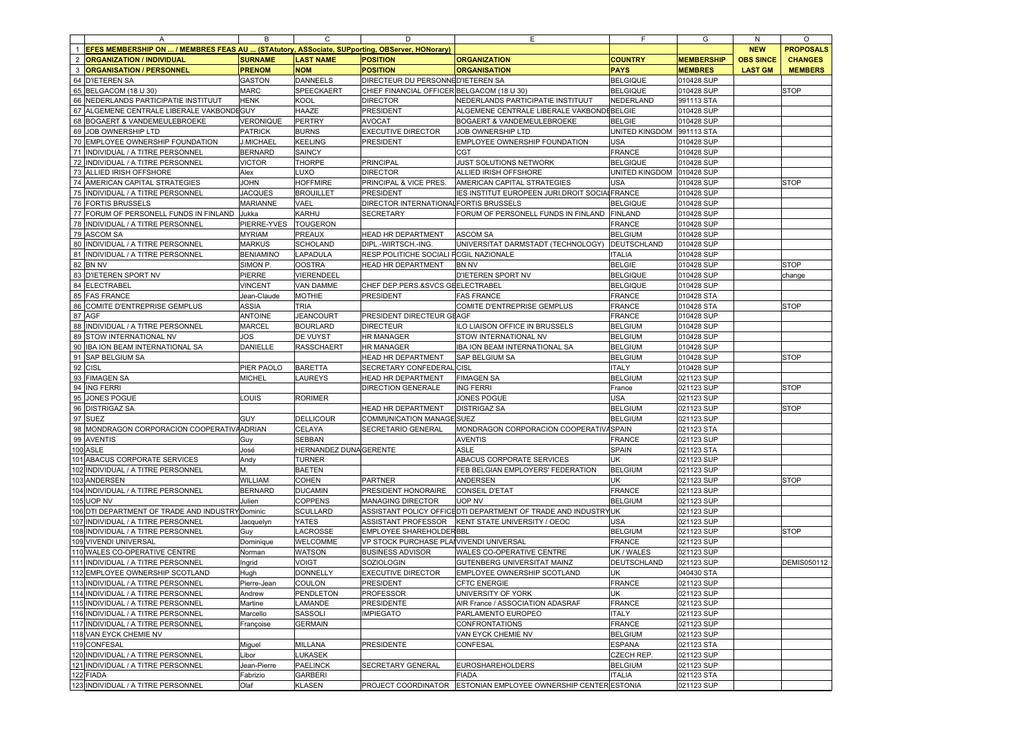| | A | B | C | D | E | F | G | N | O |
|---|---|---|---|---|---|---|---|---|---|
| 1 | EFES MEMBERSHIP ON ... / MEMBRES FEAS AU ... (STAtutory, ASSociate, SUPporting, OBServer, HONorary) | | | | | | | NEW | PROPOSALS |
| 2 | ORGANIZATION / INDIVIDUAL | SURNAME | LAST NAME | POSITION | ORGANIZATION | COUNTRY | MEMBERSHIP | OBS SINCE | CHANGES |
| 3 | ORGANISATION / PERSONNEL | PRENOM | NOM | POSITION | ORGANISATION | PAYS | MEMBRES | LAST GM | MEMBERS |
| 64 | D'IETEREN SA | GASTON | DANNEELS | DIRECTEUR DU PERSONNE | D'IETEREN SA | BELGIQUE | 010428 SUP | | |
| 65 | BELGACOM (18 U 30) | MARC | SPEECKAERT | CHIEF FINANCIAL OFFICER | BELGACOM (18 U 30) | BELGIQUE | 010428 SUP | | STOP |
| 66 | NEDERLANDS PARTICIPATIE INSTITUUT | HENK | KOOL | DIRECTOR | NEDERLANDS PARTICIPATIE INSTITUUT | NEDERLAND | 991113 STA | | |
| 67 | ALGEMENE CENTRALE LIBERALE VAKBONDE | GUY | HAAZE | PRESIDENT | ALGEMENE CENTRALE LIBERALE VAKBONDE | BELGIE | 010428 SUP | | |
| 68 | BOGAERT & VANDEMEULEBROEKE | VERONIQUE | PERTRY | AVOCAT | BOGAERT & VANDEMEULEBROEKE | BELGIE | 010428 SUP | | |
| 69 | JOB OWNERSHIP LTD | PATRICK | BURNS | EXECUTIVE DIRECTOR | JOB OWNERSHIP LTD | UNITED KINGDOM | 991113 STA | | |
| 70 | EMPLOYEE OWNERSHIP FOUNDATION | J.MICHAEL | KEELING | PRESIDENT | EMPLOYEE OWNERSHIP FOUNDATION | USA | 010428 SUP | | |
| 71 | INDIVIDUAL / A TITRE PERSONNEL | BERNARD | SAINCY | | CGT | FRANCE | 010428 SUP | | |
| 72 | INDIVIDUAL / A TITRE PERSONNEL | VICTOR | THORPE | PRINCIPAL | JUST SOLUTIONS NETWORK | BELGIQUE | 010428 SUP | | |
| 73 | ALLIED IRISH OFFSHORE | Alex | LUXO | DIRECTOR | ALLIED IRISH OFFSHORE | UNITED KINGDOM | 010428 SUP | | |
| 74 | AMERICAN CAPITAL STRATEGIES | JOHN | HOFFMIRE | PRINCIPAL & VICE PRES. | AMERICAN CAPITAL STRATEGIES | USA | 010428 SUP | | STOP |
| 75 | INDIVIDUAL / A TITRE PERSONNEL | JACQUES | BROUILLET | PRESIDENT | IES INSTITUT EUROPEEN JURI.DROIT SOCIAL | FRANCE | 010428 SUP | | |
| 76 | FORTIS BRUSSELS | MARIANNE | VAEL | DIRECTOR INTERNATIONAL | FORTIS BRUSSELS | BELGIQUE | 010428 SUP | | |
| 77 | FORUM OF PERSONELL FUNDS IN FINLAND | Jukka | KARHU | SECRETARY | FORUM OF PERSONELL FUNDS IN FINLAND | FINLAND | 010428 SUP | | |
| 78 | INDIVIDUAL / A TITRE PERSONNEL | PIERRE-YVES | TOUGERON | | | FRANCE | 010428 SUP | | |
| 79 | ASCOM SA | MYRIAM | PREAUX | HEAD HR DEPARTMENT | ASCOM SA | BELGIUM | 010428 SUP | | |
| 80 | INDIVIDUAL / A TITRE PERSONNEL | MARKUS | SCHOLAND | DIPL.-WIRTSCH.-ING. | UNIVERSITAT DARMSTADT (TECHNOLOGY) | DEUTSCHLAND | 010428 SUP | | |
| 81 | INDIVIDUAL / A TITRE PERSONNEL | BENIAMINO | LAPADULA | RESP.POLITICHE SOCIALI F | CGIL NAZIONALE | ITALIA | 010428 SUP | | |
| 82 | BN NV | SIMON P. | OOSTRA | HEAD HR DEPARTMENT | BN NV | BELGIE | 010428 SUP | | STOP |
| 83 | D'IETEREN SPORT NV | PIERRE | VIERENDEEL | | D'IETEREN SPORT NV | BELGIQUE | 010428 SUP | | change |
| 84 | ELECTRABEL | VINCENT | VAN DAMME | CHEF DEP.PERS.&SVCS GE | ELECTRABEL | BELGIQUE | 010428 SUP | | |
| 85 | FAS FRANCE | Jean-Claude | MOTHIE | PRESIDENT | FAS FRANCE | FRANCE | 010428 STA | | |
| 86 | COMITE D'ENTREPRISE GEMPLUS | ASSIA | TRIA | | COMITE D'ENTREPRISE GEMPLUS | FRANCE | 010428 STA | | STOP |
| 87 | AGF | ANTOINE | JEANCOURT | PRESIDENT DIRECTEUR GE | AGF | FRANCE | 010428 SUP | | |
| 88 | INDIVIDUAL / A TITRE PERSONNEL | MARCEL | BOURLARD | DIRECTEUR | ILO LIAISON OFFICE IN BRUSSELS | BELGIUM | 010428 SUP | | |
| 89 | STOW INTERNATIONAL NV | JOS | DE VUYST | HR MANAGER | STOW INTERNATIONAL NV | BELGIUM | 010428 SUP | | |
| 90 | IBA ION BEAM INTERNATIONAL SA | DANIELLE | RASSCHAERT | HR MANAGER | IBA ION BEAM INTERNATIONAL SA | BELGIUM | 010428 SUP | | |
| 91 | SAP BELGIUM SA | | | HEAD HR DEPARTMENT | SAP BELGIUM SA | BELGIUM | 010428 SUP | | STOP |
| 92 | CISL | PIER PAOLO | BARETTA | SECRETARY CONFEDERAL | CISL | ITALY | 010428 SUP | | |
| 93 | FIMAGEN SA | MICHEL | LAUREYS | HEAD HR DEPARTMENT | FIMAGEN SA | BELGIUM | 021123 SUP | | |
| 94 | ING FERRI | | | DIRECTION GENERALE | ING FERRI | France | 021123 SUP | | STOP |
| 95 | JONES POGUE | LOUIS | RORIMER | | JONES POGUE | USA | 021123 SUP | | |
| 96 | DISTRIGAZ SA | | | HEAD HR DEPARTMENT | DISTRIGAZ SA | BELGIUM | 021123 SUP | | STOP |
| 97 | SUEZ | GUY | DELLICOUR | COMMUNICATION MANAGE | SUEZ | BELGIUM | 021123 SUP | | |
| 98 | MONDRAGON CORPORACION COOPERATIVA | ADRIAN | CELAYA | SECRETARIO GENERAL | MONDRAGON CORPORACION COOPERATIVA | SPAIN | 021123 STA | | |
| 99 | AVENTIS | Guy | SEBBAN | | AVENTIS | FRANCE | 021123 SUP | | |
| 100 | ASLE | José | HERNANDEZ DUNA | GERENTE | ASLE | SPAIN | 021123 STA | | |
| 101 | ABACUS CORPORATE SERVICES | Andy | TURNER | | ABACUS CORPORATE SERVICES | UK | 021123 SUP | | |
| 102 | INDIVIDUAL / A TITRE PERSONNEL | M. | BAETEN | | FEB BELGIAN EMPLOYERS' FEDERATION | BELGIUM | 021123 SUP | | |
| 103 | ANDERSEN | WILLIAM | COHEN | PARTNER | ANDERSEN | UK | 021123 SUP | | STOP |
| 104 | INDIVIDUAL / A TITRE PERSONNEL | BERNARD | DUCAMIN | PRESIDENT HONORAIRE | CONSEIL D'ETAT | FRANCE | 021123 SUP | | |
| 105 | UOP NV | Julien | COPPENS | MANAGING DIRECTOR | UOP NV | BELGIUM | 021123 SUP | | |
| 106 | DTI DEPARTMENT OF TRADE AND INDUSTRY | Dominic | SCULLARD | ASSISTANT POLICY OFFICE | DTI DEPARTMENT OF TRADE AND INDUSTRY | UK | 021123 SUP | | |
| 107 | INDIVIDUAL / A TITRE PERSONNEL | Jacquelyn | YATES | ASSISTANT PROFESSOR | KENT STATE UNIVERSITY / OEOC | USA | 021123 SUP | | |
| 108 | INDIVIDUAL / A TITRE PERSONNEL | Guy | LACROSSE | EMPLOYEE SHAREHOLDER | BBL | BELGIUM | 021123 SUP | | STOP |
| 109 | VIVENDI UNIVERSAL | Dominique | WELCOMME | VP STOCK PURCHASE PLA | VIVENDI UNIVERSAL | FRANCE | 021123 SUP | | |
| 110 | WALES CO-OPERATIVE CENTRE | Norman | WATSON | BUSINESS ADVISOR | WALES CO-OPERATIVE CENTRE | UK / WALES | 021123 SUP | | |
| 111 | INDIVIDUAL / A TITRE PERSONNEL | Ingrid | VOIGT | SOZIOLOGIN | GUTENBERG UNIVERSITAT MAINZ | DEUTSCHLAND | 021123 SUP | | DEMIS050112 |
| 112 | EMPLOYEE OWNERSHIP SCOTLAND | Hugh | DONNELLY | EXECUTIVE DIRECTOR | EMPLOYEE OWNERSHIP SCOTLAND | UK | 040430 STA | | |
| 113 | INDIVIDUAL / A TITRE PERSONNEL | Pierre-Jean | COULON | PRESIDENT | CFTC ENERGIE | FRANCE | 021123 SUP | | |
| 114 | INDIVIDUAL / A TITRE PERSONNEL | Andrew | PENDLETON | PROFESSOR | UNIVERSITY OF YORK | UK | 021123 SUP | | |
| 115 | INDIVIDUAL / A TITRE PERSONNEL | Martine | LAMANDE | PRESIDENTE | AIR France / ASSOCIATION ADASRAF | FRANCE | 021123 SUP | | |
| 116 | INDIVIDUAL / A TITRE PERSONNEL | Marcello | SASSOLI | IMPIEGATO | PARLAMENTO EUROPEO | ITALY | 021123 SUP | | |
| 117 | INDIVIDUAL / A TITRE PERSONNEL | Françoise | GERMAIN | | CONFRONTATIONS | FRANCE | 021123 SUP | | |
| 118 | VAN EYCK CHEMIE NV | | | | VAN EYCK CHEMIE NV | BELGIUM | 021123 SUP | | |
| 119 | CONFESAL | Miguel | MILLANA | PRESIDENTE | CONFESAL | ESPANA | 021123 STA | | |
| 120 | INDIVIDUAL / A TITRE PERSONNEL | Libor | LUKASEK | | | CZECH REP. | 021123 SUP | | |
| 121 | INDIVIDUAL / A TITRE PERSONNEL | Jean-Pierre | PAELINCK | SECRETARY GENERAL | EUROSHAREHOLDERS | BELGIUM | 021123 SUP | | |
| 122 | FIADA | Fabrizio | GARBERI | | FIADA | ITALIA | 021123 STA | | |
| 123 | INDIVIDUAL / A TITRE PERSONNEL | Olaf | KLASEN | PROJECT COORDINATOR | ESTONIAN EMPLOYEE OWNERSHIP CENTER | ESTONIA | 021123 SUP | | |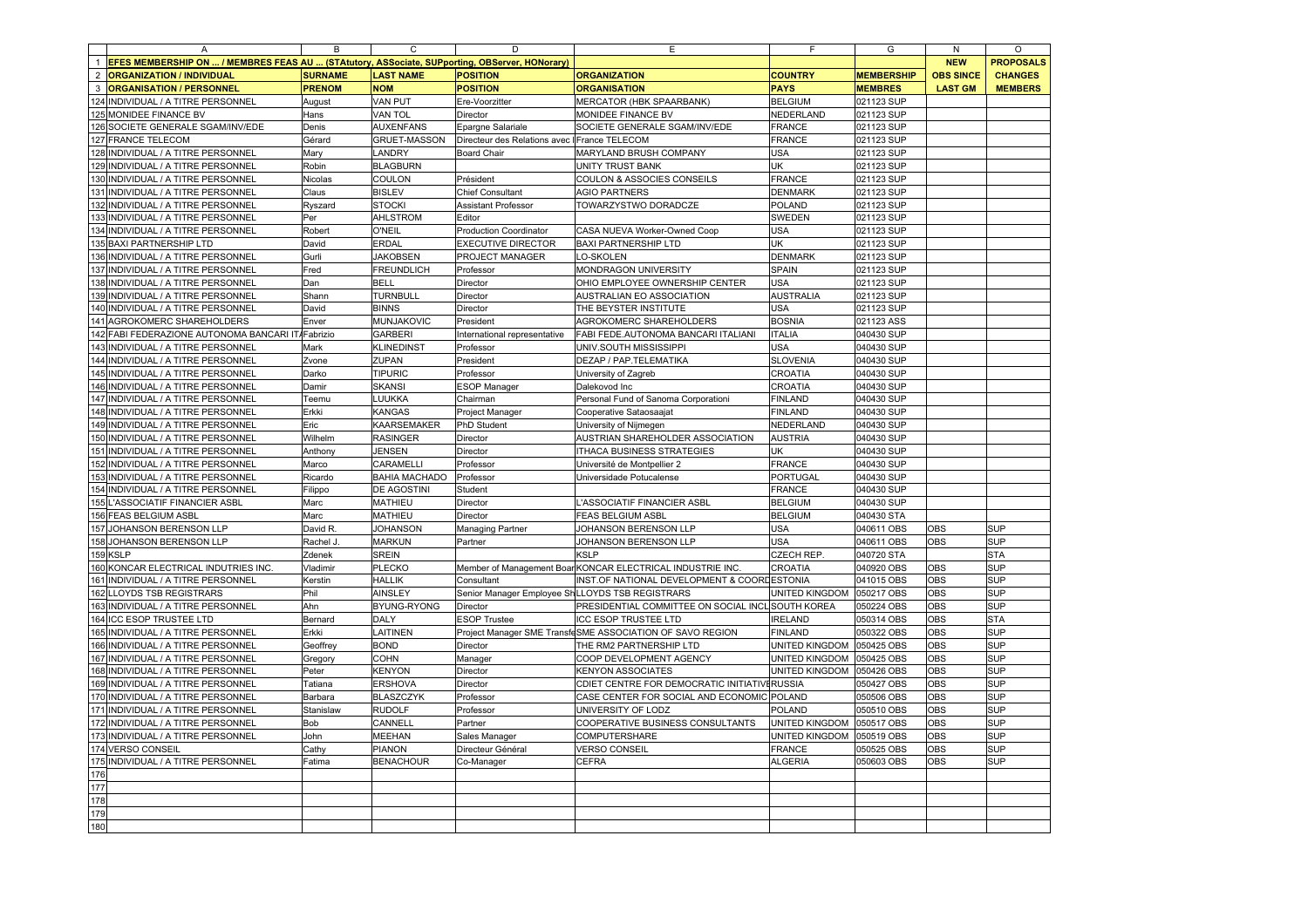| | A | B | C | D | E | F | G | N | O |
|---|---|---|---|---|---|---|---|---|---|
| 1 | **EFES MEMBERSHIP ON ... / MEMBRES FEAS AU ... (STAtutory, ASSociate, SUPporting, OBServer, HONorary)** | | | | | | | **NEW** | **PROPOSALS** |
| 2 | **ORGANIZATION / INDIVIDUAL** | **SURNAME** | **LAST NAME** | **POSITION** | **ORGANIZATION** | **COUNTRY** | **MEMBERSHIP** | **OBS SINCE** | **CHANGES** |
| 3 | **ORGANISATION / PERSONNEL** | **PRENOM** | **NOM** | **POSITION** | **ORGANISATION** | **PAYS** | **MEMBRES** | **LAST GM** | **MEMBERS** |
| 124 | INDIVIDUAL / A TITRE PERSONNEL | August | VAN PUT | Ere-Voorzitter | MERCATOR (HBK SPAARBANK) | BELGIUM | 021123 SUP | | |
| 125 | MONIDEE FINANCE BV | Hans | VAN TOL | Director | MONIDEE FINANCE BV | NEDERLAND | 021123 SUP | | |
| 126 | SOCIETE GENERALE SGAM/INV/EDE | Denis | AUXENFANS | Epargne Salariale | SOCIETE GENERALE SGAM/INV/EDE | FRANCE | 021123 SUP | | |
| 127 | FRANCE TELECOM | Gérard | GRUET-MASSON | Directeur des Relations avec l | France TELECOM | FRANCE | 021123 SUP | | |
| 128 | INDIVIDUAL / A TITRE PERSONNEL | Mary | LANDRY | Board Chair | MARYLAND BRUSH COMPANY | USA | 021123 SUP | | |
| 129 | INDIVIDUAL / A TITRE PERSONNEL | Robin | BLAGBURN | | UNITY TRUST BANK | UK | 021123 SUP | | |
| 130 | INDIVIDUAL / A TITRE PERSONNEL | Nicolas | COULON | Président | COULON & ASSOCIES CONSEILS | FRANCE | 021123 SUP | | |
| 131 | INDIVIDUAL / A TITRE PERSONNEL | Claus | BISLEV | Chief Consultant | AGIO PARTNERS | DENMARK | 021123 SUP | | |
| 132 | INDIVIDUAL / A TITRE PERSONNEL | Ryszard | STOCKI | Assistant Professor | TOWARZYSTWO DORADCZE | POLAND | 021123 SUP | | |
| 133 | INDIVIDUAL / A TITRE PERSONNEL | Per | AHLSTROM | Editor | | SWEDEN | 021123 SUP | | |
| 134 | INDIVIDUAL / A TITRE PERSONNEL | Robert | O'NEIL | Production Coordinator | CASA NUEVA Worker-Owned Coop | USA | 021123 SUP | | |
| 135 | BAXI PARTNERSHIP LTD | David | ERDAL | EXECUTIVE DIRECTOR | BAXI PARTNERSHIP LTD | UK | 021123 SUP | | |
| 136 | INDIVIDUAL / A TITRE PERSONNEL | Gurli | JAKOBSEN | PROJECT MANAGER | LO-SKOLEN | DENMARK | 021123 SUP | | |
| 137 | INDIVIDUAL / A TITRE PERSONNEL | Fred | FREUNDLICH | Professor | MONDRAGON UNIVERSITY | SPAIN | 021123 SUP | | |
| 138 | INDIVIDUAL / A TITRE PERSONNEL | Dan | BELL | Director | OHIO EMPLOYEE OWNERSHIP CENTER | USA | 021123 SUP | | |
| 139 | INDIVIDUAL / A TITRE PERSONNEL | Shann | TURNBULL | Director | AUSTRALIAN EO ASSOCIATION | AUSTRALIA | 021123 SUP | | |
| 140 | INDIVIDUAL / A TITRE PERSONNEL | David | BINNS | Director | THE BEYSTER INSTITUTE | USA | 021123 SUP | | |
| 141 | AGROKOMERC SHAREHOLDERS | Enver | MUNJAKOVIC | President | AGROKOMERC SHAREHOLDERS | BOSNIA | 021123 ASS | | |
| 142 | FABI FEDERAZIONE AUTONOMA BANCARI IT/ | Fabrizio | GARBERI | International representative | FABI FEDE.AUTONOMA BANCARI ITALIANI | ITALIA | 040430 SUP | | |
| 143 | INDIVIDUAL / A TITRE PERSONNEL | Mark | KLINEDINST | Professor | UNIV.SOUTH MISSISSIPPI | USA | 040430 SUP | | |
| 144 | INDIVIDUAL / A TITRE PERSONNEL | Zvone | ZUPAN | President | DEZAP / PAP.TELEMATIKA | SLOVENIA | 040430 SUP | | |
| 145 | INDIVIDUAL / A TITRE PERSONNEL | Darko | TIPURIC | Professor | University of Zagreb | CROATIA | 040430 SUP | | |
| 146 | INDIVIDUAL / A TITRE PERSONNEL | Damir | SKANSI | ESOP Manager | Dalekovod Inc | CROATIA | 040430 SUP | | |
| 147 | INDIVIDUAL / A TITRE PERSONNEL | Teemu | LUUKKA | Chairman | Personal Fund of Sanoma Corporationi | FINLAND | 040430 SUP | | |
| 148 | INDIVIDUAL / A TITRE PERSONNEL | Erkki | KANGAS | Project Manager | Cooperative Sataosaajat | FINLAND | 040430 SUP | | |
| 149 | INDIVIDUAL / A TITRE PERSONNEL | Eric | KAARSEMAKER | PhD Student | University of Nijmegen | NEDERLAND | 040430 SUP | | |
| 150 | INDIVIDUAL / A TITRE PERSONNEL | Wilhelm | RASINGER | Director | AUSTRIAN SHAREHOLDER ASSOCIATION | AUSTRIA | 040430 SUP | | |
| 151 | INDIVIDUAL / A TITRE PERSONNEL | Anthony | JENSEN | Director | ITHACA BUSINESS STRATEGIES | UK | 040430 SUP | | |
| 152 | INDIVIDUAL / A TITRE PERSONNEL | Marco | CARAMELLI | Professor | Université de Montpellier 2 | FRANCE | 040430 SUP | | |
| 153 | INDIVIDUAL / A TITRE PERSONNEL | Ricardo | BAHIA MACHADO | Professor | Universidade Potucalense | PORTUGAL | 040430 SUP | | |
| 154 | INDIVIDUAL / A TITRE PERSONNEL | Filippo | DE AGOSTINI | Student | | FRANCE | 040430 SUP | | |
| 155 | L'ASSOCIATIF FINANCIER ASBL | Marc | MATHIEU | Director | L'ASSOCIATIF FINANCIER ASBL | BELGIUM | 040430 SUP | | |
| 156 | FEAS BELGIUM ASBL | Marc | MATHIEU | Director | FEAS BELGIUM ASBL | BELGIUM | 040430 STA | | |
| 157 | JOHANSON BERENSON LLP | David R. | JOHANSON | Managing Partner | JOHANSON BERENSON LLP | USA | 040611 OBS | OBS | SUP |
| 158 | JOHANSON BERENSON LLP | Rachel J. | MARKUN | Partner | JOHANSON BERENSON LLP | USA | 040611 OBS | OBS | SUP |
| 159 | KSLP | Zdenek | SREIN | | KSLP | CZECH REP. | 040720 STA | | STA |
| 160 | KONCAR ELECTRICAL INDUTRIES INC. | Vladimir | PLECKO | Member of Management Boar | KONCAR ELECTRICAL INDUSTRIE INC. | CROATIA | 040920 OBS | OBS | SUP |
| 161 | INDIVIDUAL / A TITRE PERSONNEL | Kerstin | HALLIK | Consultant | INST.OF NATIONAL DEVELOPMENT & COORD | ESTONIA | 041015 OBS | OBS | SUP |
| 162 | LLOYDS TSB REGISTRARS | Phil | AINSLEY | Senior Manager Employee Sh | LLOYDS TSB REGISTRARS | UNITED KINGDOM | 050217 OBS | OBS | SUP |
| 163 | INDIVIDUAL / A TITRE PERSONNEL | Ahn | BYUNG-RYONG | Director | PRESIDENTIAL COMMITTEE ON SOCIAL INCL | SOUTH KOREA | 050224 OBS | OBS | SUP |
| 164 | ICC ESOP TRUSTEE LTD | Bernard | DALY | ESOP Trustee | ICC ESOP TRUSTEE LTD | IRELAND | 050314 OBS | OBS | STA |
| 165 | INDIVIDUAL / A TITRE PERSONNEL | Erkki | LAITINEN | Project Manager SME Transfe | SME ASSOCIATION OF SAVO REGION | FINLAND | 050322 OBS | OBS | SUP |
| 166 | INDIVIDUAL / A TITRE PERSONNEL | Geoffrey | BOND | Director | THE RM2 PARTNERSHIP LTD | UNITED KINGDOM | 050425 OBS | OBS | SUP |
| 167 | INDIVIDUAL / A TITRE PERSONNEL | Gregory | COHN | Manager | COOP DEVELOPMENT AGENCY | UNITED KINGDOM | 050425 OBS | OBS | SUP |
| 168 | INDIVIDUAL / A TITRE PERSONNEL | Peter | KENYON | Director | KENYON ASSOCIATES | UNITED KINGDOM | 050426 OBS | OBS | SUP |
| 169 | INDIVIDUAL / A TITRE PERSONNEL | Tatiana | ERSHOVA | Director | CDIET CENTRE FOR DEMOCRATIC INITIATIVE | RUSSIA | 050427 OBS | OBS | SUP |
| 170 | INDIVIDUAL / A TITRE PERSONNEL | Barbara | BLASZCZYK | Professor | CASE CENTER FOR SOCIAL AND ECONOMIC | POLAND | 050506 OBS | OBS | SUP |
| 171 | INDIVIDUAL / A TITRE PERSONNEL | Stanislaw | RUDOLF | Professor | UNIVERSITY OF LODZ | POLAND | 050510 OBS | OBS | SUP |
| 172 | INDIVIDUAL / A TITRE PERSONNEL | Bob | CANNELL | Partner | COOPERATIVE BUSINESS CONSULTANTS | UNITED KINGDOM | 050517 OBS | OBS | SUP |
| 173 | INDIVIDUAL / A TITRE PERSONNEL | John | MEEHAN | Sales Manager | COMPUTERSHARE | UNITED KINGDOM | 050519 OBS | OBS | SUP |
| 174 | VERSO CONSEIL | Cathy | PIANON | Directeur Général | VERSO CONSEIL | FRANCE | 050525 OBS | OBS | SUP |
| 175 | INDIVIDUAL / A TITRE PERSONNEL | Fatima | BENACHOUR | Co-Manager | CEFRA | ALGERIA | 050603 OBS | OBS | SUP |
| 176 | | | | | | | | | |
| 177 | | | | | | | | | |
| 178 | | | | | | | | | |
| 179 | | | | | | | | | |
| 180 | | | | | | | | | |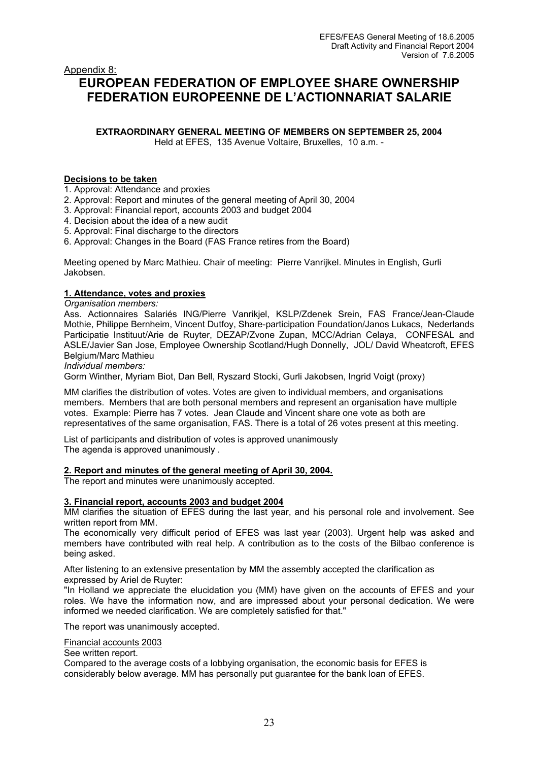Appendix 8:

# EUROPEAN FEDERATION OF EMPLOYEE SHARE OWNERSHIP
# FEDERATION EUROPEENNE DE L'ACTIONNARIAT SALARIE

**EXTRAORDINARY GENERAL MEETING OF MEMBERS ON SEPTEMBER 25, 2004**

Held at EFES, 135 Avenue Voltaire, Bruxelles, 10 a.m. -

**Decisions to be taken**

1. Approval: Attendance and proxies
2. Approval: Report and minutes of the general meeting of April 30, 2004
3. Approval: Financial report, accounts 2003 and budget 2004
4. Decision about the idea of a new audit
5. Approval: Final discharge to the directors
6. Approval: Changes in the Board (FAS France retires from the Board)

Meeting opened by Marc Mathieu. Chair of meeting: Pierre Vanrijkel. Minutes in English, Gurli Jakobsen.

**1. Attendance, votes and proxies**

*Organisation members:*

Ass. Actionnaires Salariés ING/Pierre Vanrikjel, KSLP/Zdenek Srein, FAS France/Jean-Claude Mothie, Philippe Bernheim, Vincent Dutfoy, Share-participation Foundation/Janos Lukacs, Nederlands Participatie Instituut/Arie de Ruyter, DEZAP/Zvone Zupan, MCC/Adrian Celaya, CONFESAL and ASLE/Javier San Jose, Employee Ownership Scotland/Hugh Donnelly, JOL/ David Wheatcroft, EFES Belgium/Marc Mathieu

*Individual members:*

Gorm Winther, Myriam Biot, Dan Bell, Ryszard Stocki, Gurli Jakobsen, Ingrid Voigt (proxy)

MM clarifies the distribution of votes. Votes are given to individual members, and organisations members. Members that are both personal members and represent an organisation have multiple votes. Example: Pierre has 7 votes. Jean Claude and Vincent share one vote as both are representatives of the same organisation, FAS. There is a total of 26 votes present at this meeting.

List of participants and distribution of votes is approved unanimously
The agenda is approved unanimously .

**2. Report and minutes of the general meeting of April 30, 2004.**

The report and minutes were unanimously accepted.

**3. Financial report, accounts 2003 and budget 2004**

MM clarifies the situation of EFES during the last year, and his personal role and involvement. See written report from MM.

The economically very difficult period of EFES was last year (2003). Urgent help was asked and members have contributed with real help. A contribution as to the costs of the Bilbao conference is being asked.

After listening to an extensive presentation by MM the assembly accepted the clarification as expressed by Ariel de Ruyter:

"In Holland we appreciate the elucidation you (MM) have given on the accounts of EFES and your roles. We have the information now, and are impressed about your personal dedication. We were informed we needed clarification. We are completely satisfied for that."

The report was unanimously accepted.

Financial accounts 2003

See written report.

Compared to the average costs of a lobbying organisation, the economic basis for EFES is considerably below average. MM has personally put guarantee for the bank loan of EFES.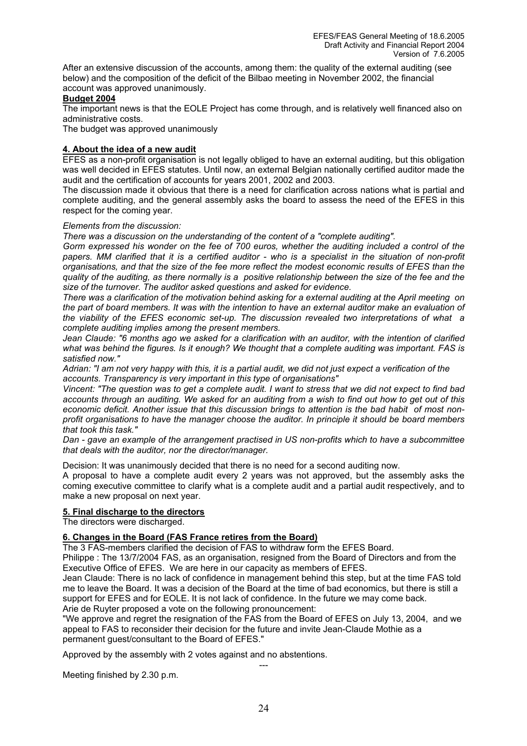After an extensive discussion of the accounts, among them: the quality of the external auditing (see below) and the composition of the deficit of the Bilbao meeting in November 2002, the financial account was approved unanimously.

**Budget 2004**

The important news is that the EOLE Project has come through, and is relatively well financed also on administrative costs.

The budget was approved unanimously

## 4. About the idea of a new audit

EFES as a non-profit organisation is not legally obliged to have an external auditing, but this obligation was well decided in EFES statutes. Until now, an external Belgian nationally certified auditor made the audit and the certification of accounts for years 2001, 2002 and 2003.

The discussion made it obvious that there is a need for clarification across nations what is partial and complete auditing, and the general assembly asks the board to assess the need of the EFES in this respect for the coming year.

*Elements from the discussion:*

*There was a discussion on the understanding of the content of a "complete auditing".*

*Gorm expressed his wonder on the fee of 700 euros, whether the auditing included a control of the papers. MM clarified that it is a certified auditor - who is a specialist in the situation of non-profit organisations, and that the size of the fee more reflect the modest economic results of EFES than the quality of the auditing, as there normally is a positive relationship between the size of the fee and the size of the turnover. The auditor asked questions and asked for evidence.*

*There was a clarification of the motivation behind asking for a external auditing at the April meeting on the part of board members. It was with the intention to have an external auditor make an evaluation of the viability of the EFES economic set-up. The discussion revealed two interpretations of what a complete auditing implies among the present members.*

*Jean Claude: "6 months ago we asked for a clarification with an auditor, with the intention of clarified what was behind the figures. Is it enough? We thought that a complete auditing was important. FAS is satisfied now."*

*Adrian: "I am not very happy with this, it is a partial audit, we did not just expect a verification of the accounts. Transparency is very important in this type of organisations"*

*Vincent: "The question was to get a complete audit. I want to stress that we did not expect to find bad accounts through an auditing. We asked for an auditing from a wish to find out how to get out of this economic deficit. Another issue that this discussion brings to attention is the bad habit of most non-profit organisations to have the manager choose the auditor. In principle it should be board members that took this task."*

*Dan - gave an example of the arrangement practised in US non-profits which to have a subcommittee that deals with the auditor, nor the director/manager.*

Decision: It was unanimously decided that there is no need for a second auditing now.

A proposal to have a complete audit every 2 years was not approved, but the assembly asks the coming executive committee to clarify what is a complete audit and a partial audit respectively, and to make a new proposal on next year.

## 5. Final discharge to the directors

The directors were discharged.

## 6. Changes in the Board (FAS France retires from the Board)

The 3 FAS-members clarified the decision of FAS to withdraw form the EFES Board.

Philippe : The 13/7/2004 FAS, as an organisation, resigned from the Board of Directors and from the Executive Office of EFES. We are here in our capacity as members of EFES.

Jean Claude: There is no lack of confidence in management behind this step, but at the time FAS told me to leave the Board. It was a decision of the Board at the time of bad economics, but there is still a support for EFES and for EOLE. It is not lack of confidence. In the future we may come back.

Arie de Ruyter proposed a vote on the following pronouncement:

"We approve and regret the resignation of the FAS from the Board of EFES on July 13, 2004, and we appeal to FAS to reconsider their decision for the future and invite Jean-Claude Mothie as a permanent guest/consultant to the Board of EFES."

Approved by the assembly with 2 votes against and no abstentions.

---

Meeting finished by 2.30 p.m.